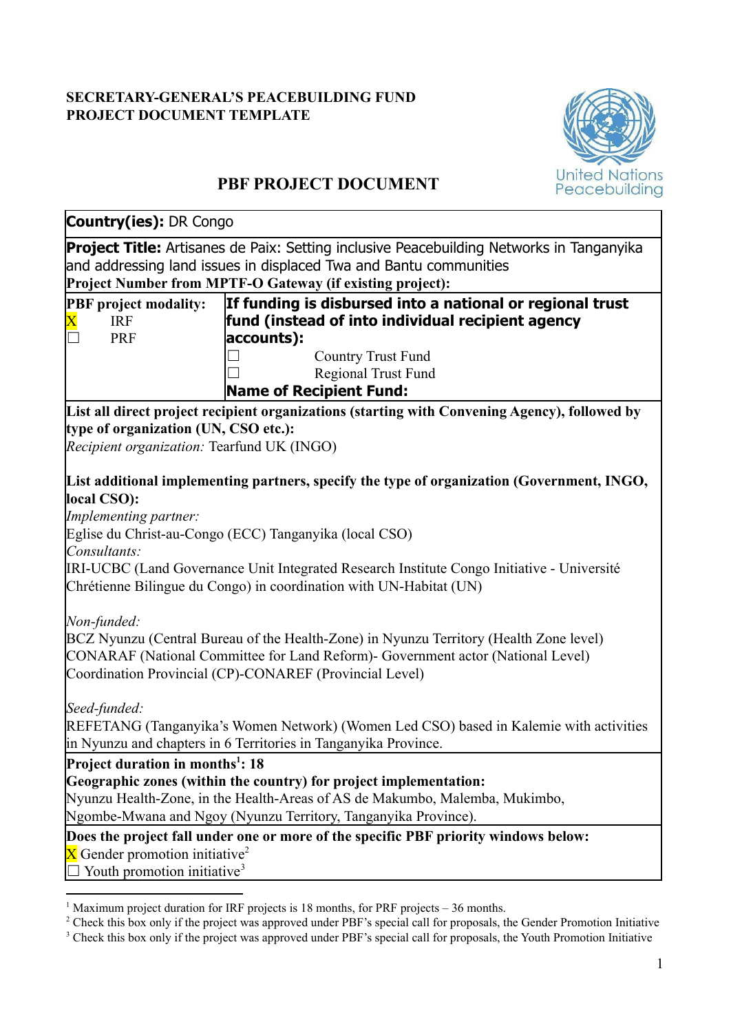**SECRETARY-GENERAL'S PEACEBUILDING FUND**
**PROJECT DOCUMENT TEMPLATE**

# PBF PROJECT DOCUMENT

**Country(ies):** DR Congo

**Project Title:** Artisanes de Paix: Setting inclusive Peacebuilding Networks in Tanganyika and addressing land issues in displaced Twa and Bantu communities
**Project Number from MPTF-O Gateway (if existing project):**

| **PBF project modality:** | **If funding is disbursed into a national or regional trust fund (instead of into individual recipient agency accounts):** |
|---|---|
| X IRF<br>☐ PRF | ☐ Country Trust Fund<br>☐ Regional Trust Fund<br>**Name of Recipient Fund:** |

**List all direct project recipient organizations (starting with Convening Agency), followed by type of organization (UN, CSO etc.):**

*Recipient organization:* Tearfund UK (INGO)

**List additional implementing partners, specify the type of organization (Government, INGO, local CSO):**

*Implementing partner:*
Eglise du Christ-au-Congo (ECC) Tanganyika (local CSO)

*Consultants:*
IRI-UCBC (Land Governance Unit Integrated Research Institute Congo Initiative - Université Chrétienne Bilingue du Congo) in coordination with UN-Habitat (UN)

*Non-funded:*
BCZ Nyunzu (Central Bureau of the Health-Zone) in Nyunzu Territory (Health Zone level)
CONARAF (National Committee for Land Reform)- Government actor (National Level)
Coordination Provincial (CP)-CONAREF (Provincial Level)

*Seed-funded:*
REFETANG (Tanganyika's Women Network) (Women Led CSO) based in Kalemie with activities in Nyunzu and chapters in 6 Territories in Tanganyika Province.

**Project duration in months[1]: 18**

**Geographic zones (within the country) for project implementation:**
Nyunzu Health-Zone, in the Health-Areas of AS de Makumbo, Malemba, Mukimbo, Ngombe-Mwana and Ngoy (Nyunzu Territory, Tanganyika Province).

**Does the project fall under one or more of the specific PBF priority windows below:**
X Gender promotion initiative[2]
☐ Youth promotion initiative[3]

---

[1] Maximum project duration for IRF projects is 18 months, for PRF projects – 36 months.
[2] Check this box only if the project was approved under PBF's special call for proposals, the Gender Promotion Initiative
[3] Check this box only if the project was approved under PBF's special call for proposals, the Youth Promotion Initiative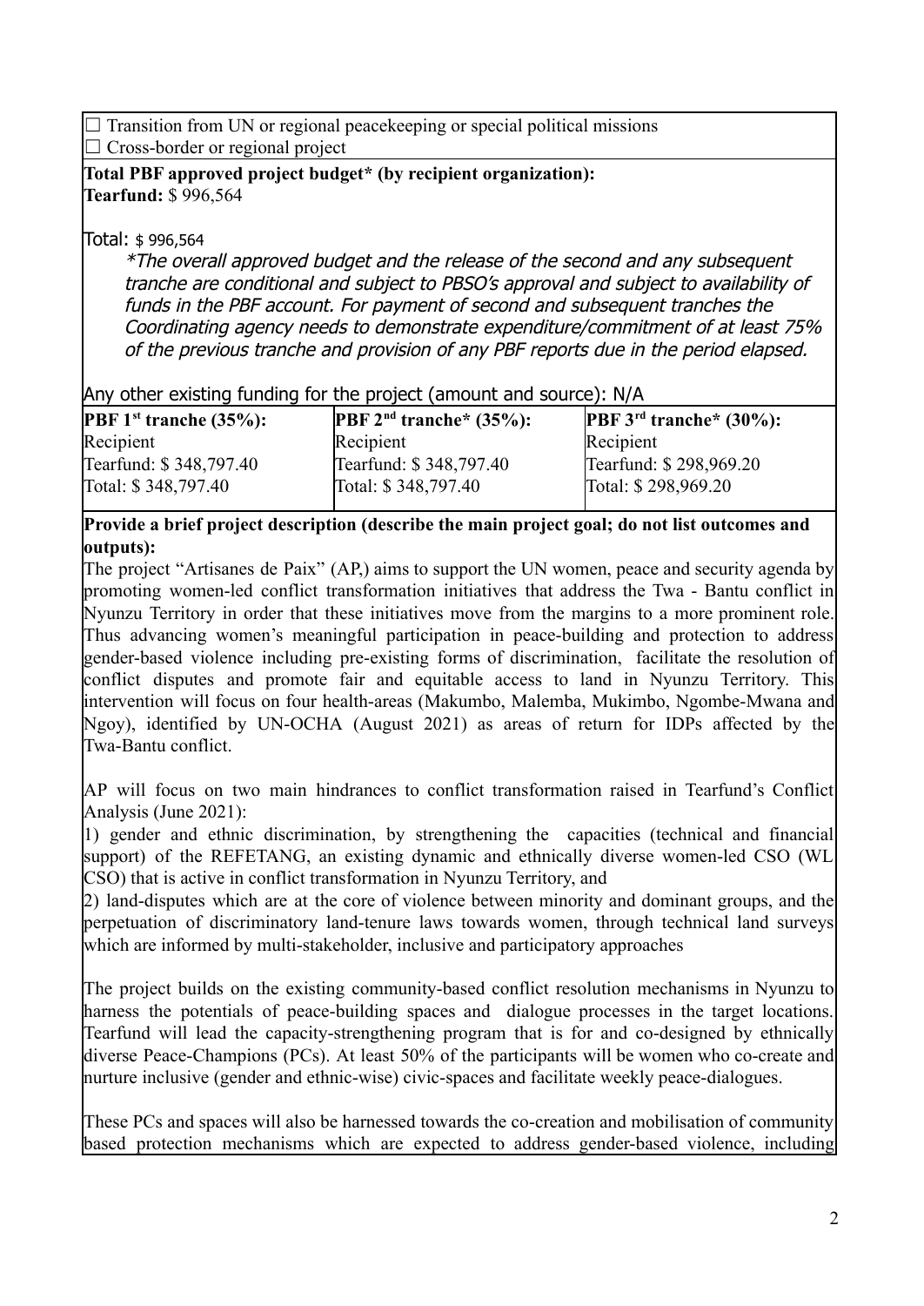☐ Transition from UN or regional peacekeeping or special political missions
☐ Cross-border or regional project

**Total PBF approved project budget* (by recipient organization):**
**Tearfund:** $ 996,564

Total: $ 996,564

*\*The overall approved budget and the release of the second and any subsequent tranche are conditional and subject to PBSO's approval and subject to availability of funds in the PBF account. For payment of second and subsequent tranches the Coordinating agency needs to demonstrate expenditure/commitment of at least 75% of the previous tranche and provision of any PBF reports due in the period elapsed.*

Any other existing funding for the project (amount and source): N/A

| **PBF 1st tranche (35%):** | **PBF 2nd tranche* (35%):** | **PBF 3rd tranche* (30%):** |
|---|---|---|
| Recipient<br>Tearfund: $ 348,797.40<br>Total: $ 348,797.40 | Recipient<br>Tearfund: $ 348,797.40<br>Total: $ 348,797.40 | Recipient<br>Tearfund: $ 298,969.20<br>Total: $ 298,969.20 |

**Provide a brief project description (describe the main project goal; do not list outcomes and outputs):**

The project "Artisanes de Paix" (AP,) aims to support the UN women, peace and security agenda by promoting women-led conflict transformation initiatives that address the Twa - Bantu conflict in Nyunzu Territory in order that these initiatives move from the margins to a more prominent role. Thus advancing women's meaningful participation in peace-building and protection to address gender-based violence including pre-existing forms of discrimination, facilitate the resolution of conflict disputes and promote fair and equitable access to land in Nyunzu Territory. This intervention will focus on four health-areas (Makumbo, Malemba, Mukimbo, Ngombe-Mwana and Ngoy), identified by UN-OCHA (August 2021) as areas of return for IDPs affected by the Twa-Bantu conflict.

AP will focus on two main hindrances to conflict transformation raised in Tearfund's Conflict Analysis (June 2021):

1) gender and ethnic discrimination, by strengthening the capacities (technical and financial support) of the REFETANG, an existing dynamic and ethnically diverse women-led CSO (WL CSO) that is active in conflict transformation in Nyunzu Territory, and

2) land-disputes which are at the core of violence between minority and dominant groups, and the perpetuation of discriminatory land-tenure laws towards women, through technical land surveys which are informed by multi-stakeholder, inclusive and participatory approaches

The project builds on the existing community-based conflict resolution mechanisms in Nyunzu to harness the potentials of peace-building spaces and dialogue processes in the target locations. Tearfund will lead the capacity-strengthening program that is for and co-designed by ethnically diverse Peace-Champions (PCs). At least 50% of the participants will be women who co-create and nurture inclusive (gender and ethnic-wise) civic-spaces and facilitate weekly peace-dialogues.

These PCs and spaces will also be harnessed towards the co-creation and mobilisation of community based protection mechanisms which are expected to address gender-based violence, including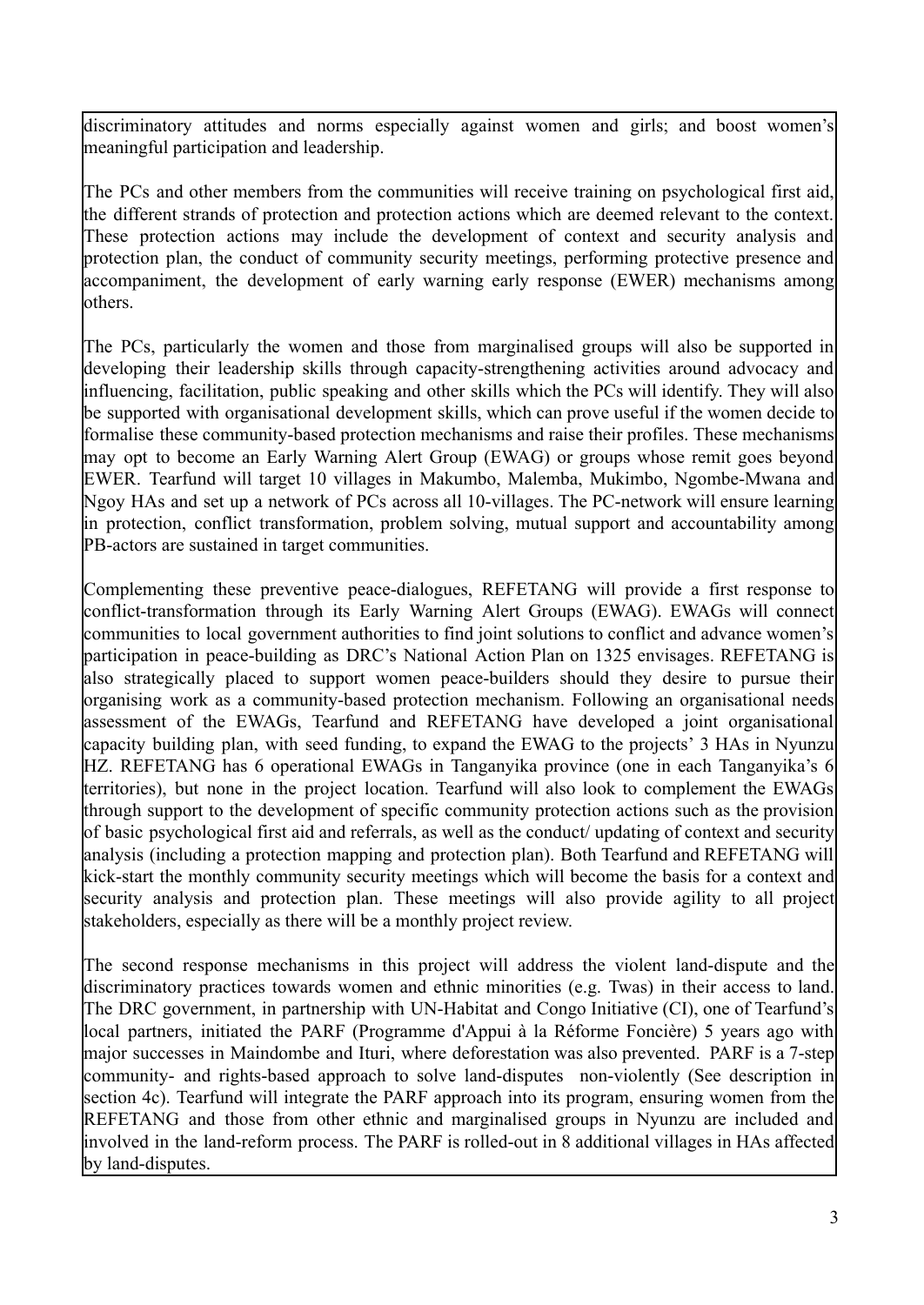discriminatory attitudes and norms especially against women and girls; and boost women's meaningful participation and leadership.

The PCs and other members from the communities will receive training on psychological first aid, the different strands of protection and protection actions which are deemed relevant to the context. These protection actions may include the development of context and security analysis and protection plan, the conduct of community security meetings, performing protective presence and accompaniment, the development of early warning early response (EWER) mechanisms among others.

The PCs, particularly the women and those from marginalised groups will also be supported in developing their leadership skills through capacity-strengthening activities around advocacy and influencing, facilitation, public speaking and other skills which the PCs will identify. They will also be supported with organisational development skills, which can prove useful if the women decide to formalise these community-based protection mechanisms and raise their profiles. These mechanisms may opt to become an Early Warning Alert Group (EWAG) or groups whose remit goes beyond EWER. Tearfund will target 10 villages in Makumbo, Malemba, Mukimbo, Ngombe-Mwana and Ngoy HAs and set up a network of PCs across all 10-villages. The PC-network will ensure learning in protection, conflict transformation, problem solving, mutual support and accountability among PB-actors are sustained in target communities.

Complementing these preventive peace-dialogues, REFETANG will provide a first response to conflict-transformation through its Early Warning Alert Groups (EWAG). EWAGs will connect communities to local government authorities to find joint solutions to conflict and advance women's participation in peace-building as DRC's National Action Plan on 1325 envisages. REFETANG is also strategically placed to support women peace-builders should they desire to pursue their organising work as a community-based protection mechanism. Following an organisational needs assessment of the EWAGs, Tearfund and REFETANG have developed a joint organisational capacity building plan, with seed funding, to expand the EWAG to the projects' 3 HAs in Nyunzu HZ. REFETANG has 6 operational EWAGs in Tanganyika province (one in each Tanganyika's 6 territories), but none in the project location. Tearfund will also look to complement the EWAGs through support to the development of specific community protection actions such as the provision of basic psychological first aid and referrals, as well as the conduct/ updating of context and security analysis (including a protection mapping and protection plan). Both Tearfund and REFETANG will kick-start the monthly community security meetings which will become the basis for a context and security analysis and protection plan. These meetings will also provide agility to all project stakeholders, especially as there will be a monthly project review.

The second response mechanisms in this project will address the violent land-dispute and the discriminatory practices towards women and ethnic minorities (e.g. Twas) in their access to land. The DRC government, in partnership with UN-Habitat and Congo Initiative (CI), one of Tearfund's local partners, initiated the PARF (Programme d'Appui à la Réforme Foncière) 5 years ago with major successes in Maindombe and Ituri, where deforestation was also prevented. PARF is a 7-step community- and rights-based approach to solve land-disputes non-violently (See description in section 4c). Tearfund will integrate the PARF approach into its program, ensuring women from the REFETANG and those from other ethnic and marginalised groups in Nyunzu are included and involved in the land-reform process. The PARF is rolled-out in 8 additional villages in HAs affected by land-disputes.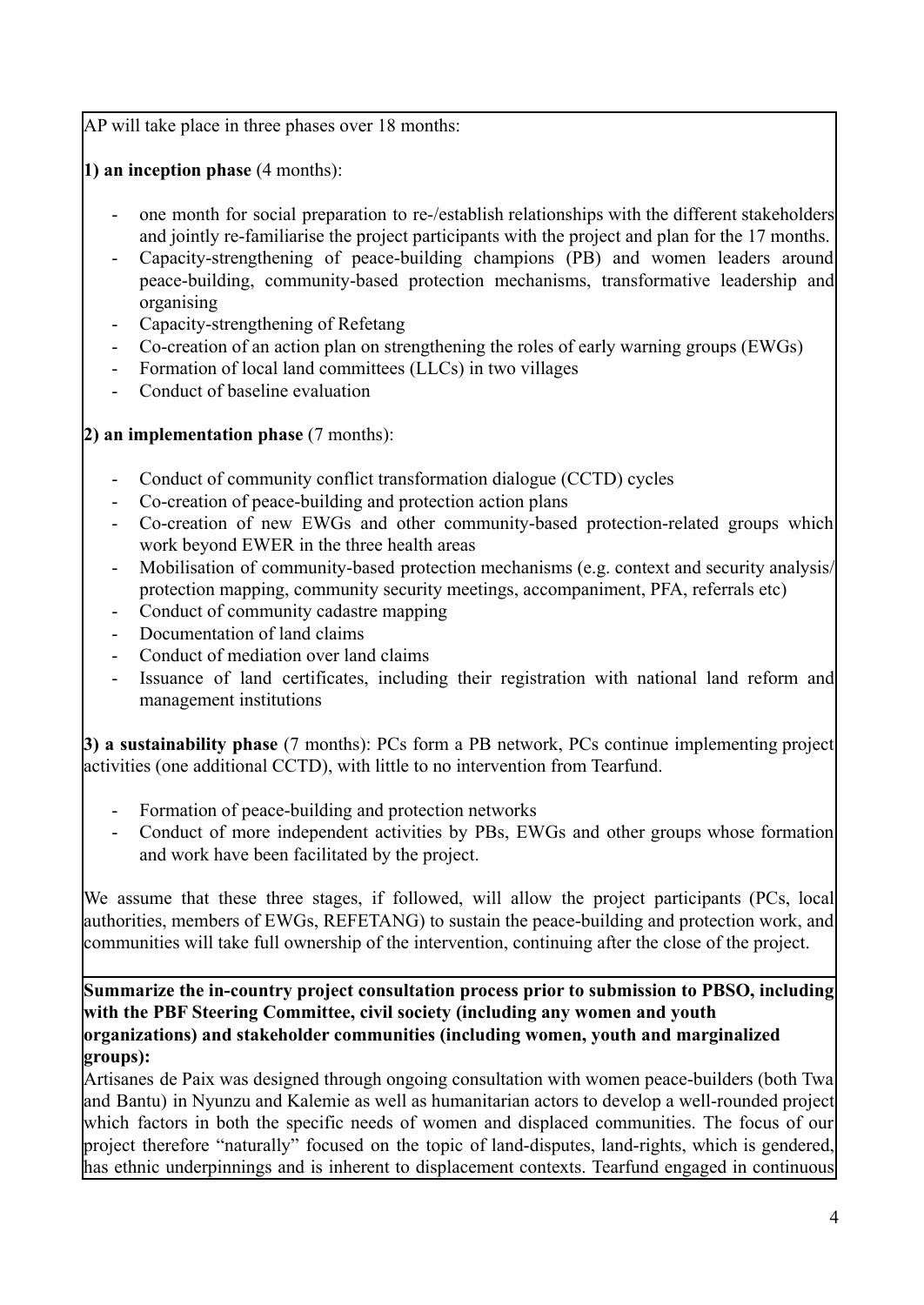AP will take place in three phases over 18 months:

**1) an inception phase** (4 months):

- one month for social preparation to re-/establish relationships with the different stakeholders and jointly re-familiarise the project participants with the project and plan for the 17 months.
- Capacity-strengthening of peace-building champions (PB) and women leaders around peace-building, community-based protection mechanisms, transformative leadership and organising
- Capacity-strengthening of Refetang
- Co-creation of an action plan on strengthening the roles of early warning groups (EWGs)
- Formation of local land committees (LLCs) in two villages
- Conduct of baseline evaluation

**2) an implementation phase** (7 months):

- Conduct of community conflict transformation dialogue (CCTD) cycles
- Co-creation of peace-building and protection action plans
- Co-creation of new EWGs and other community-based protection-related groups which work beyond EWER in the three health areas
- Mobilisation of community-based protection mechanisms (e.g. context and security analysis/ protection mapping, community security meetings, accompaniment, PFA, referrals etc)
- Conduct of community cadastre mapping
- Documentation of land claims
- Conduct of mediation over land claims
- Issuance of land certificates, including their registration with national land reform and management institutions

**3) a sustainability phase** (7 months): PCs form a PB network, PCs continue implementing project activities (one additional CCTD), with little to no intervention from Tearfund.

- Formation of peace-building and protection networks
- Conduct of more independent activities by PBs, EWGs and other groups whose formation and work have been facilitated by the project.

We assume that these three stages, if followed, will allow the project participants (PCs, local authorities, members of EWGs, REFETANG) to sustain the peace-building and protection work, and communities will take full ownership of the intervention, continuing after the close of the project.

**Summarize the in-country project consultation process prior to submission to PBSO, including with the PBF Steering Committee, civil society (including any women and youth organizations) and stakeholder communities (including women, youth and marginalized groups):**

Artisanes de Paix was designed through ongoing consultation with women peace-builders (both Twa and Bantu) in Nyunzu and Kalemie as well as humanitarian actors to develop a well-rounded project which factors in both the specific needs of women and displaced communities. The focus of our project therefore "naturally" focused on the topic of land-disputes, land-rights, which is gendered, has ethnic underpinnings and is inherent to displacement contexts. Tearfund engaged in continuous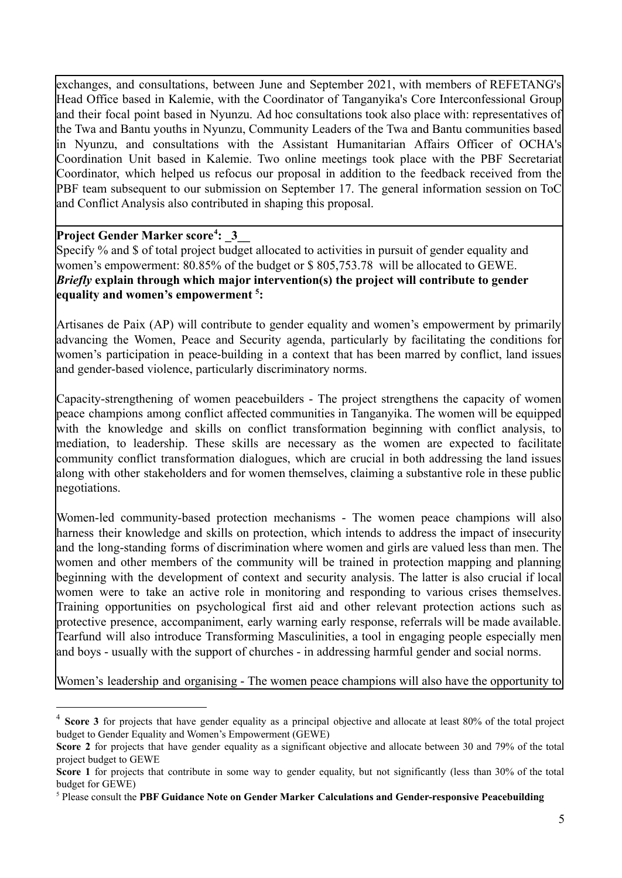exchanges, and consultations, between June and September 2021, with members of REFETANG's Head Office based in Kalemie, with the Coordinator of Tanganyika's Core Interconfessional Group and their focal point based in Nyunzu. Ad hoc consultations took also place with: representatives of the Twa and Bantu youths in Nyunzu, Community Leaders of the Twa and Bantu communities based in Nyunzu, and consultations with the Assistant Humanitarian Affairs Officer of OCHA's Coordination Unit based in Kalemie. Two online meetings took place with the PBF Secretariat Coordinator, which helped us refocus our proposal in addition to the feedback received from the PBF team subsequent to our submission on September 17. The general information session on ToC and Conflict Analysis also contributed in shaping this proposal.

**Project Gender Marker score[4]: _3__**

Specify % and $ of total project budget allocated to activities in pursuit of gender equality and women's empowerment: 80.85% of the budget or $ 805,753.78 will be allocated to GEWE.

***Briefly* explain through which major intervention(s) the project will contribute to gender equality and women's empowerment [5]:**

Artisanes de Paix (AP) will contribute to gender equality and women's empowerment by primarily advancing the Women, Peace and Security agenda, particularly by facilitating the conditions for women's participation in peace-building in a context that has been marred by conflict, land issues and gender-based violence, particularly discriminatory norms.

Capacity-strengthening of women peacebuilders - The project strengthens the capacity of women peace champions among conflict affected communities in Tanganyika. The women will be equipped with the knowledge and skills on conflict transformation beginning with conflict analysis, to mediation, to leadership. These skills are necessary as the women are expected to facilitate community conflict transformation dialogues, which are crucial in both addressing the land issues along with other stakeholders and for women themselves, claiming a substantive role in these public negotiations.

Women-led community-based protection mechanisms - The women peace champions will also harness their knowledge and skills on protection, which intends to address the impact of insecurity and the long-standing forms of discrimination where women and girls are valued less than men. The women and other members of the community will be trained in protection mapping and planning beginning with the development of context and security analysis. The latter is also crucial if local women were to take an active role in monitoring and responding to various crises themselves. Training opportunities on psychological first aid and other relevant protection actions such as protective presence, accompaniment, early warning early response, referrals will be made available. Tearfund will also introduce Transforming Masculinities, a tool in engaging people especially men and boys - usually with the support of churches - in addressing harmful gender and social norms.

Women's leadership and organising - The women peace champions will also have the opportunity to

---

[4] **Score 3** for projects that have gender equality as a principal objective and allocate at least 80% of the total project budget to Gender Equality and Women's Empowerment (GEWE)

**Score 2** for projects that have gender equality as a significant objective and allocate between 30 and 79% of the total project budget to GEWE

**Score 1** for projects that contribute in some way to gender equality, but not significantly (less than 30% of the total budget for GEWE)

[5] Please consult the **PBF Guidance Note on Gender Marker Calculations and Gender-responsive Peacebuilding**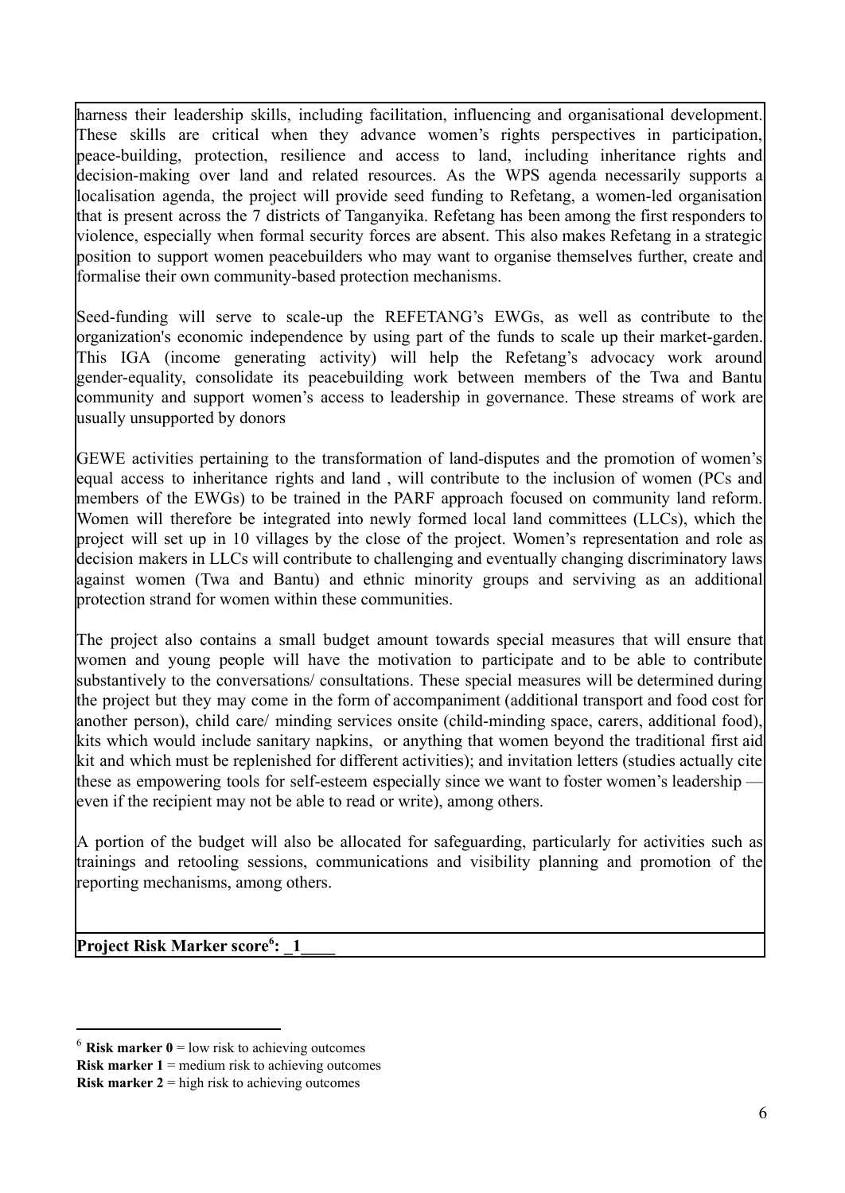harness their leadership skills, including facilitation, influencing and organisational development. These skills are critical when they advance women's rights perspectives in participation, peace-building, protection, resilience and access to land, including inheritance rights and decision-making over land and related resources. As the WPS agenda necessarily supports a localisation agenda, the project will provide seed funding to Refetang, a women-led organisation that is present across the 7 districts of Tanganyika. Refetang has been among the first responders to violence, especially when formal security forces are absent. This also makes Refetang in a strategic position to support women peacebuilders who may want to organise themselves further, create and formalise their own community-based protection mechanisms.

Seed-funding will serve to scale-up the REFETANG's EWGs, as well as contribute to the organization's economic independence by using part of the funds to scale up their market-garden. This IGA (income generating activity) will help the Refetang's advocacy work around gender-equality, consolidate its peacebuilding work between members of the Twa and Bantu community and support women's access to leadership in governance. These streams of work are usually unsupported by donors

GEWE activities pertaining to the transformation of land-disputes and the promotion of women's equal access to inheritance rights and land , will contribute to the inclusion of women (PCs and members of the EWGs) to be trained in the PARF approach focused on community land reform. Women will therefore be integrated into newly formed local land committees (LLCs), which the project will set up in 10 villages by the close of the project. Women's representation and role as decision makers in LLCs will contribute to challenging and eventually changing discriminatory laws against women (Twa and Bantu) and ethnic minority groups and serviving as an additional protection strand for women within these communities.

The project also contains a small budget amount towards special measures that will ensure that women and young people will have the motivation to participate and to be able to contribute substantively to the conversations/ consultations. These special measures will be determined during the project but they may come in the form of accompaniment (additional transport and food cost for another person), child care/ minding services onsite (child-minding space, carers, additional food), kits which would include sanitary napkins, or anything that women beyond the traditional first aid kit and which must be replenished for different activities); and invitation letters (studies actually cite these as empowering tools for self-esteem especially since we want to foster women's leadership — even if the recipient may not be able to read or write), among others.

A portion of the budget will also be allocated for safeguarding, particularly for activities such as trainings and retooling sessions, communications and visibility planning and promotion of the reporting mechanisms, among others.

**Project Risk Marker score[6]: _1____**

---

[6] **Risk marker 0** = low risk to achieving outcomes
**Risk marker 1** = medium risk to achieving outcomes
**Risk marker 2** = high risk to achieving outcomes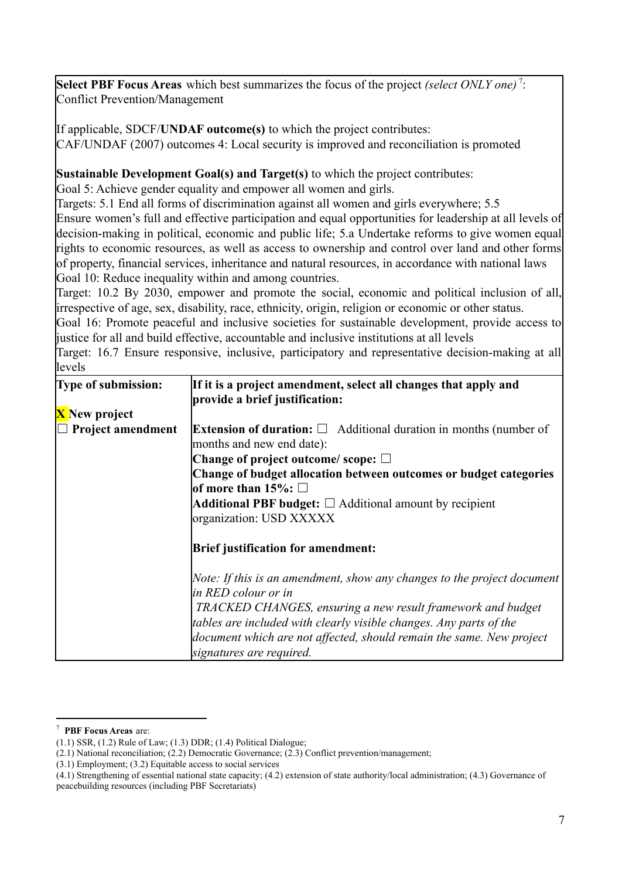**Select PBF Focus Areas** which best summarizes the focus of the project *(select ONLY one)*[7]:
Conflict Prevention/Management

If applicable, SDCF/**UNDAF outcome(s)** to which the project contributes:
CAF/UNDAF (2007) outcomes 4: Local security is improved and reconciliation is promoted

**Sustainable Development Goal(s) and Target(s)** to which the project contributes:
Goal 5: Achieve gender equality and empower all women and girls.
Targets: 5.1 End all forms of discrimination against all women and girls everywhere; 5.5 Ensure women's full and effective participation and equal opportunities for leadership at all levels of decision-making in political, economic and public life; 5.a Undertake reforms to give women equal rights to economic resources, as well as access to ownership and control over land and other forms of property, financial services, inheritance and natural resources, in accordance with national laws
Goal 10: Reduce inequality within and among countries.
Target: 10.2 By 2030, empower and promote the social, economic and political inclusion of all, irrespective of age, sex, disability, race, ethnicity, origin, religion or economic or other status.
Goal 16: Promote peaceful and inclusive societies for sustainable development, provide access to justice for all and build effective, accountable and inclusive institutions at all levels
Target: 16.7 Ensure responsive, inclusive, participatory and representative decision-making at all levels

| **Type of submission:** | **If it is a project amendment, select all changes that apply and provide a brief justification:** |
|---|---|
| **X New project**<br>☐ **Project amendment** | **Extension of duration:** ☐ Additional duration in months (number of months and new end date):<br>**Change of project outcome/ scope:** ☐<br>**Change of budget allocation between outcomes or budget categories of more than 15%:** ☐<br>**Additional PBF budget:** ☐ Additional amount by recipient organization: USD XXXXX<br><br>**Brief justification for amendment:**<br><br>*Note: If this is an amendment, show any changes to the project document in RED colour or in TRACKED CHANGES, ensuring a new result framework and budget tables are included with clearly visible changes. Any parts of the document which are not affected, should remain the same. New project signatures are required.* |

[7] **PBF Focus Areas** are:
(1.1) SSR, (1.2) Rule of Law; (1.3) DDR; (1.4) Political Dialogue;
(2.1) National reconciliation; (2.2) Democratic Governance; (2.3) Conflict prevention/management;
(3.1) Employment; (3.2) Equitable access to social services
(4.1) Strengthening of essential national state capacity; (4.2) extension of state authority/local administration; (4.3) Governance of peacebuilding resources (including PBF Secretariats)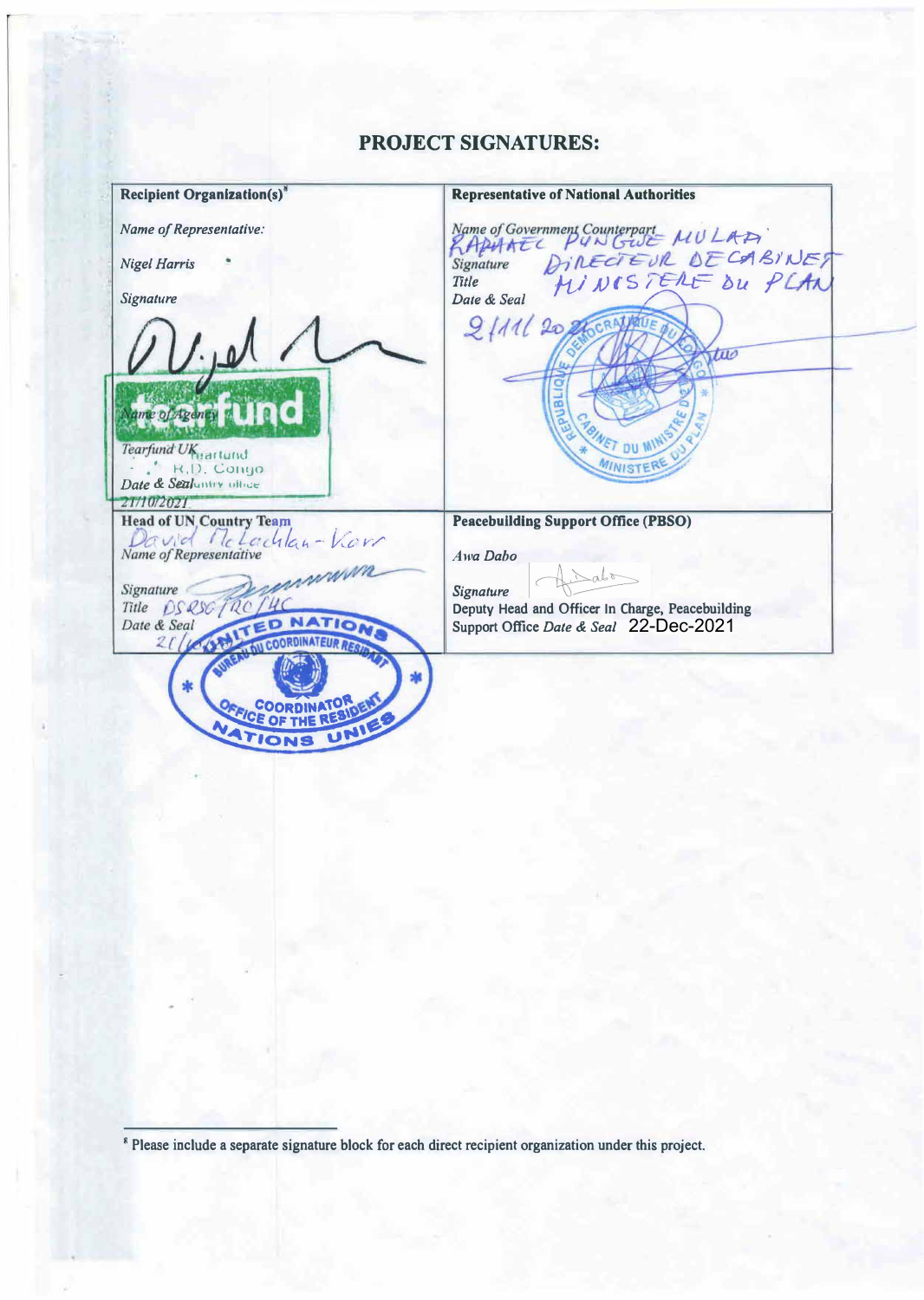## PROJECT SIGNATURES:

| **Recipient Organization(s)**[8] | **Representative of National Authorities** |
|---|---|
| *Name of Representative:* Nigel Harris<br>*Signature*<br>*Name of Agency* Tearfund UK<br>*Date & Seal* 21/10/2021 | *Name of Government Counterpart* RAPHAEL PUNGWE MULABA<br>*Signature*<br>*Title* DIRECTEUR DE CABINET MINISTERE DU PLAN<br>*Date & Seal* 2/11/2021 |
| **Head of UN Country Team**<br>David McLachlan-Karr<br>*Name of Representative*<br>*Signature*<br>*Title* DSRSG/RC/HC<br>*Date & Seal* 21/10/2021 | **Peacebuilding Support Office (PBSO)**<br>*Awa Dabo*<br>*Signature*<br>Deputy Head and Officer In Charge, Peacebuilding Support Office *Date & Seal* 22-Dec-2021 |

[8] Please include a separate signature block for each direct recipient organization under this project.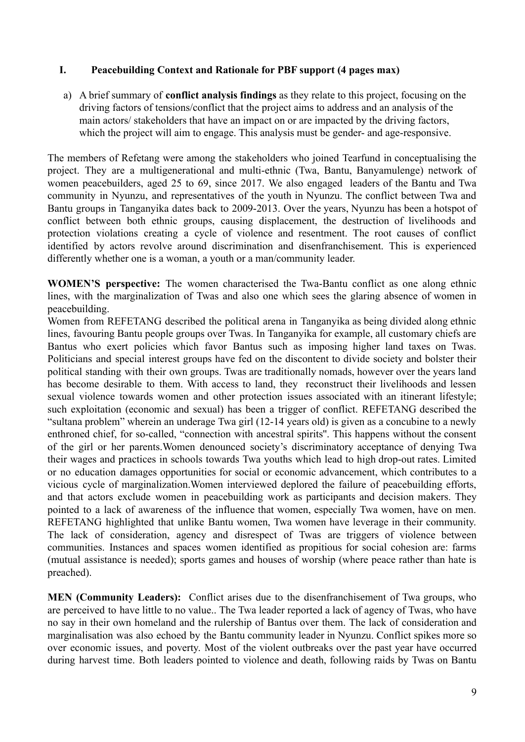## I. Peacebuilding Context and Rationale for PBF support (4 pages max)

a) A brief summary of **conflict analysis findings** as they relate to this project, focusing on the driving factors of tensions/conflict that the project aims to address and an analysis of the main actors/ stakeholders that have an impact on or are impacted by the driving factors, which the project will aim to engage. This analysis must be gender- and age-responsive.

The members of Refetang were among the stakeholders who joined Tearfund in conceptualising the project. They are a multigenerational and multi-ethnic (Twa, Bantu, Banyamulenge) network of women peacebuilders, aged 25 to 69, since 2017. We also engaged leaders of the Bantu and Twa community in Nyunzu, and representatives of the youth in Nyunzu. The conflict between Twa and Bantu groups in Tanganyika dates back to 2009-2013. Over the years, Nyunzu has been a hotspot of conflict between both ethnic groups, causing displacement, the destruction of livelihoods and protection violations creating a cycle of violence and resentment. The root causes of conflict identified by actors revolve around discrimination and disenfranchisement. This is experienced differently whether one is a woman, a youth or a man/community leader.

**WOMEN'S perspective:** The women characterised the Twa-Bantu conflict as one along ethnic lines, with the marginalization of Twas and also one which sees the glaring absence of women in peacebuilding.

Women from REFETANG described the political arena in Tanganyika as being divided along ethnic lines, favouring Bantu people groups over Twas. In Tanganyika for example, all customary chiefs are Bantus who exert policies which favor Bantus such as imposing higher land taxes on Twas. Politicians and special interest groups have fed on the discontent to divide society and bolster their political standing with their own groups. Twas are traditionally nomads, however over the years land has become desirable to them. With access to land, they reconstruct their livelihoods and lessen sexual violence towards women and other protection issues associated with an itinerant lifestyle; such exploitation (economic and sexual) has been a trigger of conflict. REFETANG described the "sultana problem" wherein an underage Twa girl (12-14 years old) is given as a concubine to a newly enthroned chief, for so-called, "connection with ancestral spirits". This happens without the consent of the girl or her parents.Women denounced society's discriminatory acceptance of denying Twa their wages and practices in schools towards Twa youths which lead to high drop-out rates. Limited or no education damages opportunities for social or economic advancement, which contributes to a vicious cycle of marginalization.Women interviewed deplored the failure of peacebuilding efforts, and that actors exclude women in peacebuilding work as participants and decision makers. They pointed to a lack of awareness of the influence that women, especially Twa women, have on men. REFETANG highlighted that unlike Bantu women, Twa women have leverage in their community. The lack of consideration, agency and disrespect of Twas are triggers of violence between communities. Instances and spaces women identified as propitious for social cohesion are: farms (mutual assistance is needed); sports games and houses of worship (where peace rather than hate is preached).

**MEN (Community Leaders):** Conflict arises due to the disenfranchisement of Twa groups, who are perceived to have little to no value.. The Twa leader reported a lack of agency of Twas, who have no say in their own homeland and the rulership of Bantus over them. The lack of consideration and marginalisation was also echoed by the Bantu community leader in Nyunzu. Conflict spikes more so over economic issues, and poverty. Most of the violent outbreaks over the past year have occurred during harvest time. Both leaders pointed to violence and death, following raids by Twas on Bantu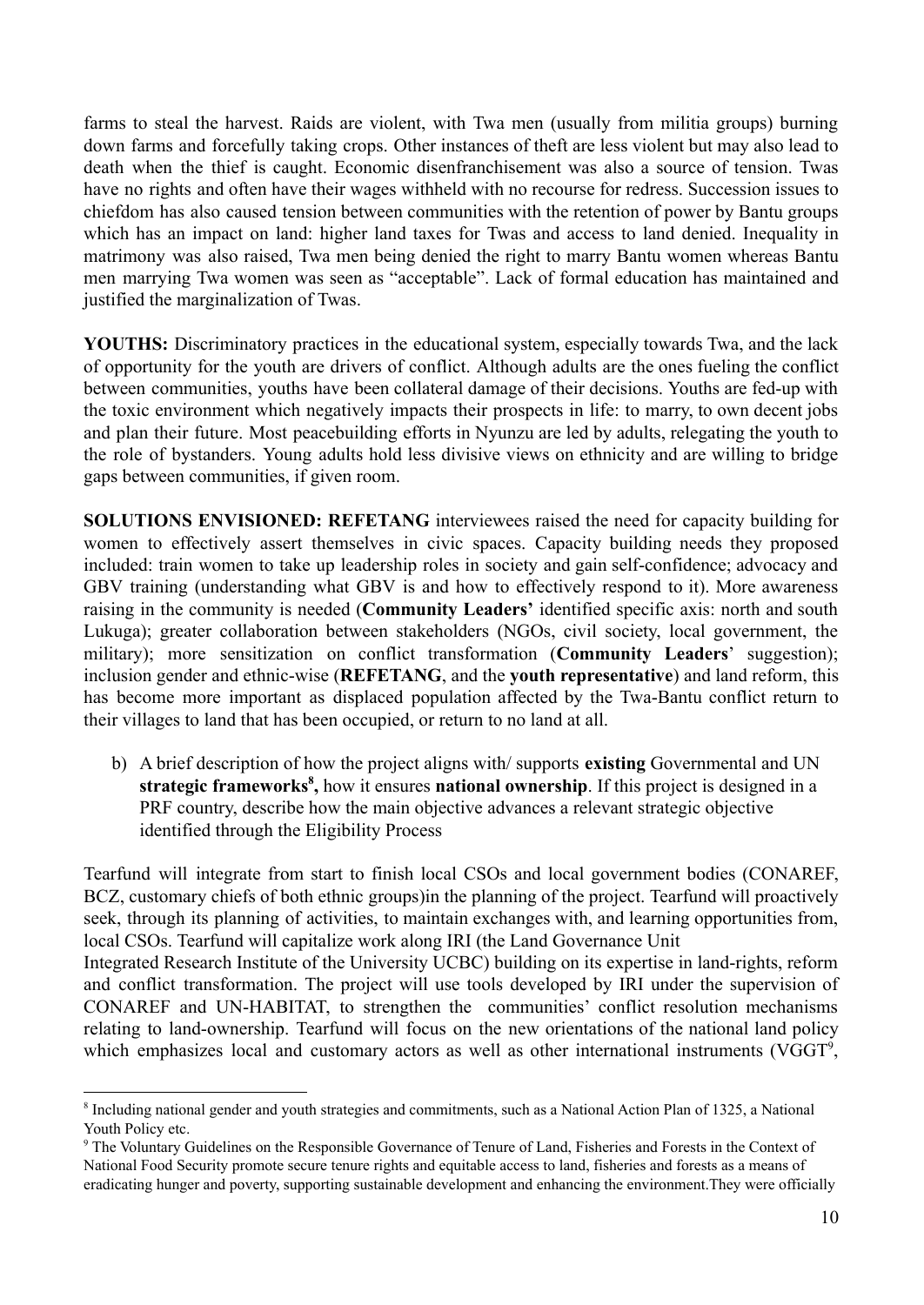farms to steal the harvest. Raids are violent, with Twa men (usually from militia groups) burning down farms and forcefully taking crops. Other instances of theft are less violent but may also lead to death when the thief is caught. Economic disenfranchisement was also a source of tension. Twas have no rights and often have their wages withheld with no recourse for redress. Succession issues to chiefdom has also caused tension between communities with the retention of power by Bantu groups which has an impact on land: higher land taxes for Twas and access to land denied. Inequality in matrimony was also raised, Twa men being denied the right to marry Bantu women whereas Bantu men marrying Twa women was seen as "acceptable". Lack of formal education has maintained and justified the marginalization of Twas.

**YOUTHS:** Discriminatory practices in the educational system, especially towards Twa, and the lack of opportunity for the youth are drivers of conflict. Although adults are the ones fueling the conflict between communities, youths have been collateral damage of their decisions. Youths are fed-up with the toxic environment which negatively impacts their prospects in life: to marry, to own decent jobs and plan their future. Most peacebuilding efforts in Nyunzu are led by adults, relegating the youth to the role of bystanders. Young adults hold less divisive views on ethnicity and are willing to bridge gaps between communities, if given room.

**SOLUTIONS ENVISIONED: REFETANG** interviewees raised the need for capacity building for women to effectively assert themselves in civic spaces. Capacity building needs they proposed included: train women to take up leadership roles in society and gain self-confidence; advocacy and GBV training (understanding what GBV is and how to effectively respond to it). More awareness raising in the community is needed (**Community Leaders'** identified specific axis: north and south Lukuga); greater collaboration between stakeholders (NGOs, civil society, local government, the military); more sensitization on conflict transformation (**Community Leaders**' suggestion); inclusion gender and ethnic-wise (**REFETANG**, and the **youth representative**) and land reform, this has become more important as displaced population affected by the Twa-Bantu conflict return to their villages to land that has been occupied, or return to no land at all.

b) A brief description of how the project aligns with/ supports **existing** Governmental and UN **strategic frameworks**[8]**,** how it ensures **national ownership**. If this project is designed in a PRF country, describe how the main objective advances a relevant strategic objective identified through the Eligibility Process

Tearfund will integrate from start to finish local CSOs and local government bodies (CONAREF, BCZ, customary chiefs of both ethnic groups)in the planning of the project. Tearfund will proactively seek, through its planning of activities, to maintain exchanges with, and learning opportunities from, local CSOs. Tearfund will capitalize work along IRI (the Land Governance Unit
Integrated Research Institute of the University UCBC) building on its expertise in land-rights, reform and conflict transformation. The project will use tools developed by IRI under the supervision of CONAREF and UN-HABITAT, to strengthen the communities' conflict resolution mechanisms relating to land-ownership. Tearfund will focus on the new orientations of the national land policy which emphasizes local and customary actors as well as other international instruments (VGGT[9],

---

[8] Including national gender and youth strategies and commitments, such as a National Action Plan of 1325, a National Youth Policy etc.

[9] The Voluntary Guidelines on the Responsible Governance of Tenure of Land, Fisheries and Forests in the Context of National Food Security promote secure tenure rights and equitable access to land, fisheries and forests as a means of eradicating hunger and poverty, supporting sustainable development and enhancing the environment.They were officially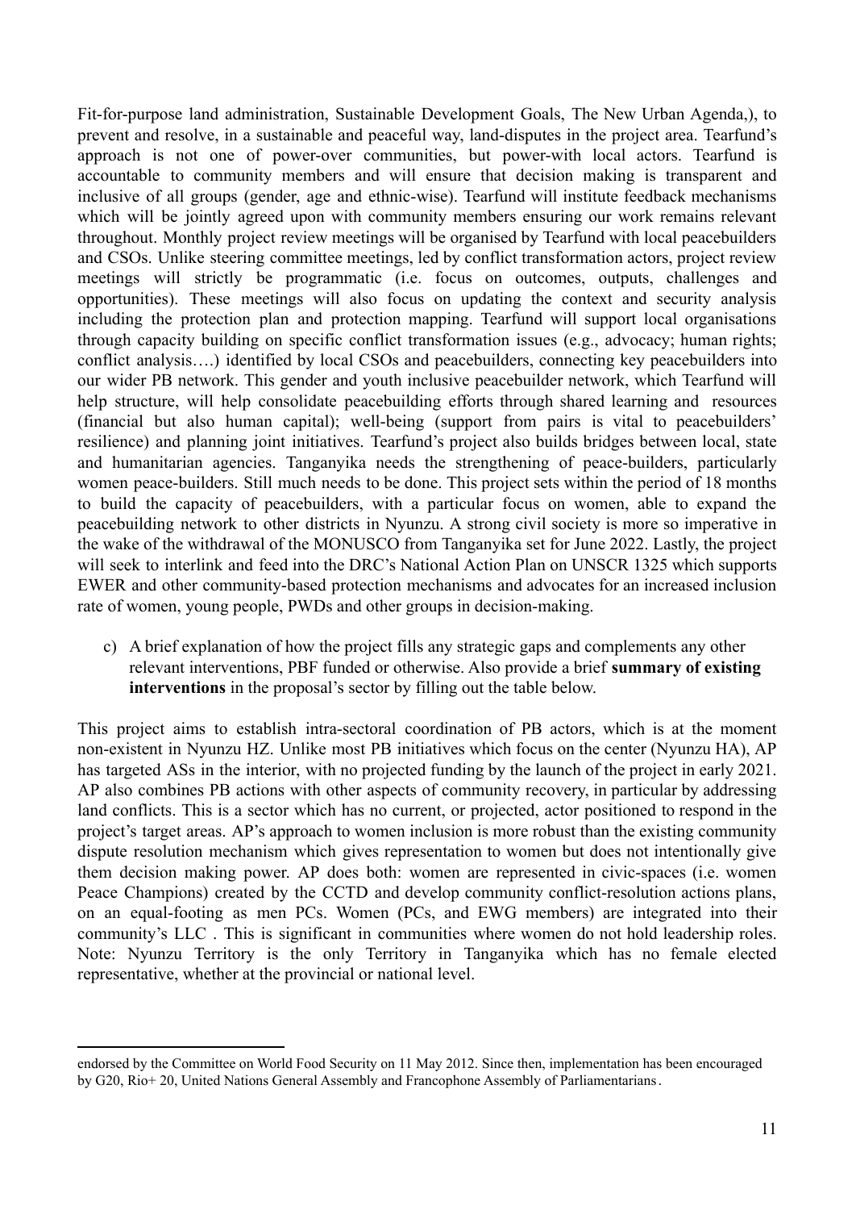Fit-for-purpose land administration, Sustainable Development Goals, The New Urban Agenda,), to prevent and resolve, in a sustainable and peaceful way, land-disputes in the project area. Tearfund's approach is not one of power-over communities, but power-with local actors. Tearfund is accountable to community members and will ensure that decision making is transparent and inclusive of all groups (gender, age and ethnic-wise). Tearfund will institute feedback mechanisms which will be jointly agreed upon with community members ensuring our work remains relevant throughout. Monthly project review meetings will be organised by Tearfund with local peacebuilders and CSOs. Unlike steering committee meetings, led by conflict transformation actors, project review meetings will strictly be programmatic (i.e. focus on outcomes, outputs, challenges and opportunities). These meetings will also focus on updating the context and security analysis including the protection plan and protection mapping. Tearfund will support local organisations through capacity building on specific conflict transformation issues (e.g., advocacy; human rights; conflict analysis….) identified by local CSOs and peacebuilders, connecting key peacebuilders into our wider PB network. This gender and youth inclusive peacebuilder network, which Tearfund will help structure, will help consolidate peacebuilding efforts through shared learning and resources (financial but also human capital); well-being (support from pairs is vital to peacebuilders' resilience) and planning joint initiatives. Tearfund's project also builds bridges between local, state and humanitarian agencies. Tanganyika needs the strengthening of peace-builders, particularly women peace-builders. Still much needs to be done. This project sets within the period of 18 months to build the capacity of peacebuilders, with a particular focus on women, able to expand the peacebuilding network to other districts in Nyunzu. A strong civil society is more so imperative in the wake of the withdrawal of the MONUSCO from Tanganyika set for June 2022. Lastly, the project will seek to interlink and feed into the DRC's National Action Plan on UNSCR 1325 which supports EWER and other community-based protection mechanisms and advocates for an increased inclusion rate of women, young people, PWDs and other groups in decision-making.

c) A brief explanation of how the project fills any strategic gaps and complements any other relevant interventions, PBF funded or otherwise. Also provide a brief **summary of existing interventions** in the proposal's sector by filling out the table below.

This project aims to establish intra-sectoral coordination of PB actors, which is at the moment non-existent in Nyunzu HZ. Unlike most PB initiatives which focus on the center (Nyunzu HA), AP has targeted ASs in the interior, with no projected funding by the launch of the project in early 2021. AP also combines PB actions with other aspects of community recovery, in particular by addressing land conflicts. This is a sector which has no current, or projected, actor positioned to respond in the project's target areas. AP's approach to women inclusion is more robust than the existing community dispute resolution mechanism which gives representation to women but does not intentionally give them decision making power. AP does both: women are represented in civic-spaces (i.e. women Peace Champions) created by the CCTD and develop community conflict-resolution actions plans, on an equal-footing as men PCs. Women (PCs, and EWG members) are integrated into their community's LLC . This is significant in communities where women do not hold leadership roles. Note: Nyunzu Territory is the only Territory in Tanganyika which has no female elected representative, whether at the provincial or national level.

---

endorsed by the Committee on World Food Security on 11 May 2012. Since then, implementation has been encouraged by G20, Rio+ 20, United Nations General Assembly and Francophone Assembly of Parliamentarians.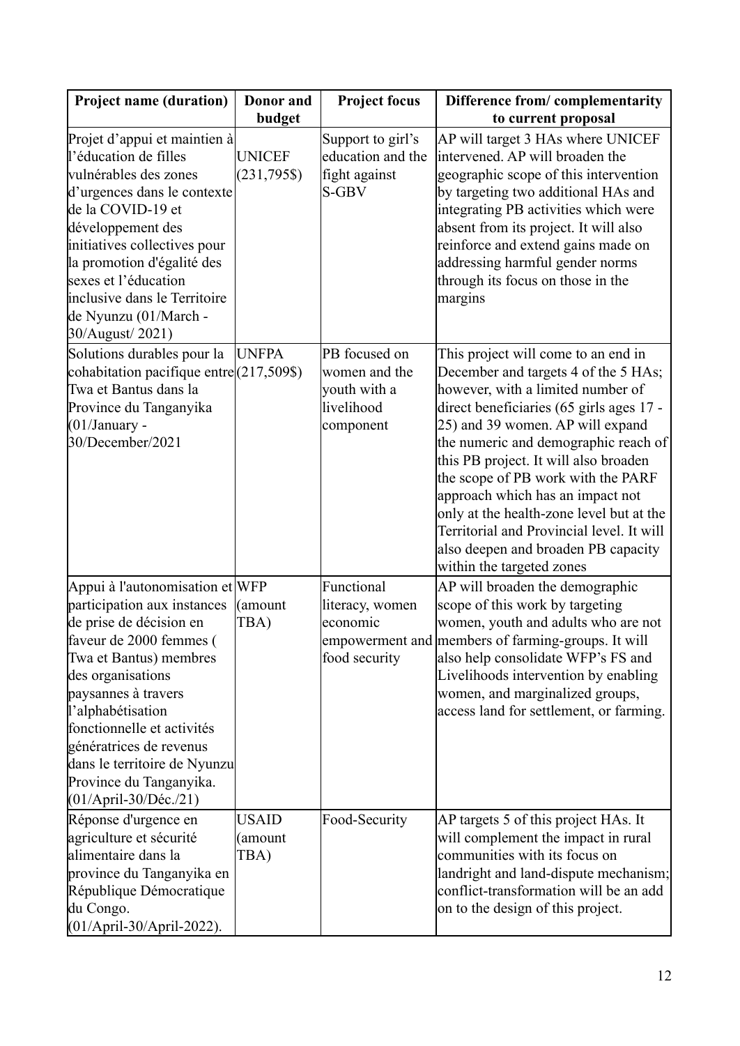| Project name (duration) | Donor and budget | Project focus | Difference from/ complementarity to current proposal |
|---|---|---|---|
| Projet d'appui et maintien à l'éducation de filles vulnérables des zones d'urgences dans le contexte de la COVID-19 et développement des initiatives collectives pour la promotion d'égalité des sexes et l'éducation inclusive dans le Territoire de Nyunzu (01/March - 30/August/ 2021) | UNICEF (231,795$) | Support to girl's education and the fight against S-GBV | AP will target 3 HAs where UNICEF intervened. AP will broaden the geographic scope of this intervention by targeting two additional HAs and integrating PB activities which were absent from its project. It will also reinforce and extend gains made on addressing harmful gender norms through its focus on those in the margins |
| Solutions durables pour la cohabitation pacifique entre Twa et Bantus dans la Province du Tanganyika (01/January - 30/December/2021 | UNFPA (217,509$) | PB focused on women and the youth with a livelihood component | This project will come to an end in December and targets 4 of the 5 HAs; however, with a limited number of direct beneficiaries (65 girls ages 17 - 25) and 39 women. AP will expand the numeric and demographic reach of this PB project. It will also broaden the scope of PB work with the PARF approach which has an impact not only at the health-zone level but at the Territorial and Provincial level. It will also deepen and broaden PB capacity within the targeted zones |
| Appui à l'autonomisation et participation aux instances de prise de décision en faveur de 2000 femmes ( Twa et Bantus) membres des organisations paysannes à travers l'alphabétisation fonctionnelle et activités génératrices de revenus dans le territoire de Nyunzu Province du Tanganyika. (01/April-30/Déc./21) | WFP (amount TBA) | Functional literacy, women economic empowerment and food security | AP will broaden the demographic scope of this work by targeting women, youth and adults who are not members of farming-groups. It will also help consolidate WFP's FS and Livelihoods intervention by enabling women, and marginalized groups, access land for settlement, or farming. |
| Réponse d'urgence en agriculture et sécurité alimentaire dans la province du Tanganyika en République Démocratique du Congo. (01/April-30/April-2022). | USAID (amount TBA) | Food-Security | AP targets 5 of this project HAs. It will complement the impact in rural communities with its focus on landright and land-dispute mechanism; conflict-transformation will be an add on to the design of this project. |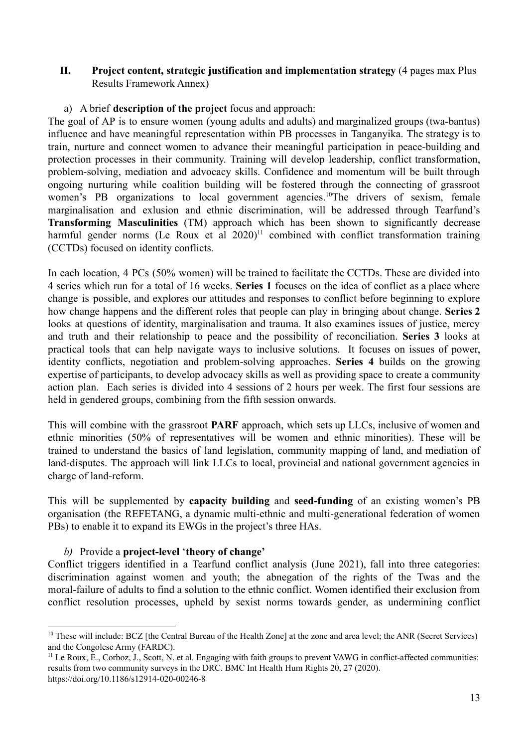## II. Project content, strategic justification and implementation strategy (4 pages max Plus Results Framework Annex)

a) A brief **description of the project** focus and approach:

The goal of AP is to ensure women (young adults and adults) and marginalized groups (twa-bantus) influence and have meaningful representation within PB processes in Tanganyika. The strategy is to train, nurture and connect women to advance their meaningful participation in peace-building and protection processes in their community. Training will develop leadership, conflict transformation, problem-solving, mediation and advocacy skills. Confidence and momentum will be built through ongoing nurturing while coalition building will be fostered through the connecting of grassroot women's PB organizations to local government agencies.[10]The drivers of sexism, female marginalisation and exlusion and ethnic discrimination, will be addressed through Tearfund's **Transforming Masculinities** (TM) approach which has been shown to significantly decrease harmful gender norms (Le Roux et al 2020)[11] combined with conflict transformation training (CCTDs) focused on identity conflicts.

In each location, 4 PCs (50% women) will be trained to facilitate the CCTDs. These are divided into 4 series which run for a total of 16 weeks. **Series 1** focuses on the idea of conflict as a place where change is possible, and explores our attitudes and responses to conflict before beginning to explore how change happens and the different roles that people can play in bringing about change. **Series 2** looks at questions of identity, marginalisation and trauma. It also examines issues of justice, mercy and truth and their relationship to peace and the possibility of reconciliation. **Series 3** looks at practical tools that can help navigate ways to inclusive solutions. It focuses on issues of power, identity conflicts, negotiation and problem-solving approaches. **Series 4** builds on the growing expertise of participants, to develop advocacy skills as well as providing space to create a community action plan. Each series is divided into 4 sessions of 2 hours per week. The first four sessions are held in gendered groups, combining from the fifth session onwards.

This will combine with the grassroot **PARF** approach, which sets up LLCs, inclusive of women and ethnic minorities (50% of representatives will be women and ethnic minorities). These will be trained to understand the basics of land legislation, community mapping of land, and mediation of land-disputes. The approach will link LLCs to local, provincial and national government agencies in charge of land-reform.

This will be supplemented by **capacity building** and **seed-funding** of an existing women's PB organisation (the REFETANG, a dynamic multi-ethnic and multi-generational federation of women PBs) to enable it to expand its EWGs in the project's three HAs.

*b)* Provide a **project-level** '**theory of change'**

Conflict triggers identified in a Tearfund conflict analysis (June 2021), fall into three categories: discrimination against women and youth; the abnegation of the rights of the Twas and the moral-failure of adults to find a solution to the ethnic conflict. Women identified their exclusion from conflict resolution processes, upheld by sexist norms towards gender, as undermining conflict

---

[10] These will include: BCZ [the Central Bureau of the Health Zone] at the zone and area level; the ANR (Secret Services) and the Congolese Army (FARDC).

[11] Le Roux, E., Corboz, J., Scott, N. et al. Engaging with faith groups to prevent VAWG in conflict-affected communities: results from two community surveys in the DRC. BMC Int Health Hum Rights 20, 27 (2020). https://doi.org/10.1186/s12914-020-00246-8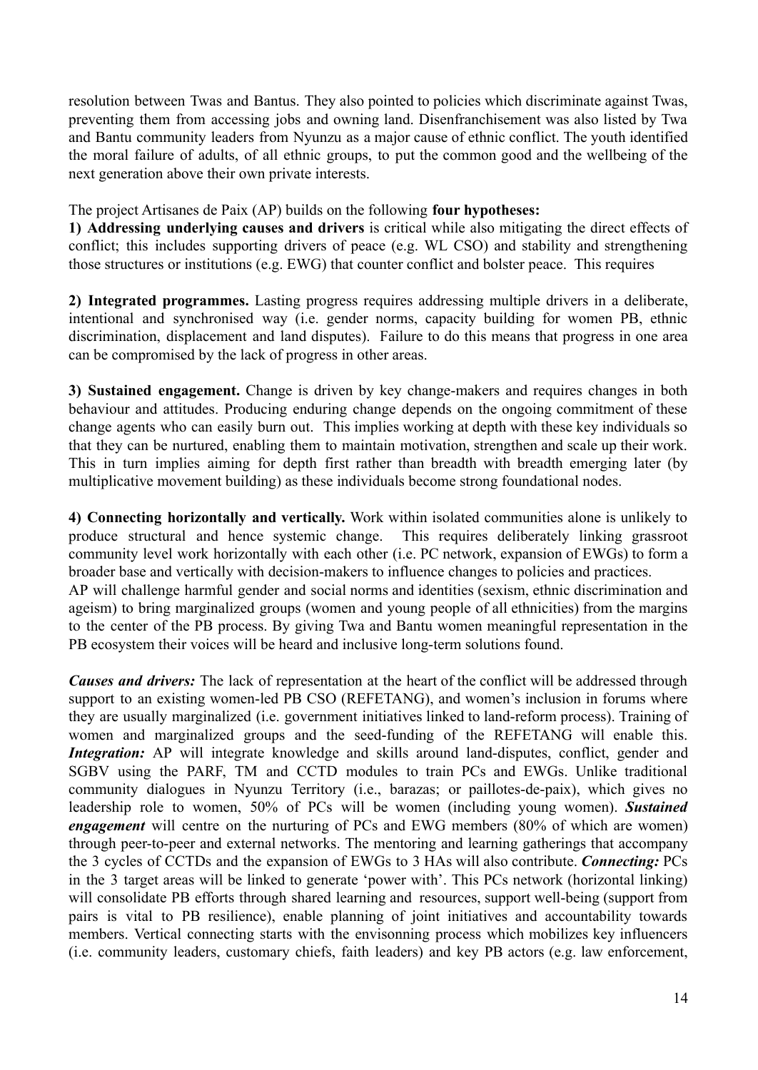resolution between Twas and Bantus. They also pointed to policies which discriminate against Twas, preventing them from accessing jobs and owning land. Disenfranchisement was also listed by Twa and Bantu community leaders from Nyunzu as a major cause of ethnic conflict. The youth identified the moral failure of adults, of all ethnic groups, to put the common good and the wellbeing of the next generation above their own private interests.

The project Artisanes de Paix (AP) builds on the following **four hypotheses:**

**1) Addressing underlying causes and drivers** is critical while also mitigating the direct effects of conflict; this includes supporting drivers of peace (e.g. WL CSO) and stability and strengthening those structures or institutions (e.g. EWG) that counter conflict and bolster peace. This requires

**2) Integrated programmes.** Lasting progress requires addressing multiple drivers in a deliberate, intentional and synchronised way (i.e. gender norms, capacity building for women PB, ethnic discrimination, displacement and land disputes). Failure to do this means that progress in one area can be compromised by the lack of progress in other areas.

**3) Sustained engagement.** Change is driven by key change-makers and requires changes in both behaviour and attitudes. Producing enduring change depends on the ongoing commitment of these change agents who can easily burn out. This implies working at depth with these key individuals so that they can be nurtured, enabling them to maintain motivation, strengthen and scale up their work. This in turn implies aiming for depth first rather than breadth with breadth emerging later (by multiplicative movement building) as these individuals become strong foundational nodes.

**4) Connecting horizontally and vertically.** Work within isolated communities alone is unlikely to produce structural and hence systemic change. This requires deliberately linking grassroot community level work horizontally with each other (i.e. PC network, expansion of EWGs) to form a broader base and vertically with decision-makers to influence changes to policies and practices.
AP will challenge harmful gender and social norms and identities (sexism, ethnic discrimination and ageism) to bring marginalized groups (women and young people of all ethnicities) from the margins to the center of the PB process. By giving Twa and Bantu women meaningful representation in the PB ecosystem their voices will be heard and inclusive long-term solutions found.

***Causes and drivers:*** The lack of representation at the heart of the conflict will be addressed through support to an existing women-led PB CSO (REFETANG), and women's inclusion in forums where they are usually marginalized (i.e. government initiatives linked to land-reform process). Training of women and marginalized groups and the seed-funding of the REFETANG will enable this. ***Integration:*** AP will integrate knowledge and skills around land-disputes, conflict, gender and SGBV using the PARF, TM and CCTD modules to train PCs and EWGs. Unlike traditional community dialogues in Nyunzu Territory (i.e., barazas; or paillotes-de-paix), which gives no leadership role to women, 50% of PCs will be women (including young women). ***Sustained engagement*** will centre on the nurturing of PCs and EWG members (80% of which are women) through peer-to-peer and external networks. The mentoring and learning gatherings that accompany the 3 cycles of CCTDs and the expansion of EWGs to 3 HAs will also contribute. ***Connecting:*** PCs in the 3 target areas will be linked to generate 'power with'. This PCs network (horizontal linking) will consolidate PB efforts through shared learning and resources, support well-being (support from pairs is vital to PB resilience), enable planning of joint initiatives and accountability towards members. Vertical connecting starts with the envisonning process which mobilizes key influencers (i.e. community leaders, customary chiefs, faith leaders) and key PB actors (e.g. law enforcement,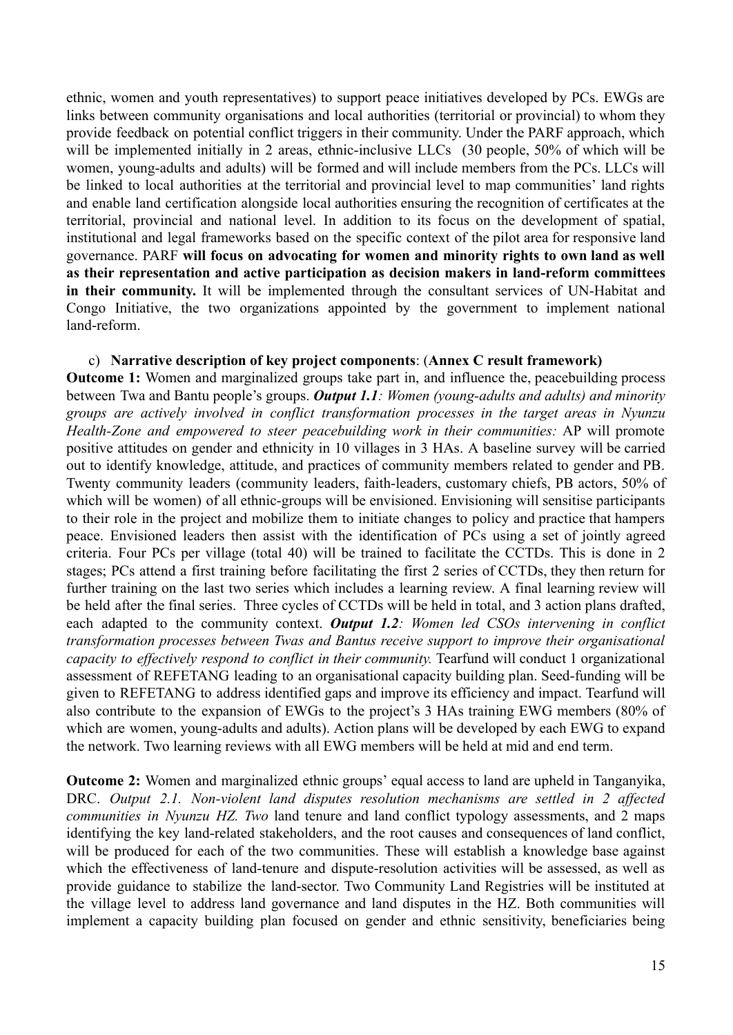ethnic, women and youth representatives) to support peace initiatives developed by PCs. EWGs are links between community organisations and local authorities (territorial or provincial) to whom they provide feedback on potential conflict triggers in their community. Under the PARF approach, which will be implemented initially in 2 areas, ethnic-inclusive LLCs (30 people, 50% of which will be women, young-adults and adults) will be formed and will include members from the PCs. LLCs will be linked to local authorities at the territorial and provincial level to map communities' land rights and enable land certification alongside local authorities ensuring the recognition of certificates at the territorial, provincial and national level. In addition to its focus on the development of spatial, institutional and legal frameworks based on the specific context of the pilot area for responsive land governance. PARF **will focus on advocating for women and minority rights to own land as well as their representation and active participation as decision makers in land-reform committees in their community.** It will be implemented through the consultant services of UN-Habitat and Congo Initiative, the two organizations appointed by the government to implement national land-reform.

c) **Narrative description of key project components**: (**Annex C result framework)**

**Outcome 1:** Women and marginalized groups take part in, and influence the, peacebuilding process between Twa and Bantu people's groups. ***Output 1.1****: Women (young-adults and adults) and minority groups are actively involved in conflict transformation processes in the target areas in Nyunzu Health-Zone and empowered to steer peacebuilding work in their communities:* AP will promote positive attitudes on gender and ethnicity in 10 villages in 3 HAs. A baseline survey will be carried out to identify knowledge, attitude, and practices of community members related to gender and PB. Twenty community leaders (community leaders, faith-leaders, customary chiefs, PB actors, 50% of which will be women) of all ethnic-groups will be envisioned. Envisioning will sensitise participants to their role in the project and mobilize them to initiate changes to policy and practice that hampers peace. Envisioned leaders then assist with the identification of PCs using a set of jointly agreed criteria. Four PCs per village (total 40) will be trained to facilitate the CCTDs. This is done in 2 stages; PCs attend a first training before facilitating the first 2 series of CCTDs, they then return for further training on the last two series which includes a learning review. A final learning review will be held after the final series. Three cycles of CCTDs will be held in total, and 3 action plans drafted, each adapted to the community context. ***Output 1.2****: Women led CSOs intervening in conflict transformation processes between Twas and Bantus receive support to improve their organisational capacity to effectively respond to conflict in their community.* Tearfund will conduct 1 organizational assessment of REFETANG leading to an organisational capacity building plan. Seed-funding will be given to REFETANG to address identified gaps and improve its efficiency and impact. Tearfund will also contribute to the expansion of EWGs to the project's 3 HAs training EWG members (80% of which are women, young-adults and adults). Action plans will be developed by each EWG to expand the network. Two learning reviews with all EWG members will be held at mid and end term.

**Outcome 2:** Women and marginalized ethnic groups' equal access to land are upheld in Tanganyika, DRC. *Output 2.1. Non-violent land disputes resolution mechanisms are settled in 2 affected communities in Nyunzu HZ. Two* land tenure and land conflict typology assessments, and 2 maps identifying the key land-related stakeholders, and the root causes and consequences of land conflict, will be produced for each of the two communities. These will establish a knowledge base against which the effectiveness of land-tenure and dispute-resolution activities will be assessed, as well as provide guidance to stabilize the land-sector. Two Community Land Registries will be instituted at the village level to address land governance and land disputes in the HZ. Both communities will implement a capacity building plan focused on gender and ethnic sensitivity, beneficiaries being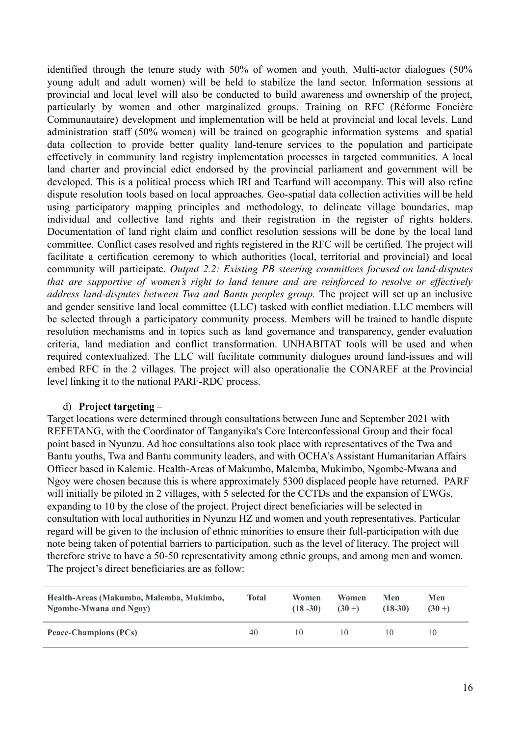identified through the tenure study with 50% of women and youth. Multi-actor dialogues (50% young adult and adult women) will be held to stabilize the land sector. Information sessions at provincial and local level will also be conducted to build awareness and ownership of the project, particularly by women and other marginalized groups. Training on RFC (Réforme Foncière Communautaire) development and implementation will be held at provincial and local levels. Land administration staff (50% women) will be trained on geographic information systems and spatial data collection to provide better quality land-tenure services to the population and participate effectively in community land registry implementation processes in targeted communities. A local land charter and provincial edict endorsed by the provincial parliament and government will be developed. This is a political process which IRI and Tearfund will accompany. This will also refine dispute resolution tools based on local approaches. Geo-spatial data collection activities will be held using participatory mapping principles and methodology, to delineate village boundaries, map individual and collective land rights and their registration in the register of rights holders. Documentation of land right claim and conflict resolution sessions will be done by the local land committee. Conflict cases resolved and rights registered in the RFC will be certified. The project will facilitate a certification ceremony to which authorities (local, territorial and provincial) and local community will participate. *Output 2.2: Existing PB steering committees focused on land-disputes that are supportive of women's right to land tenure and are reinforced to resolve or effectively address land-disputes between Twa and Bantu peoples group.* The project will set up an inclusive and gender sensitive land local committee (LLC) tasked with conflict mediation. LLC members will be selected through a participatory community process. Members will be trained to handle dispute resolution mechanisms and in topics such as land governance and transparency, gender evaluation criteria, land mediation and conflict transformation. UNHABITAT tools will be used and when required contextualized. The LLC will facilitate community dialogues around land-issues and will embed RFC in the 2 villages. The project will also operationalie the CONAREF at the Provincial level linking it to the national PARF-RDC process.

d) **Project targeting** –

Target locations were determined through consultations between June and September 2021 with REFETANG, with the Coordinator of Tanganyika's Core Interconfessional Group and their focal point based in Nyunzu. Ad hoc consultations also took place with representatives of the Twa and Bantu youths, Twa and Bantu community leaders, and with OCHA's Assistant Humanitarian Affairs Officer based in Kalemie. Health-Areas of Makumbo, Malemba, Mukimbo, Ngombe-Mwana and Ngoy were chosen because this is where approximately 5300 displaced people have returned. PARF will initially be piloted in 2 villages, with 5 selected for the CCTDs and the expansion of EWGs, expanding to 10 by the close of the project. Project direct beneficiaries will be selected in consultation with local authorities in Nyunzu HZ and women and youth representatives. Particular regard will be given to the inclusion of ethnic minorities to ensure their full-participation with due note being taken of potential barriers to participation, such as the level of literacy. The project will therefore strive to have a 50-50 representativity among ethnic groups, and among men and women. The project's direct beneficiaries are as follow:

| Health-Areas (Makumbo, Malemba, Mukimbo, Ngombe-Mwana and Ngoy) | Total | Women (18 -30) | Women (30 +) | Men (18-30) | Men (30 +) |
|---|---|---|---|---|---|
| **Peace-Champions (PCs)** | 40 | 10 | 10 | 10 | 10 |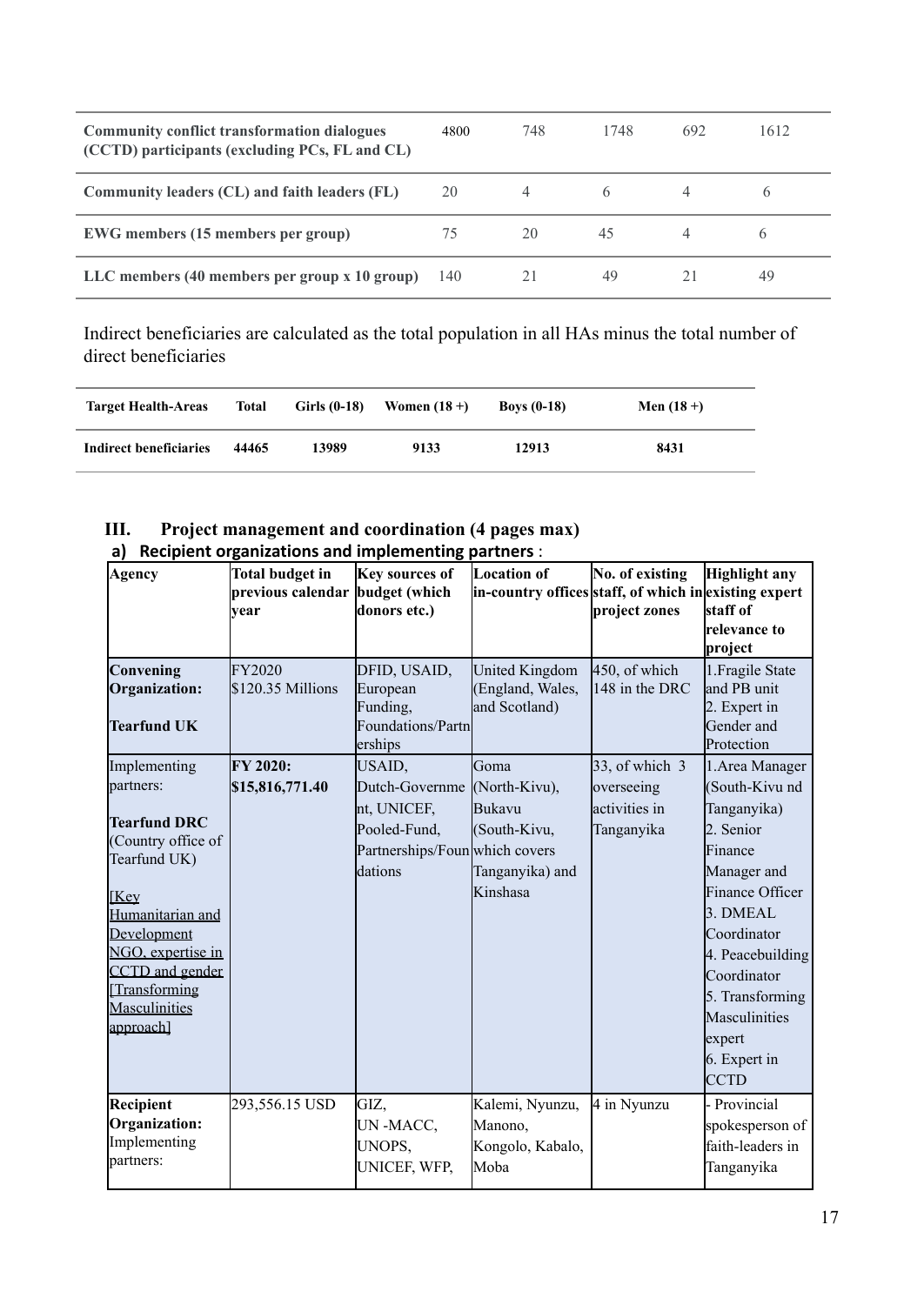| | | | | | |
|---|---|---|---|---|---|
| **Community conflict transformation dialogues (CCTD) participants (excluding PCs, FL and CL)** | 4800 | 748 | 1748 | 692 | 1612 |
| **Community leaders (CL) and faith leaders (FL)** | 20 | 4 | 6 | 4 | 6 |
| **EWG members (15 members per group)** | 75 | 20 | 45 | 4 | 6 |
| **LLC members (40 members per group x 10 group)** | 140 | 21 | 49 | 21 | 49 |

Indirect beneficiaries are calculated as the total population in all HAs minus the total number of direct beneficiaries

| Target Health-Areas | Total | Girls (0-18) | Women (18 +) | Boys (0-18) | Men (18 +) |
|---|---|---|---|---|---|
| **Indirect beneficiaries** | **44465** | **13989** | **9133** | **12913** | **8431** |

## III. Project management and coordination (4 pages max)

### a) Recipient organizations and implementing partners :

| Agency | Total budget in previous calendar year | Key sources of budget (which donors etc.) | Location of in-country offices | No. of existing staff, of which in project zones | Highlight any existing expert staff of relevance to project |
|---|---|---|---|---|---|
| **Convening Organization:** **Tearfund UK** | FY2020 $120.35 Millions | DFID, USAID, European Funding, Foundations/Partnerships | United Kingdom (England, Wales, and Scotland) | 450, of which 148 in the DRC | 1.Fragile State and PB unit 2. Expert in Gender and Protection |
| Implementing partners: **Tearfund DRC** (Country office of Tearfund UK) [Key Humanitarian and Development NGO, expertise in CCTD and gender [Transforming Masculinities approach] | **FY 2020: $15,816,771.40** | USAID, Dutch-Government, UNICEF, Pooled-Fund, Partnerships/Foundations | Goma (North-Kivu), Bukavu (South-Kivu, which covers Tanganyika) and Kinshasa | 33, of which 3 overseeing activities in Tanganyika | 1.Area Manager (South-Kivu nd Tanganyika) 2. Senior Finance Manager and Finance Officer 3. DMEAL Coordinator 4. Peacebuilding Coordinator 5. Transforming Masculinities expert 6. Expert in CCTD |
| **Recipient Organization:** Implementing partners: | 293,556.15 USD | GIZ, UN -MACC, UNOPS, UNICEF, WFP, | Kalemi, Nyunzu, Manono, Kongolo, Kabalo, Moba | 4 in Nyunzu | - Provincial spokesperson of faith-leaders in Tanganyika |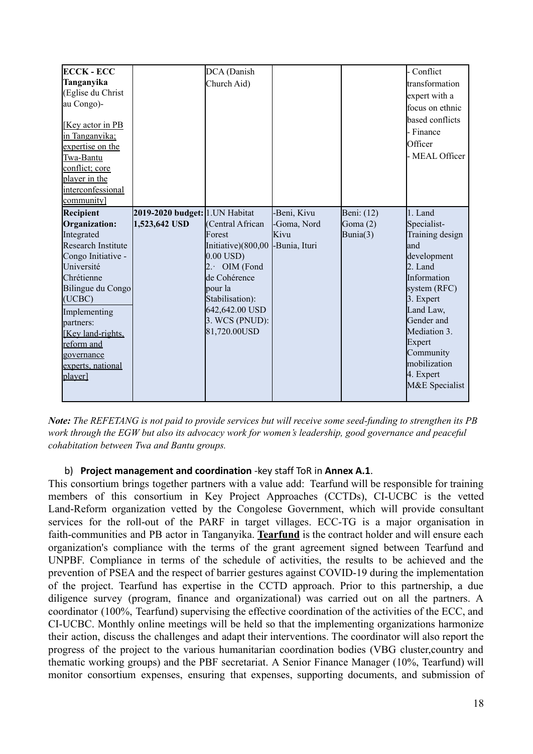| **ECCK - ECC Tanganyika** (Eglise du Christ au Congo)- <br><br> [Key actor in PB in Tanganyika; expertise on the Twa-Bantu conflict; core player in the interconfessional community] | | DCA (Danish Church Aid) | | | - Conflict transformation expert with a focus on ethnic based conflicts <br> - Finance Officer <br> - MEAL Officer |
|---|---|---|---|---|---|
| **Recipient Organization:** Integrated Research Institute Congo Initiative - Université Chrétienne Bilingue du Congo (UCBC) <br> Implementing partners: <br> [Key land-rights, reform and governance experts, national player] | **2019-2020 budget: 1,523,642 USD** | 1. UN Habitat (Central African Forest Initiative)(800,000.00 USD) <br> 2.· OIM (Fond de Cohérence pour la Stabilisation): 642,642.00 USD <br> 3. WCS (PNUD): 81,720.00USD | -Beni, Kivu <br> -Goma, Nord Kivu <br> -Bunia, Ituri | Beni: (12) <br> Goma (2) <br> Bunia(3) | 1. Land Specialist- Training design and development <br> 2. Land Information system (RFC) <br> 3. Expert Land Law, Gender and Mediation 3. Expert Community mobilization <br> 4. Expert M&E Specialist |

***Note:*** *The REFETANG is not paid to provide services but will receive some seed-funding to strengthen its PB work through the EGW but also its advocacy work for women's leadership, good governance and peaceful cohabitation between Twa and Bantu groups.*

b) **Project management and coordination** -key staff ToR in **Annex A.1**.

This consortium brings together partners with a value add: Tearfund will be responsible for training members of this consortium in Key Project Approaches (CCTDs), CI-UCBC is the vetted Land-Reform organization vetted by the Congolese Government, which will provide consultant services for the roll-out of the PARF in target villages. ECC-TG is a major organisation in faith-communities and PB actor in Tanganyika. **Tearfund** is the contract holder and will ensure each organization's compliance with the terms of the grant agreement signed between Tearfund and UNPBF. Compliance in terms of the schedule of activities, the results to be achieved and the prevention of PSEA and the respect of barrier gestures against COVID-19 during the implementation of the project. Tearfund has expertise in the CCTD approach. Prior to this partnership, a due diligence survey (program, finance and organizational) was carried out on all the partners. A coordinator (100%, Tearfund) supervising the effective coordination of the activities of the ECC, and CI-UCBC. Monthly online meetings will be held so that the implementing organizations harmonize their action, discuss the challenges and adapt their interventions. The coordinator will also report the progress of the project to the various humanitarian coordination bodies (VBG cluster,country and thematic working groups) and the PBF secretariat. A Senior Finance Manager (10%, Tearfund) will monitor consortium expenses, ensuring that expenses, supporting documents, and submission of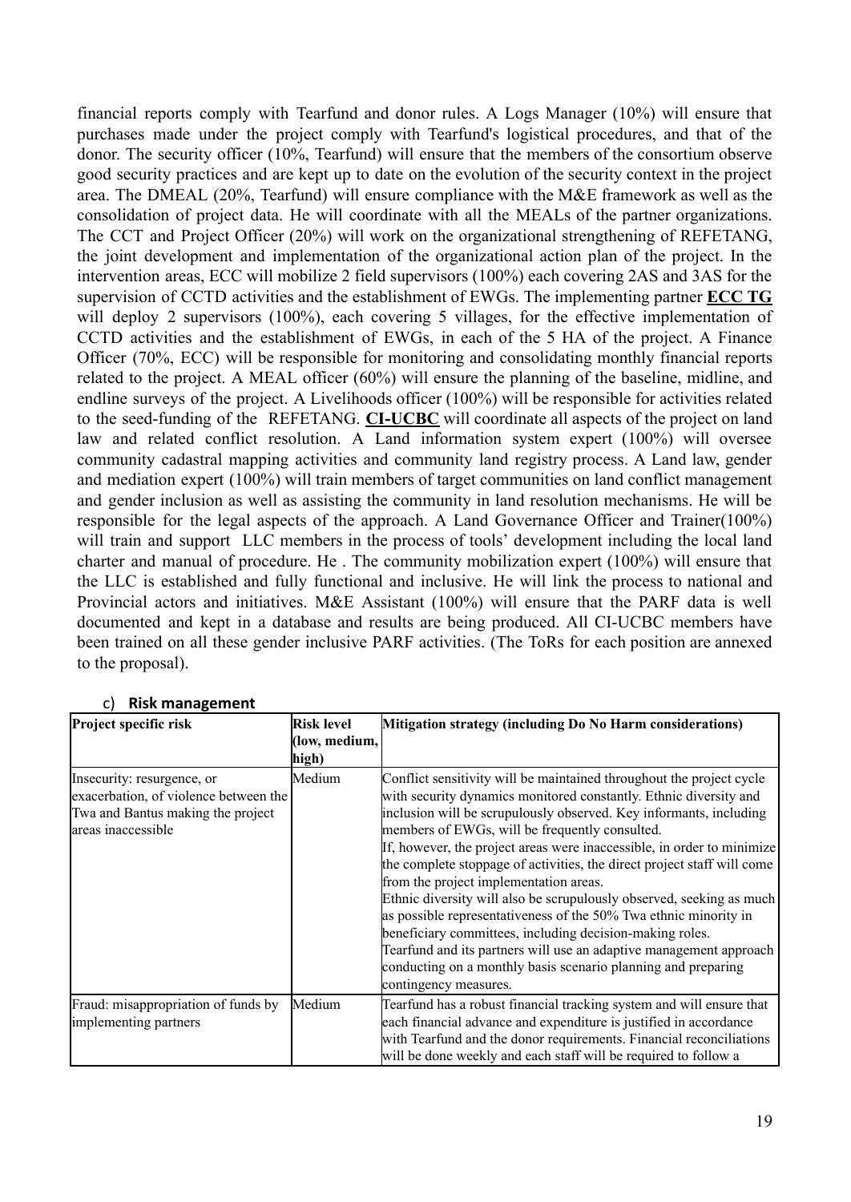financial reports comply with Tearfund and donor rules. A Logs Manager (10%) will ensure that purchases made under the project comply with Tearfund's logistical procedures, and that of the donor. The security officer (10%, Tearfund) will ensure that the members of the consortium observe good security practices and are kept up to date on the evolution of the security context in the project area. The DMEAL (20%, Tearfund) will ensure compliance with the M&E framework as well as the consolidation of project data. He will coordinate with all the MEALs of the partner organizations. The CCT and Project Officer (20%) will work on the organizational strengthening of REFETANG, the joint development and implementation of the organizational action plan of the project. In the intervention areas, ECC will mobilize 2 field supervisors (100%) each covering 2AS and 3AS for the supervision of CCTD activities and the establishment of EWGs. The implementing partner **ECC TG** will deploy 2 supervisors (100%), each covering 5 villages, for the effective implementation of CCTD activities and the establishment of EWGs, in each of the 5 HA of the project. A Finance Officer (70%, ECC) will be responsible for monitoring and consolidating monthly financial reports related to the project. A MEAL officer (60%) will ensure the planning of the baseline, midline, and endline surveys of the project. A Livelihoods officer (100%) will be responsible for activities related to the seed-funding of the REFETANG. **CI-UCBC** will coordinate all aspects of the project on land law and related conflict resolution. A Land information system expert (100%) will oversee community cadastral mapping activities and community land registry process. A Land law, gender and mediation expert (100%) will train members of target communities on land conflict management and gender inclusion as well as assisting the community in land resolution mechanisms. He will be responsible for the legal aspects of the approach. A Land Governance Officer and Trainer(100%) will train and support LLC members in the process of tools' development including the local land charter and manual of procedure. He . The community mobilization expert (100%) will ensure that the LLC is established and fully functional and inclusive. He will link the process to national and Provincial actors and initiatives. M&E Assistant (100%) will ensure that the PARF data is well documented and kept in a database and results are being produced. All CI-UCBC members have been trained on all these gender inclusive PARF activities. (The ToRs for each position are annexed to the proposal).

### c) Risk management

| Project specific risk | Risk level (low, medium, high) | Mitigation strategy (including Do No Harm considerations) |
|---|---|---|
| Insecurity: resurgence, or exacerbation, of violence between the Twa and Bantus making the project areas inaccessible | Medium | Conflict sensitivity will be maintained throughout the project cycle with security dynamics monitored constantly. Ethnic diversity and inclusion will be scrupulously observed. Key informants, including members of EWGs, will be frequently consulted.<br>If, however, the project areas were inaccessible, in order to minimize the complete stoppage of activities, the direct project staff will come from the project implementation areas.<br>Ethnic diversity will also be scrupulously observed, seeking as much as possible representativeness of the 50% Twa ethnic minority in beneficiary committees, including decision-making roles.<br>Tearfund and its partners will use an adaptive management approach conducting on a monthly basis scenario planning and preparing contingency measures. |
| Fraud: misappropriation of funds by implementing partners | Medium | Tearfund has a robust financial tracking system and will ensure that each financial advance and expenditure is justified in accordance with Tearfund and the donor requirements. Financial reconciliations will be done weekly and each staff will be required to follow a |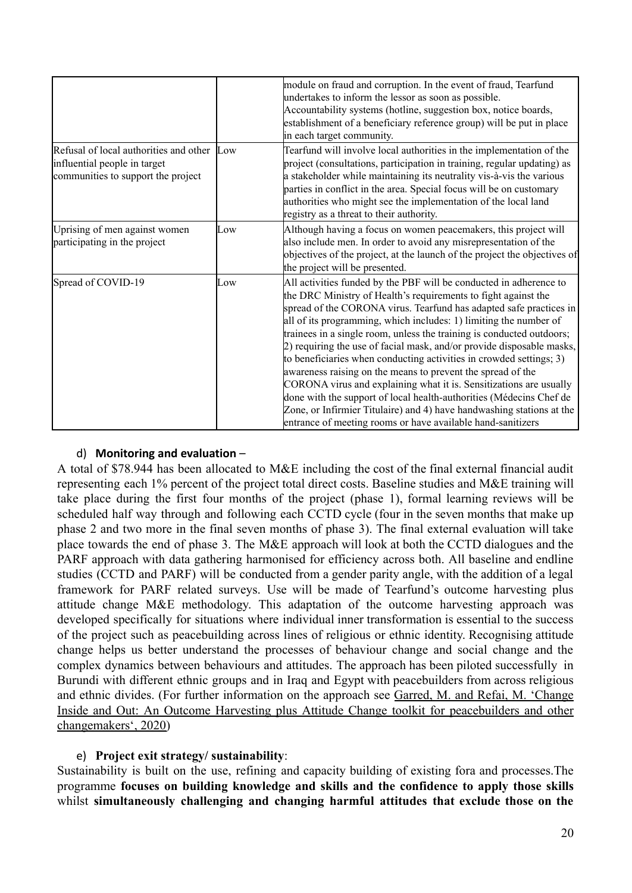| | | |
|---|---|---|
| | | module on fraud and corruption. In the event of fraud, Tearfund undertakes to inform the lessor as soon as possible. Accountability systems (hotline, suggestion box, notice boards, establishment of a beneficiary reference group) will be put in place in each target community. |
| Refusal of local authorities and other influential people in target communities to support the project | Low | Tearfund will involve local authorities in the implementation of the project (consultations, participation in training, regular updating) as a stakeholder while maintaining its neutrality vis-à-vis the various parties in conflict in the area. Special focus will be on customary authorities who might see the implementation of the local land registry as a threat to their authority. |
| Uprising of men against women participating in the project | Low | Although having a focus on women peacemakers, this project will also include men. In order to avoid any misrepresentation of the objectives of the project, at the launch of the project the objectives of the project will be presented. |
| Spread of COVID-19 | Low | All activities funded by the PBF will be conducted in adherence to the DRC Ministry of Health's requirements to fight against the spread of the CORONA virus. Tearfund has adapted safe practices in all of its programming, which includes: 1) limiting the number of trainees in a single room, unless the training is conducted outdoors; 2) requiring the use of facial mask, and/or provide disposable masks, to beneficiaries when conducting activities in crowded settings; 3) awareness raising on the means to prevent the spread of the CORONA virus and explaining what it is. Sensitizations are usually done with the support of local health-authorities (Médecins Chef de Zone, or Infirmier Titulaire) and 4) have handwashing stations at the entrance of meeting rooms or have available hand-sanitizers |

d) **Monitoring and evaluation** –

A total of $78.944 has been allocated to M&E including the cost of the final external financial audit representing each 1% percent of the project total direct costs. Baseline studies and M&E training will take place during the first four months of the project (phase 1), formal learning reviews will be scheduled half way through and following each CCTD cycle (four in the seven months that make up phase 2 and two more in the final seven months of phase 3). The final external evaluation will take place towards the end of phase 3. The M&E approach will look at both the CCTD dialogues and the PARF approach with data gathering harmonised for efficiency across both. All baseline and endline studies (CCTD and PARF) will be conducted from a gender parity angle, with the addition of a legal framework for PARF related surveys. Use will be made of Tearfund's outcome harvesting plus attitude change M&E methodology. This adaptation of the outcome harvesting approach was developed specifically for situations where individual inner transformation is essential to the success of the project such as peacebuilding across lines of religious or ethnic identity. Recognising attitude change helps us better understand the processes of behaviour change and social change and the complex dynamics between behaviours and attitudes. The approach has been piloted successfully in Burundi with different ethnic groups and in Iraq and Egypt with peacebuilders from across religious and ethnic divides. (For further information on the approach see Garred, M. and Refai, M. 'Change Inside and Out: An Outcome Harvesting plus Attitude Change toolkit for peacebuilders and other changemakers', 2020)

e) **Project exit strategy/ sustainability**:

Sustainability is built on the use, refining and capacity building of existing fora and processes.The programme **focuses on building knowledge and skills and the confidence to apply those skills** whilst **simultaneously challenging and changing harmful attitudes that exclude those on the**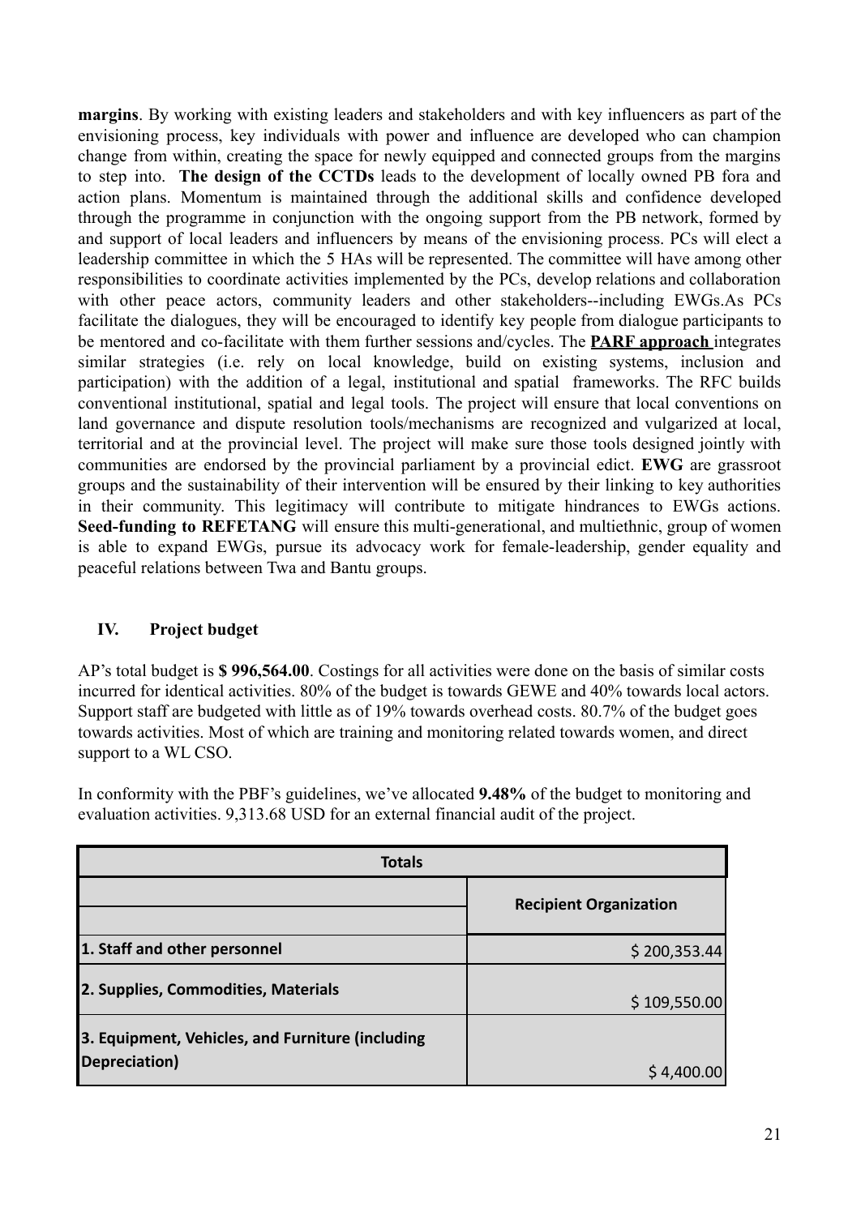**margins**. By working with existing leaders and stakeholders and with key influencers as part of the envisioning process, key individuals with power and influence are developed who can champion change from within, creating the space for newly equipped and connected groups from the margins to step into. **The design of the CCTDs** leads to the development of locally owned PB fora and action plans. Momentum is maintained through the additional skills and confidence developed through the programme in conjunction with the ongoing support from the PB network, formed by and support of local leaders and influencers by means of the envisioning process. PCs will elect a leadership committee in which the 5 HAs will be represented. The committee will have among other responsibilities to coordinate activities implemented by the PCs, develop relations and collaboration with other peace actors, community leaders and other stakeholders--including EWGs.As PCs facilitate the dialogues, they will be encouraged to identify key people from dialogue participants to be mentored and co-facilitate with them further sessions and/cycles. The **PARF approach** integrates similar strategies (i.e. rely on local knowledge, build on existing systems, inclusion and participation) with the addition of a legal, institutional and spatial frameworks. The RFC builds conventional institutional, spatial and legal tools. The project will ensure that local conventions on land governance and dispute resolution tools/mechanisms are recognized and vulgarized at local, territorial and at the provincial level. The project will make sure those tools designed jointly with communities are endorsed by the provincial parliament by a provincial edict. **EWG** are grassroot groups and the sustainability of their intervention will be ensured by their linking to key authorities in their community. This legitimacy will contribute to mitigate hindrances to EWGs actions. **Seed-funding to REFETANG** will ensure this multi-generational, and multiethnic, group of women is able to expand EWGs, pursue its advocacy work for female-leadership, gender equality and peaceful relations between Twa and Bantu groups.

## IV. Project budget

AP's total budget is **$ 996,564.00**. Costings for all activities were done on the basis of similar costs incurred for identical activities. 80% of the budget is towards GEWE and 40% towards local actors. Support staff are budgeted with little as of 19% towards overhead costs. 80.7% of the budget goes towards activities. Most of which are training and monitoring related towards women, and direct support to a WL CSO.

In conformity with the PBF's guidelines, we've allocated **9.48%** of the budget to monitoring and evaluation activities. 9,313.68 USD for an external financial audit of the project.

| Totals | |
|---|---|
| | Recipient Organization |
| 1. Staff and other personnel | $ 200,353.44 |
| 2. Supplies, Commodities, Materials | $ 109,550.00 |
| 3. Equipment, Vehicles, and Furniture (including Depreciation) | $ 4,400.00 |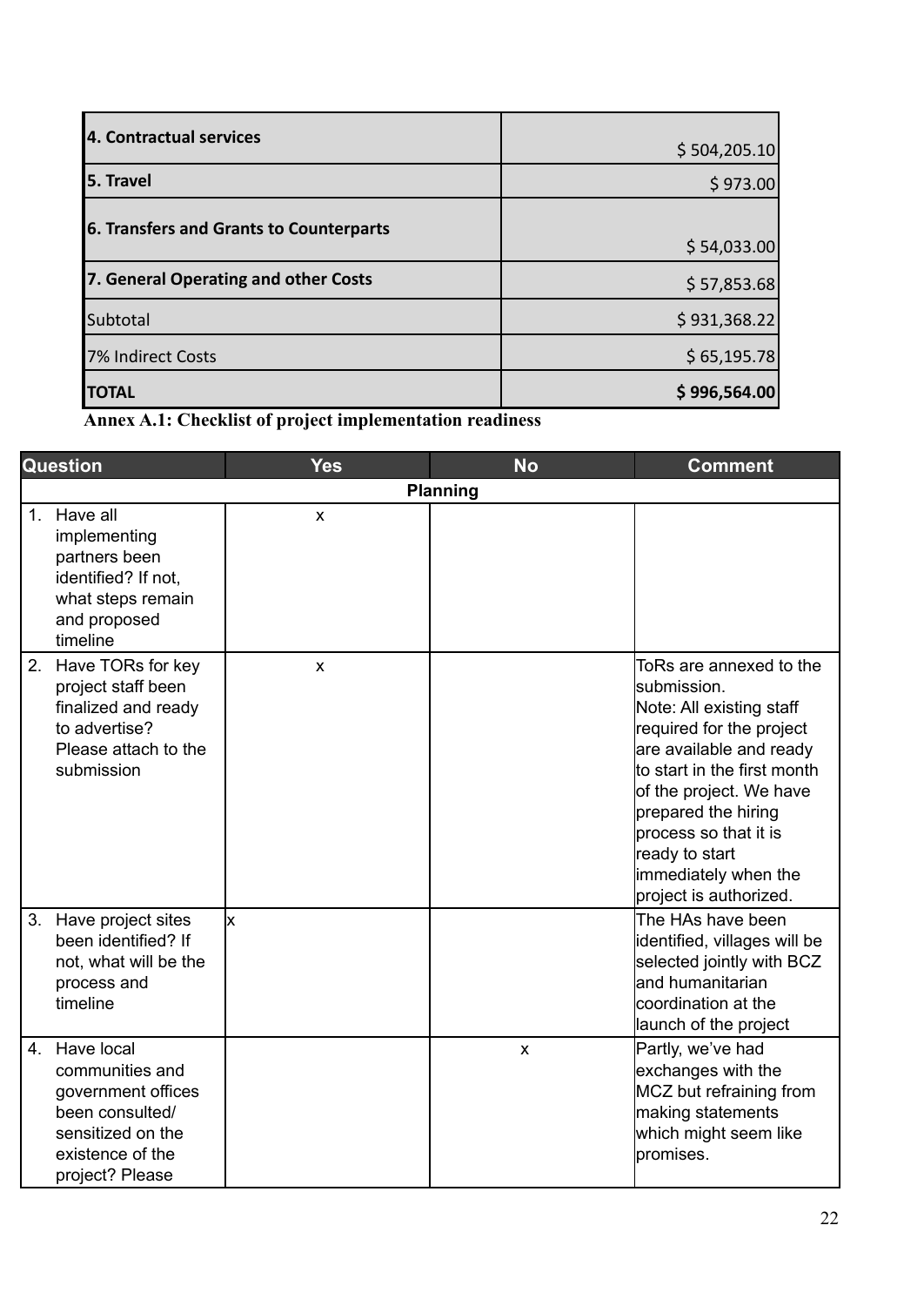| 4. Contractual services | $ 504,205.10 |
|---|---|
| 5. Travel | $ 973.00 |
| 6. Transfers and Grants to Counterparts | $ 54,033.00 |
| 7. General Operating and other Costs | $ 57,853.68 |
| Subtotal | $ 931,368.22 |
| 7% Indirect Costs | $ 65,195.78 |
| **TOTAL** | **$ 996,564.00** |

**Annex A.1: Checklist of project implementation readiness**

| Question | Yes | No | Comment |
|---|---|---|---|
| **Planning** | | | |
| 1. Have all implementing partners been identified? If not, what steps remain and proposed timeline | x | | |
| 2. Have TORs for key project staff been finalized and ready to advertise? Please attach to the submission | x | | ToRs are annexed to the submission.<br>Note: All existing staff required for the project are available and ready to start in the first month of the project. We have prepared the hiring process so that it is ready to start immediately when the project is authorized. |
| 3. Have project sites been identified? If not, what will be the process and timeline | x | | The HAs have been identified, villages will be selected jointly with BCZ and humanitarian coordination at the launch of the project |
| 4. Have local communities and government offices been consulted/ sensitized on the existence of the project? Please | | x | Partly, we've had exchanges with the MCZ but refraining from making statements which might seem like promises. |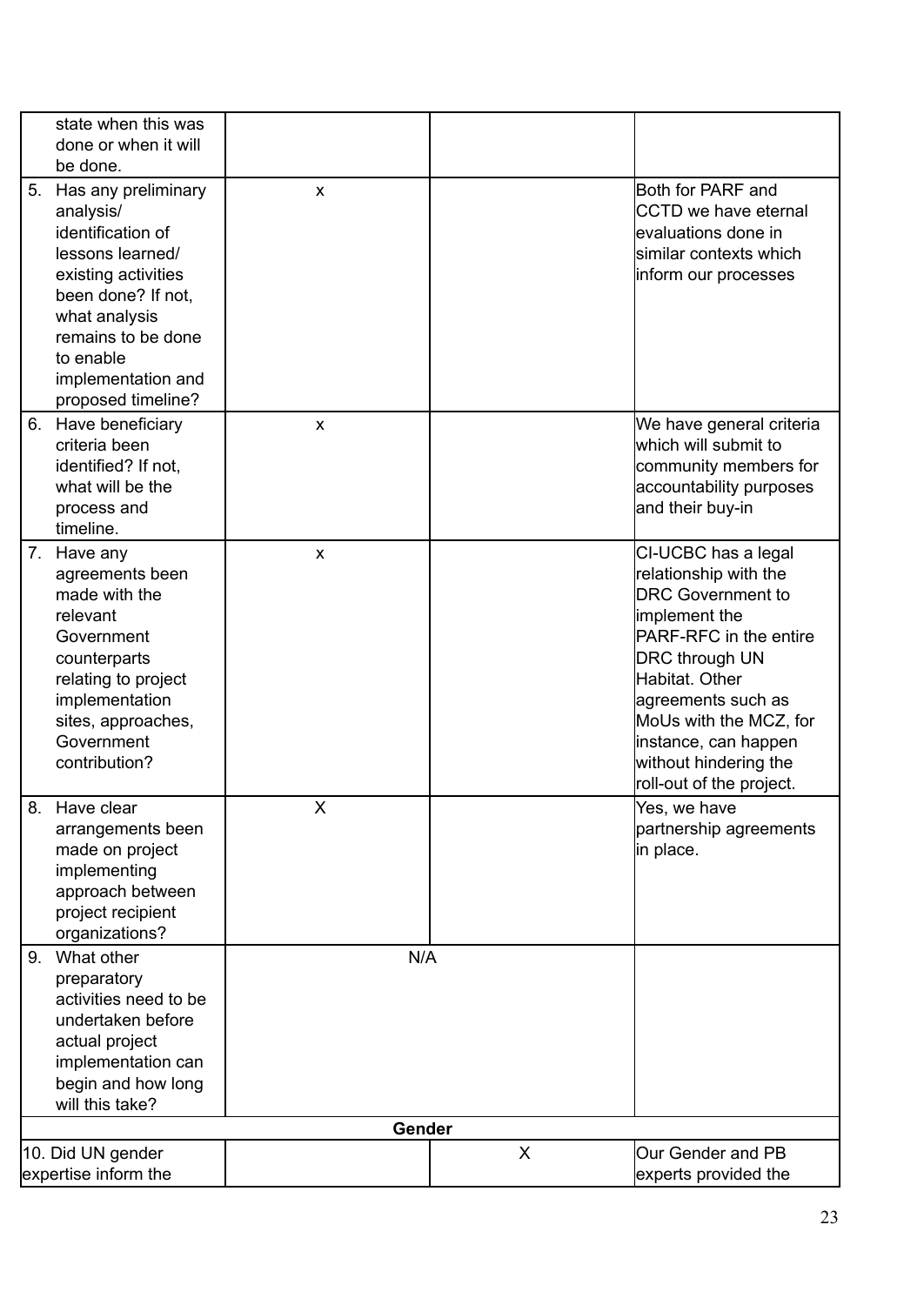| | | | |
|---|---|---|---|
| state when this was done or when it will be done. | | | |
| 5. Has any preliminary analysis/ identification of lessons learned/ existing activities been done? If not, what analysis remains to be done to enable implementation and proposed timeline? | x | | Both for PARF and CCTD we have eternal evaluations done in similar contexts which inform our processes |
| 6. Have beneficiary criteria been identified? If not, what will be the process and timeline. | x | | We have general criteria which will submit to community members for accountability purposes and their buy-in |
| 7. Have any agreements been made with the relevant Government counterparts relating to project implementation sites, approaches, Government contribution? | x | | CI-UCBC has a legal relationship with the DRC Government to implement the PARF-RFC in the entire DRC through UN Habitat. Other agreements such as MoUs with the MCZ, for instance, can happen without hindering the roll-out of the project. |
| 8. Have clear arrangements been made on project implementing approach between project recipient organizations? | X | | Yes, we have partnership agreements in place. |
| 9. What other preparatory activities need to be undertaken before actual project implementation can begin and how long will this take? | N/A | | |
| **Gender** | | | |
| 10. Did UN gender expertise inform the | | X | Our Gender and PB experts provided the |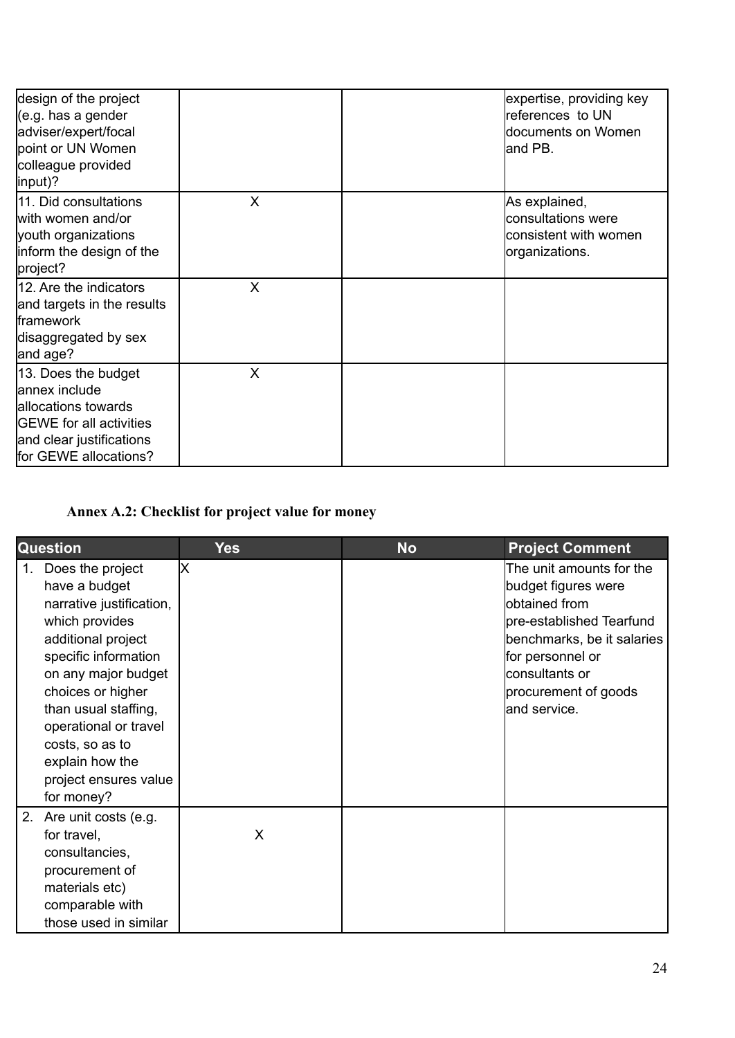| | | | |
|---|---|---|---|
| design of the project (e.g. has a gender adviser/expert/focal point or UN Women colleague provided input)? | | | expertise, providing key references to UN documents on Women and PB. |
| 11. Did consultations with women and/or youth organizations inform the design of the project? | X | | As explained, consultations were consistent with women organizations. |
| 12. Are the indicators and targets in the results framework disaggregated by sex and age? | X | | |
| 13. Does the budget annex include allocations towards GEWE for all activities and clear justifications for GEWE allocations? | X | | |

### Annex A.2: Checklist for project value for money

| Question | Yes | No | Project Comment |
|---|---|---|---|
| 1. Does the project have a budget narrative justification, which provides additional project specific information on any major budget choices or higher than usual staffing, operational or travel costs, so as to explain how the project ensures value for money? | X | | The unit amounts for the budget figures were obtained from pre-established Tearfund benchmarks, be it salaries for personnel or consultants or procurement of goods and service. |
| 2. Are unit costs (e.g. for travel, consultancies, procurement of materials etc) comparable with those used in similar | X | | |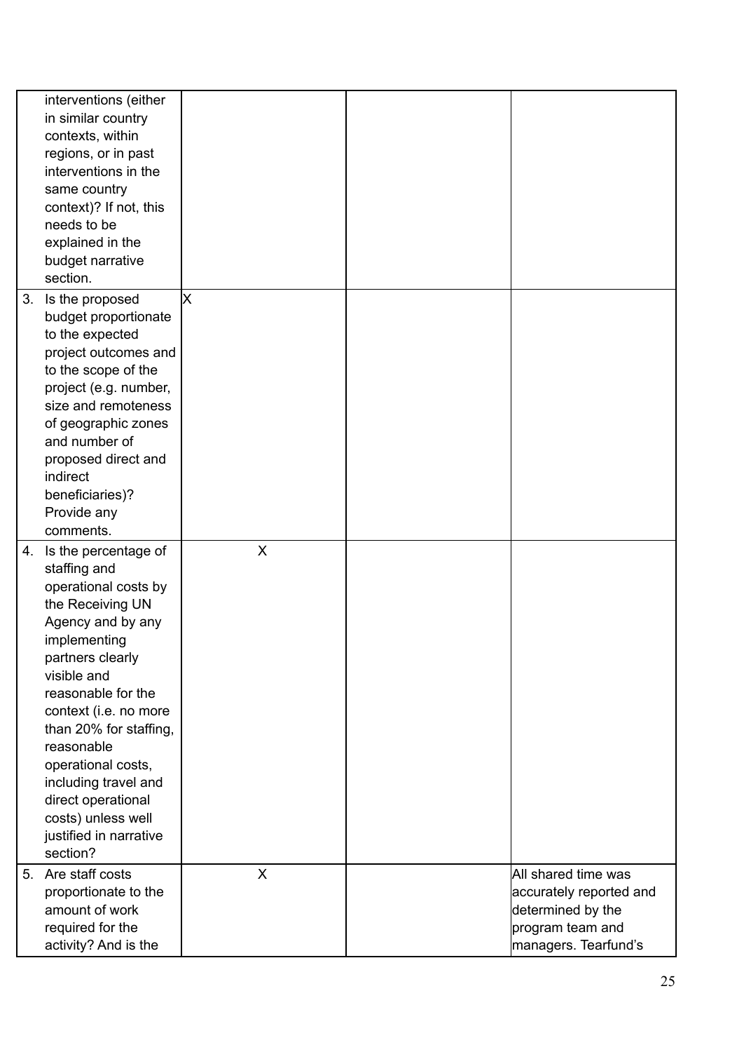| | | | |
|---|---|---|---|
| interventions (either in similar country contexts, within regions, or in past interventions in the same country context)? If not, this needs to be explained in the budget narrative section. | | | |
| 3. Is the proposed budget proportionate to the expected project outcomes and to the scope of the project (e.g. number, size and remoteness of geographic zones and number of proposed direct and indirect beneficiaries)? Provide any comments. | X | | |
| 4. Is the percentage of staffing and operational costs by the Receiving UN Agency and by any implementing partners clearly visible and reasonable for the context (i.e. no more than 20% for staffing, reasonable operational costs, including travel and direct operational costs) unless well justified in narrative section? | X | | |
| 5. Are staff costs proportionate to the amount of work required for the activity? And is the | X | | All shared time was accurately reported and determined by the program team and managers. Tearfund's |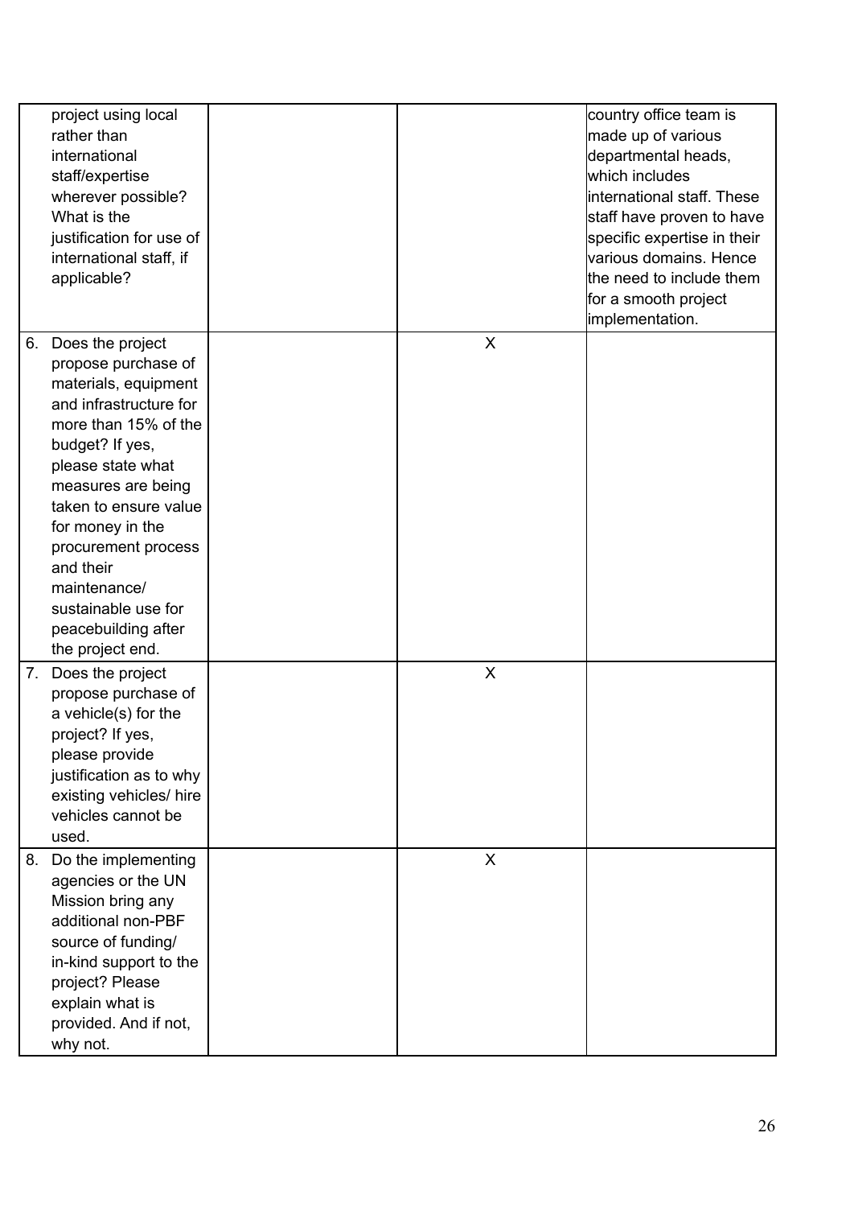| | | | |
|---|---|---|---|
| project using local rather than international staff/expertise wherever possible? What is the justification for use of international staff, if applicable? | | | country office team is made up of various departmental heads, which includes international staff. These staff have proven to have specific expertise in their various domains. Hence the need to include them for a smooth project implementation. |
| 6. Does the project propose purchase of materials, equipment and infrastructure for more than 15% of the budget? If yes, please state what measures are being taken to ensure value for money in the procurement process and their maintenance/ sustainable use for peacebuilding after the project end. | | X | |
| 7. Does the project propose purchase of a vehicle(s) for the project? If yes, please provide justification as to why existing vehicles/ hire vehicles cannot be used. | | X | |
| 8. Do the implementing agencies or the UN Mission bring any additional non-PBF source of funding/ in-kind support to the project? Please explain what is provided. And if not, why not. | | X | |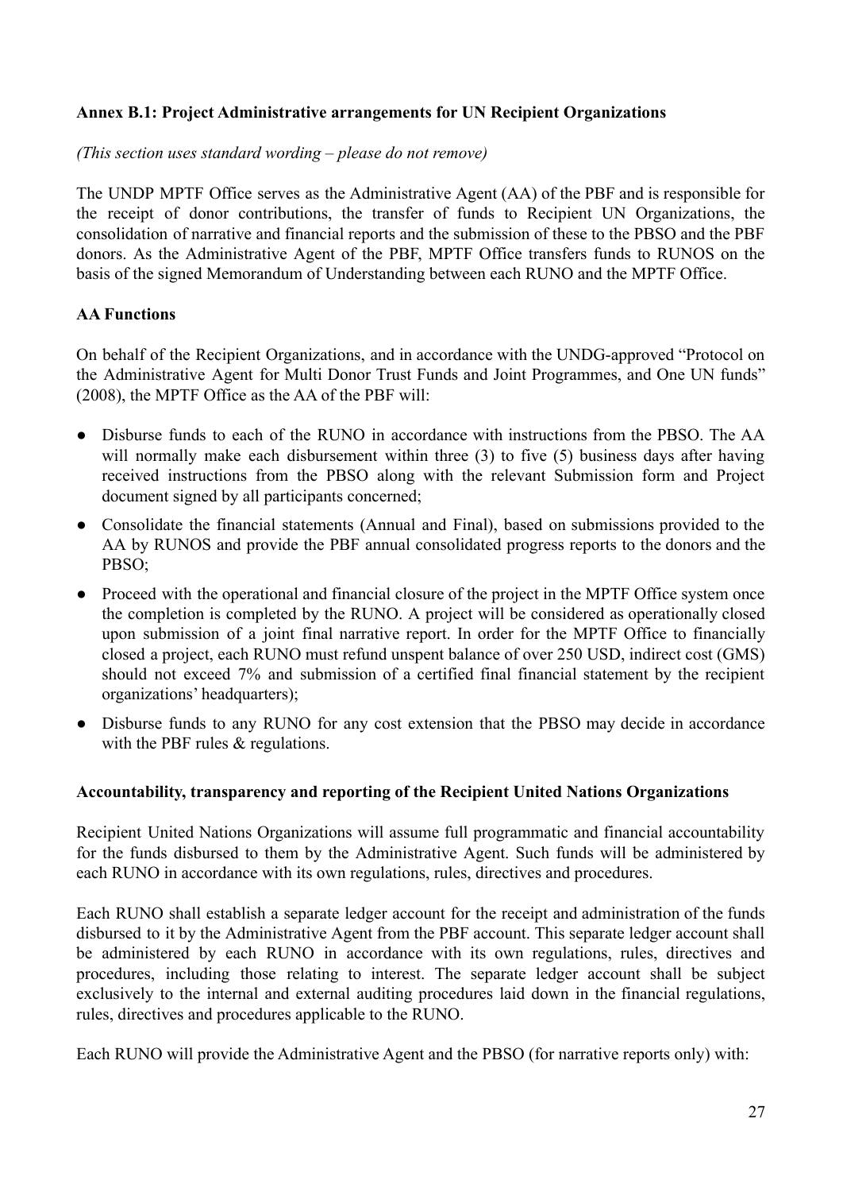**Annex B.1: Project Administrative arrangements for UN Recipient Organizations**

*(This section uses standard wording – please do not remove)*

The UNDP MPTF Office serves as the Administrative Agent (AA) of the PBF and is responsible for the receipt of donor contributions, the transfer of funds to Recipient UN Organizations, the consolidation of narrative and financial reports and the submission of these to the PBSO and the PBF donors. As the Administrative Agent of the PBF, MPTF Office transfers funds to RUNOS on the basis of the signed Memorandum of Understanding between each RUNO and the MPTF Office.

**AA Functions**

On behalf of the Recipient Organizations, and in accordance with the UNDG-approved "Protocol on the Administrative Agent for Multi Donor Trust Funds and Joint Programmes, and One UN funds" (2008), the MPTF Office as the AA of the PBF will:

- Disburse funds to each of the RUNO in accordance with instructions from the PBSO. The AA will normally make each disbursement within three (3) to five (5) business days after having received instructions from the PBSO along with the relevant Submission form and Project document signed by all participants concerned;
- Consolidate the financial statements (Annual and Final), based on submissions provided to the AA by RUNOS and provide the PBF annual consolidated progress reports to the donors and the PBSO;
- Proceed with the operational and financial closure of the project in the MPTF Office system once the completion is completed by the RUNO. A project will be considered as operationally closed upon submission of a joint final narrative report. In order for the MPTF Office to financially closed a project, each RUNO must refund unspent balance of over 250 USD, indirect cost (GMS) should not exceed 7% and submission of a certified final financial statement by the recipient organizations' headquarters);
- Disburse funds to any RUNO for any cost extension that the PBSO may decide in accordance with the PBF rules & regulations.

**Accountability, transparency and reporting of the Recipient United Nations Organizations**

Recipient United Nations Organizations will assume full programmatic and financial accountability for the funds disbursed to them by the Administrative Agent. Such funds will be administered by each RUNO in accordance with its own regulations, rules, directives and procedures.

Each RUNO shall establish a separate ledger account for the receipt and administration of the funds disbursed to it by the Administrative Agent from the PBF account. This separate ledger account shall be administered by each RUNO in accordance with its own regulations, rules, directives and procedures, including those relating to interest. The separate ledger account shall be subject exclusively to the internal and external auditing procedures laid down in the financial regulations, rules, directives and procedures applicable to the RUNO.

Each RUNO will provide the Administrative Agent and the PBSO (for narrative reports only) with: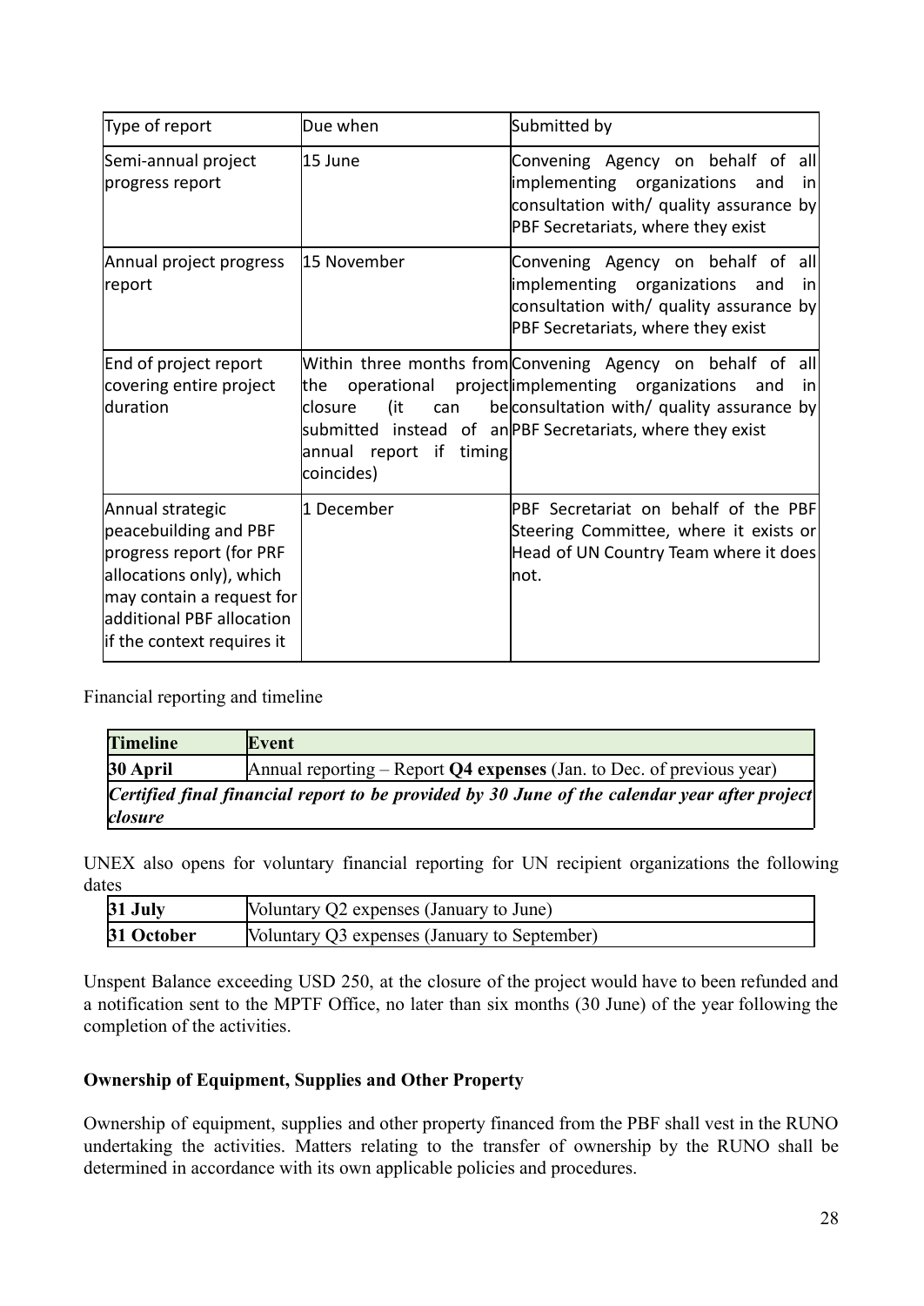| Type of report | Due when | Submitted by |
|---|---|---|
| Semi-annual project progress report | 15 June | Convening Agency on behalf of all implementing organizations and in consultation with/ quality assurance by PBF Secretariats, where they exist |
| Annual project progress report | 15 November | Convening Agency on behalf of all implementing organizations and in consultation with/ quality assurance by PBF Secretariats, where they exist |
| End of project report covering entire project duration | Within three months from the operational project closure (it can be submitted instead of an annual report if timing coincides) | Convening Agency on behalf of all implementing organizations and in consultation with/ quality assurance by PBF Secretariats, where they exist |
| Annual strategic peacebuilding and PBF progress report (for PRF allocations only), which may contain a request for additional PBF allocation if the context requires it | 1 December | PBF Secretariat on behalf of the PBF Steering Committee, where it exists or Head of UN Country Team where it does not. |

Financial reporting and timeline

| **Timeline** | **Event** |
|---|---|
| **30 April** | Annual reporting – Report **Q4 expenses** (Jan. to Dec. of previous year) |
| ***Certified final financial report to be provided by 30 June of the calendar year after project closure*** | |

UNEX also opens for voluntary financial reporting for UN recipient organizations the following dates

| | |
|---|---|
| **31 July** | Voluntary Q2 expenses (January to June) |
| **31 October** | Voluntary Q3 expenses (January to September) |

Unspent Balance exceeding USD 250, at the closure of the project would have to been refunded and a notification sent to the MPTF Office, no later than six months (30 June) of the year following the completion of the activities.

**Ownership of Equipment, Supplies and Other Property**

Ownership of equipment, supplies and other property financed from the PBF shall vest in the RUNO undertaking the activities. Matters relating to the transfer of ownership by the RUNO shall be determined in accordance with its own applicable policies and procedures.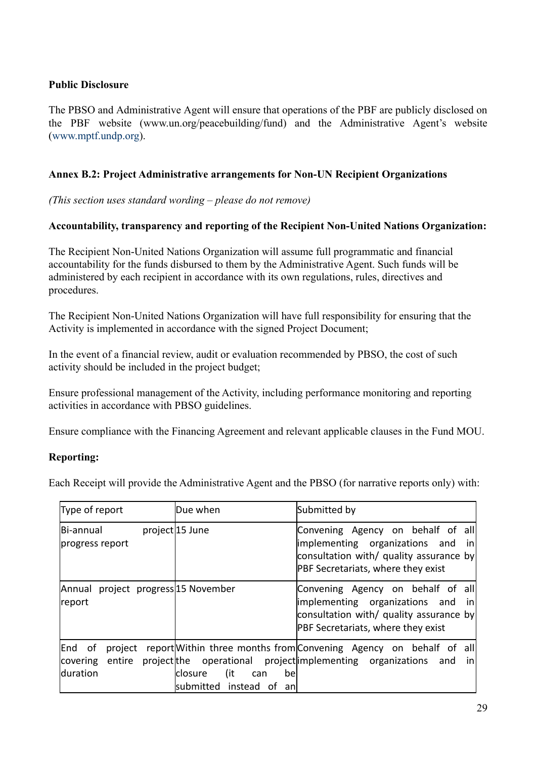**Public Disclosure**

The PBSO and Administrative Agent will ensure that operations of the PBF are publicly disclosed on the PBF website (www.un.org/peacebuilding/fund) and the Administrative Agent's website (www.mptf.undp.org).

**Annex B.2: Project Administrative arrangements for Non-UN Recipient Organizations**

*(This section uses standard wording – please do not remove)*

**Accountability, transparency and reporting of the Recipient Non-United Nations Organization:**

The Recipient Non-United Nations Organization will assume full programmatic and financial accountability for the funds disbursed to them by the Administrative Agent. Such funds will be administered by each recipient in accordance with its own regulations, rules, directives and procedures.

The Recipient Non-United Nations Organization will have full responsibility for ensuring that the Activity is implemented in accordance with the signed Project Document;

In the event of a financial review, audit or evaluation recommended by PBSO, the cost of such activity should be included in the project budget;

Ensure professional management of the Activity, including performance monitoring and reporting activities in accordance with PBSO guidelines.

Ensure compliance with the Financing Agreement and relevant applicable clauses in the Fund MOU.

**Reporting:**

Each Receipt will provide the Administrative Agent and the PBSO (for narrative reports only) with:

| Type of report | Due when | Submitted by |
|---|---|---|
| Bi-annual project progress report | 15 June | Convening Agency on behalf of all implementing organizations and in consultation with/ quality assurance by PBF Secretariats, where they exist |
| Annual project progress report | 15 November | Convening Agency on behalf of all implementing organizations and in consultation with/ quality assurance by PBF Secretariats, where they exist |
| End of project report covering entire project duration | Within three months from the operational project closure (it can be submitted instead of an | Convening Agency on behalf of all implementing organizations and in |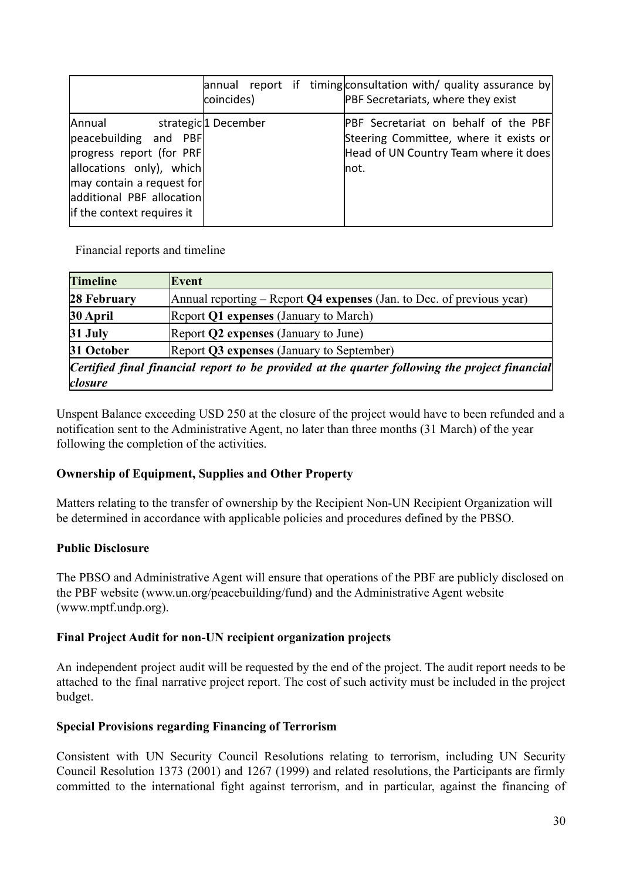| | annual report if timing coincides) | consultation with/ quality assurance by PBF Secretariats, where they exist |
|---|---|---|
| Annual strategic peacebuilding and PBF progress report (for PRF allocations only), which may contain a request for additional PBF allocation if the context requires it | 1 December | PBF Secretariat on behalf of the PBF Steering Committee, where it exists or Head of UN Country Team where it does not. |

Financial reports and timeline

| Timeline | Event |
|---|---|
| **28 February** | Annual reporting – Report **Q4 expenses** (Jan. to Dec. of previous year) |
| **30 April** | Report **Q1 expenses** (January to March) |
| **31 July** | Report **Q2 expenses** (January to June) |
| **31 October** | Report **Q3 expenses** (January to September) |
| ***Certified final financial report to be provided at the quarter following the project financial closure*** | |

Unspent Balance exceeding USD 250 at the closure of the project would have to been refunded and a notification sent to the Administrative Agent, no later than three months (31 March) of the year following the completion of the activities.

**Ownership of Equipment, Supplies and Other Property**

Matters relating to the transfer of ownership by the Recipient Non-UN Recipient Organization will be determined in accordance with applicable policies and procedures defined by the PBSO.

**Public Disclosure**

The PBSO and Administrative Agent will ensure that operations of the PBF are publicly disclosed on the PBF website (www.un.org/peacebuilding/fund) and the Administrative Agent website (www.mptf.undp.org).

**Final Project Audit for non-UN recipient organization projects**

An independent project audit will be requested by the end of the project. The audit report needs to be attached to the final narrative project report. The cost of such activity must be included in the project budget.

**Special Provisions regarding Financing of Terrorism**

Consistent with UN Security Council Resolutions relating to terrorism, including UN Security Council Resolution 1373 (2001) and 1267 (1999) and related resolutions, the Participants are firmly committed to the international fight against terrorism, and in particular, against the financing of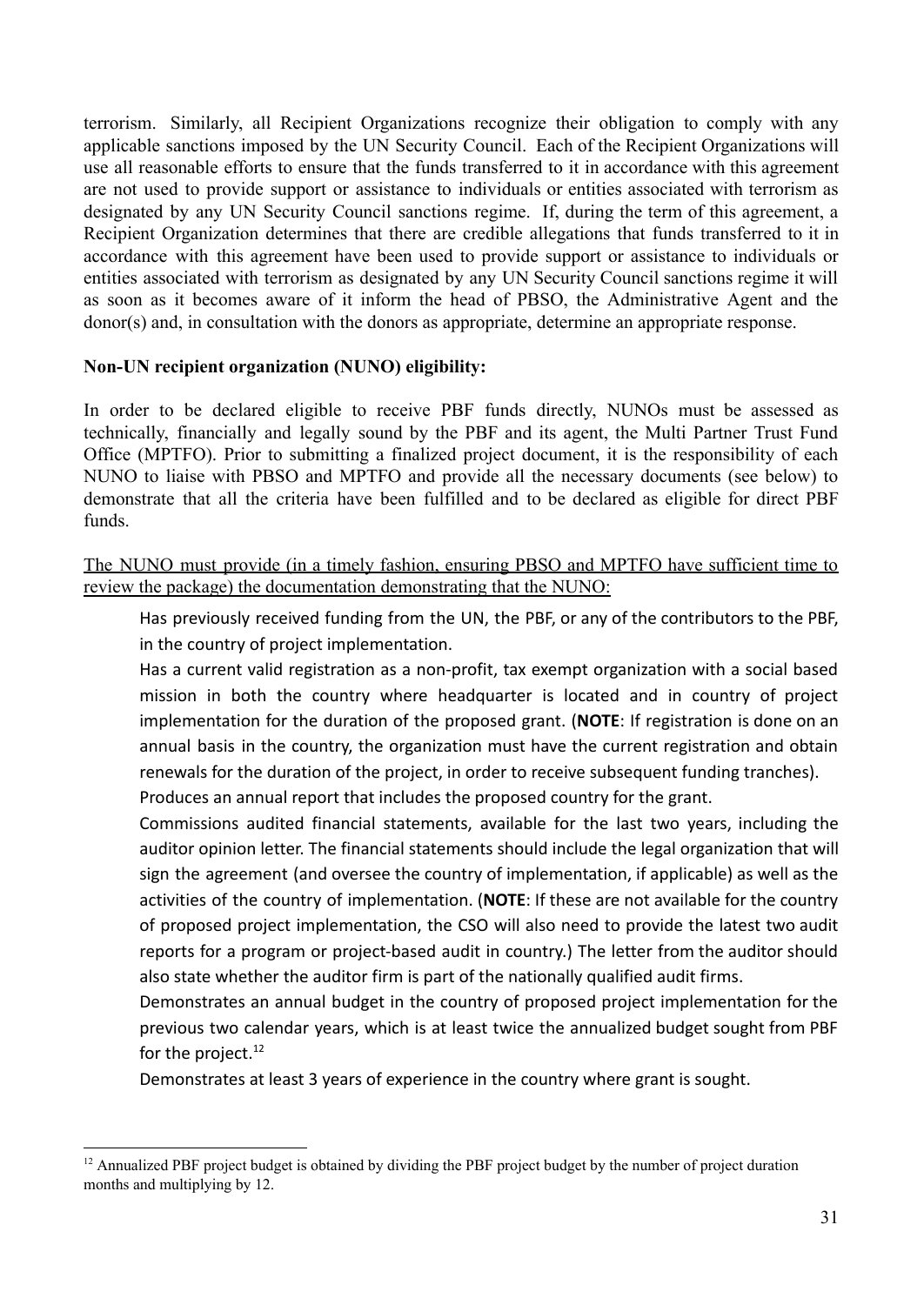terrorism. Similarly, all Recipient Organizations recognize their obligation to comply with any applicable sanctions imposed by the UN Security Council. Each of the Recipient Organizations will use all reasonable efforts to ensure that the funds transferred to it in accordance with this agreement are not used to provide support or assistance to individuals or entities associated with terrorism as designated by any UN Security Council sanctions regime. If, during the term of this agreement, a Recipient Organization determines that there are credible allegations that funds transferred to it in accordance with this agreement have been used to provide support or assistance to individuals or entities associated with terrorism as designated by any UN Security Council sanctions regime it will as soon as it becomes aware of it inform the head of PBSO, the Administrative Agent and the donor(s) and, in consultation with the donors as appropriate, determine an appropriate response.

**Non-UN recipient organization (NUNO) eligibility:**

In order to be declared eligible to receive PBF funds directly, NUNOs must be assessed as technically, financially and legally sound by the PBF and its agent, the Multi Partner Trust Fund Office (MPTFO). Prior to submitting a finalized project document, it is the responsibility of each NUNO to liaise with PBSO and MPTFO and provide all the necessary documents (see below) to demonstrate that all the criteria have been fulfilled and to be declared as eligible for direct PBF funds.

<u>The NUNO must provide (in a timely fashion, ensuring PBSO and MPTFO have sufficient time to review the package) the documentation demonstrating that the NUNO:</u>

- Has previously received funding from the UN, the PBF, or any of the contributors to the PBF, in the country of project implementation.
- Has a current valid registration as a non-profit, tax exempt organization with a social based mission in both the country where headquarter is located and in country of project implementation for the duration of the proposed grant. (**NOTE**: If registration is done on an annual basis in the country, the organization must have the current registration and obtain renewals for the duration of the project, in order to receive subsequent funding tranches).
- Produces an annual report that includes the proposed country for the grant.
- Commissions audited financial statements, available for the last two years, including the auditor opinion letter. The financial statements should include the legal organization that will sign the agreement (and oversee the country of implementation, if applicable) as well as the activities of the country of implementation. (**NOTE**: If these are not available for the country of proposed project implementation, the CSO will also need to provide the latest two audit reports for a program or project-based audit in country.) The letter from the auditor should also state whether the auditor firm is part of the nationally qualified audit firms.
- Demonstrates an annual budget in the country of proposed project implementation for the previous two calendar years, which is at least twice the annualized budget sought from PBF for the project.[12]
- Demonstrates at least 3 years of experience in the country where grant is sought.

[12] Annualized PBF project budget is obtained by dividing the PBF project budget by the number of project duration months and multiplying by 12.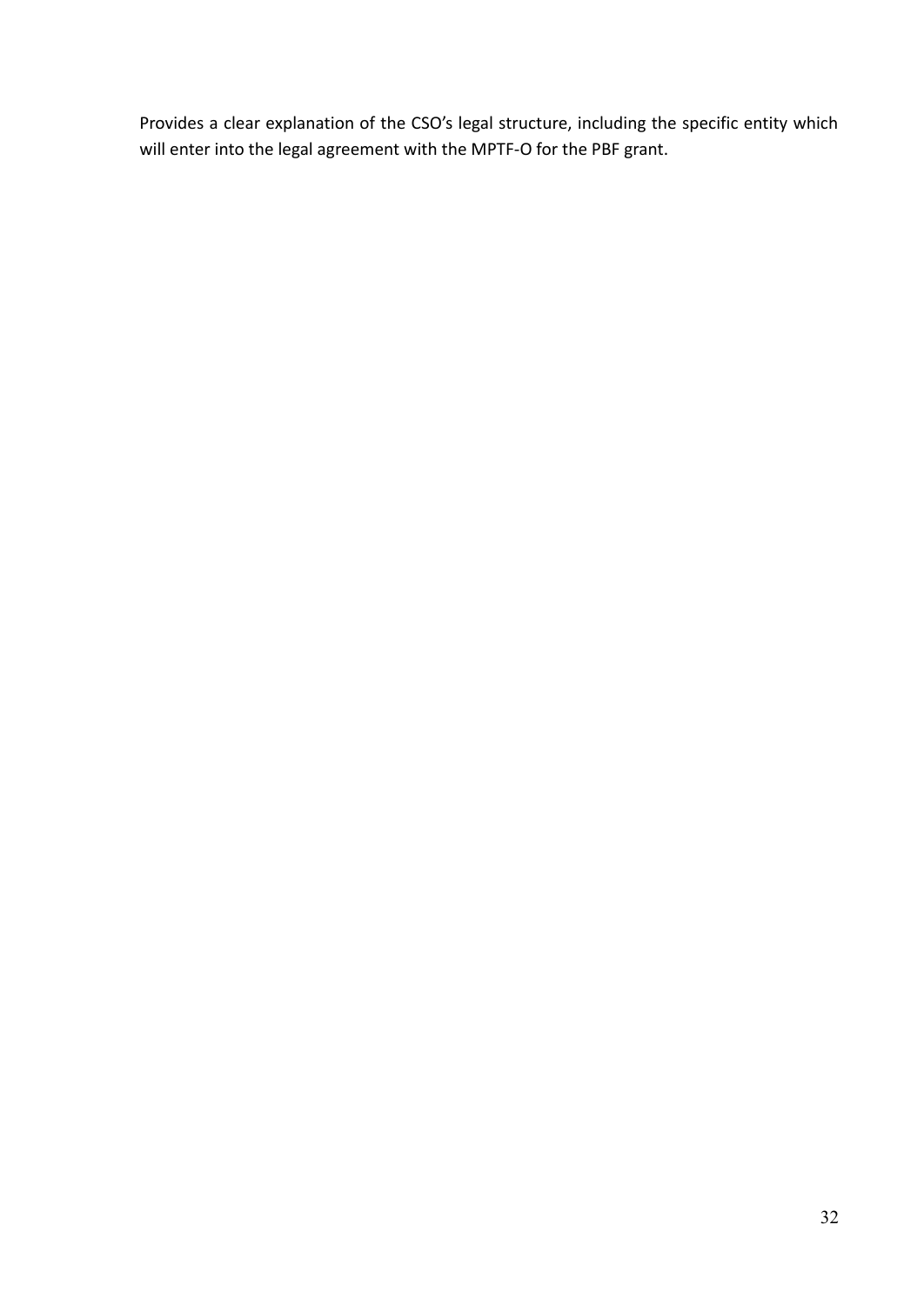Provides a clear explanation of the CSO's legal structure, including the specific entity which will enter into the legal agreement with the MPTF-O for the PBF grant.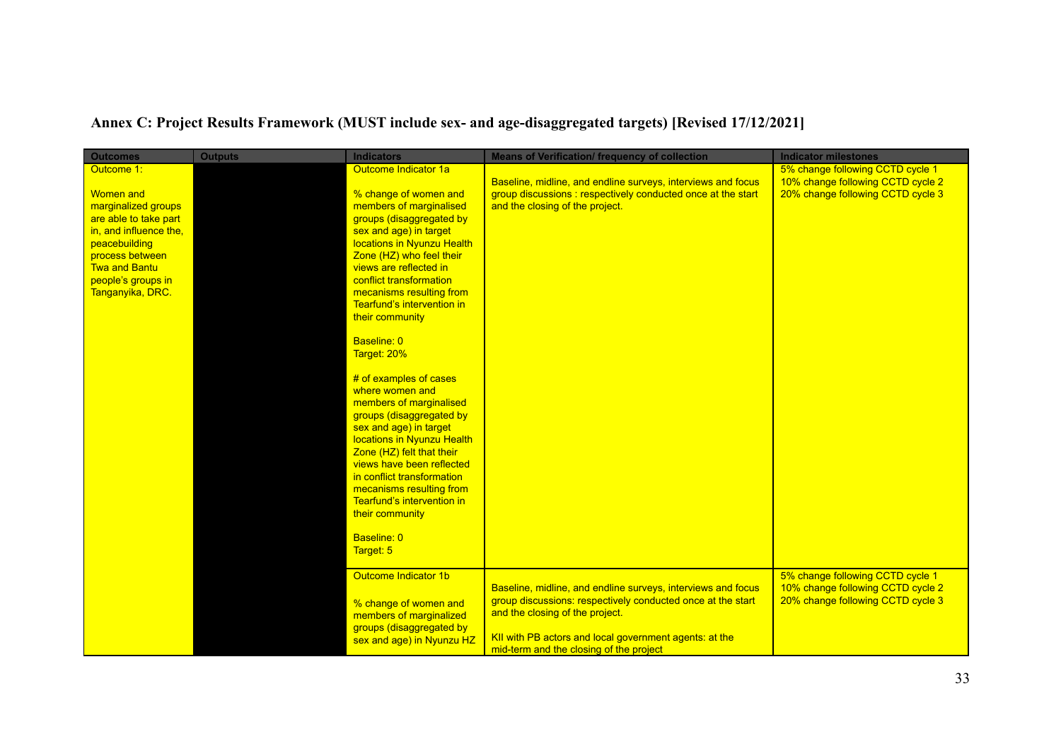**Annex C: Project Results Framework (MUST include sex- and age-disaggregated targets) [Revised 17/12/2021]**

| Outcomes | Outputs | Indicators | Means of Verification/ frequency of collection | Indicator milestones |
|---|---|---|---|---|
| Outcome 1:<br><br>Women and marginalized groups are able to take part in, and influence the, peacebuilding process between Twa and Bantu people's groups in Tanganyika, DRC. | | Outcome Indicator 1a<br><br>% change of women and members of marginalised groups (disaggregated by sex and age) in target locations in Nyunzu Health Zone (HZ) who feel their views are reflected in conflict transformation mecanisms resulting from Tearfund's intervention in their community<br><br>Baseline: 0<br>Target: 20%<br><br># of examples of cases where women and members of marginalised groups (disaggregated by sex and age) in target locations in Nyunzu Health Zone (HZ) felt that their views have been reflected in conflict transformation mecanisms resulting from Tearfund's intervention in their community<br><br>Baseline: 0<br>Target: 5 | Baseline, midline, and endline surveys, interviews and focus group discussions : respectively conducted once at the start and the closing of the project. | 5% change following CCTD cycle 1<br>10% change following CCTD cycle 2<br>20% change following CCTD cycle 3 |
| | | Outcome Indicator 1b<br><br>% change of women and members of marginalized groups (disaggregated by sex and age) in Nyunzu HZ | Baseline, midline, and endline surveys, interviews and focus group discussions: respectively conducted once at the start and the closing of the project.<br><br>KII with PB actors and local government agents: at the mid-term and the closing of the project | 5% change following CCTD cycle 1<br>10% change following CCTD cycle 2<br>20% change following CCTD cycle 3 |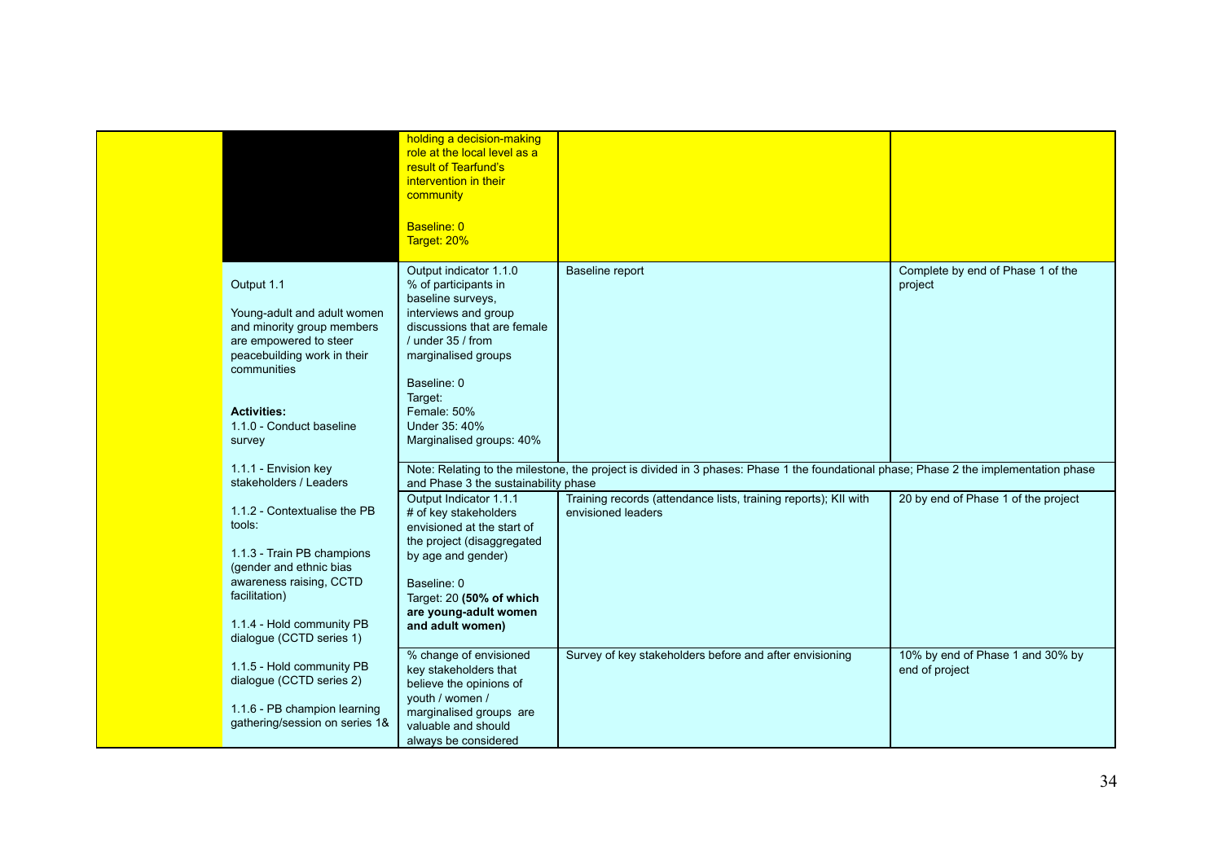| | | | | |
|---|---|---|---|---|
| | | holding a decision-making role at the local level as a result of Tearfund's intervention in their community<br><br>Baseline: 0<br>Target: 20% | | |
| | Output 1.1<br><br>Young-adult and adult women and minority group members are empowered to steer peacebuilding work in their communities<br><br>**Activities:**<br>1.1.0 - Conduct baseline survey<br><br>1.1.1 - Envision key stakeholders / Leaders<br><br>1.1.2 - Contextualise the PB tools:<br><br>1.1.3 - Train PB champions (gender and ethnic bias awareness raising, CCTD facilitation)<br><br>1.1.4 - Hold community PB dialogue (CCTD series 1)<br><br>1.1.5 - Hold community PB dialogue (CCTD series 2)<br><br>1.1.6 - PB champion learning gathering/session on series 1& | Output indicator 1.1.0<br>% of participants in baseline surveys, interviews and group discussions that are female / under 35 / from marginalised groups<br><br>Baseline: 0<br>Target:<br>Female: 50%<br>Under 35: 40%<br>Marginalised groups: 40% | Baseline report | Complete by end of Phase 1 of the project |
| | | Note: Relating to the milestone, the project is divided in 3 phases: Phase 1 the foundational phase; Phase 2 the implementation phase and Phase 3 the sustainability phase | | |
| | | Output Indicator 1.1.1<br># of key stakeholders envisioned at the start of the project (disaggregated by age and gender)<br><br>Baseline: 0<br>Target: 20 **(50% of which are young-adult women and adult women)** | Training records (attendance lists, training reports); KII with envisioned leaders | 20 by end of Phase 1 of the project |
| | | % change of envisioned key stakeholders that believe the opinions of youth / women / marginalised groups are valuable and should always be considered | Survey of key stakeholders before and after envisioning | 10% by end of Phase 1 and 30% by end of project |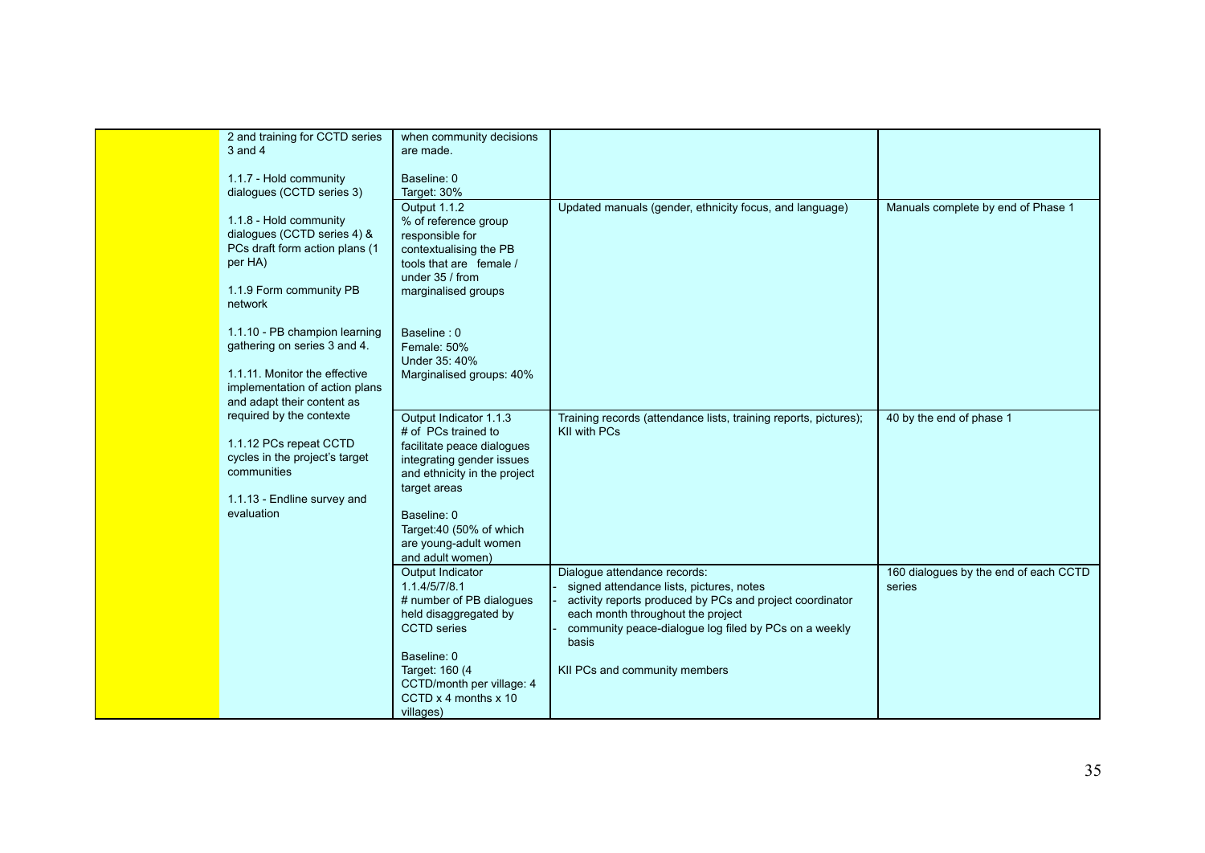| | | | | |
|---|---|---|---|---|
| | 2 and training for CCTD series 3 and 4<br><br>1.1.7 - Hold community dialogues (CCTD series 3)<br><br>1.1.8 - Hold community dialogues (CCTD series 4) & PCs draft form action plans (1 per HA)<br><br>1.1.9 Form community PB network<br><br>1.1.10 - PB champion learning gathering on series 3 and 4.<br><br>1.1.11. Monitor the effective implementation of action plans and adapt their content as required by the contexte<br><br>1.1.12 PCs repeat CCTD cycles in the project's target communities<br><br>1.1.13 - Endline survey and evaluation | when community decisions are made.<br><br>Baseline: 0<br>Target: 30% | | |
| | | Output 1.1.2<br>% of reference group responsible for contextualising the PB tools that are female / under 35 / from marginalised groups<br><br>Baseline : 0<br>Female: 50%<br>Under 35: 40%<br>Marginalised groups: 40% | Updated manuals (gender, ethnicity focus, and language) | Manuals complete by end of Phase 1 |
| | | Output Indicator 1.1.3<br># of PCs trained to facilitate peace dialogues integrating gender issues and ethnicity in the project target areas<br><br>Baseline: 0<br>Target:40 (50% of which are young-adult women and adult women) | Training records (attendance lists, training reports, pictures); KII with PCs | 40 by the end of phase 1 |
| | | Output Indicator 1.1.4/5/7/8.1<br># number of PB dialogues held disaggregated by CCTD series<br><br>Baseline: 0<br>Target: 160 (4 CCTD/month per village: 4 CCTD x 4 months x 10 villages) | Dialogue attendance records:<br>- signed attendance lists, pictures, notes<br>- activity reports produced by PCs and project coordinator each month throughout the project<br>- community peace-dialogue log filed by PCs on a weekly basis<br><br>KII PCs and community members | 160 dialogues by the end of each CCTD series |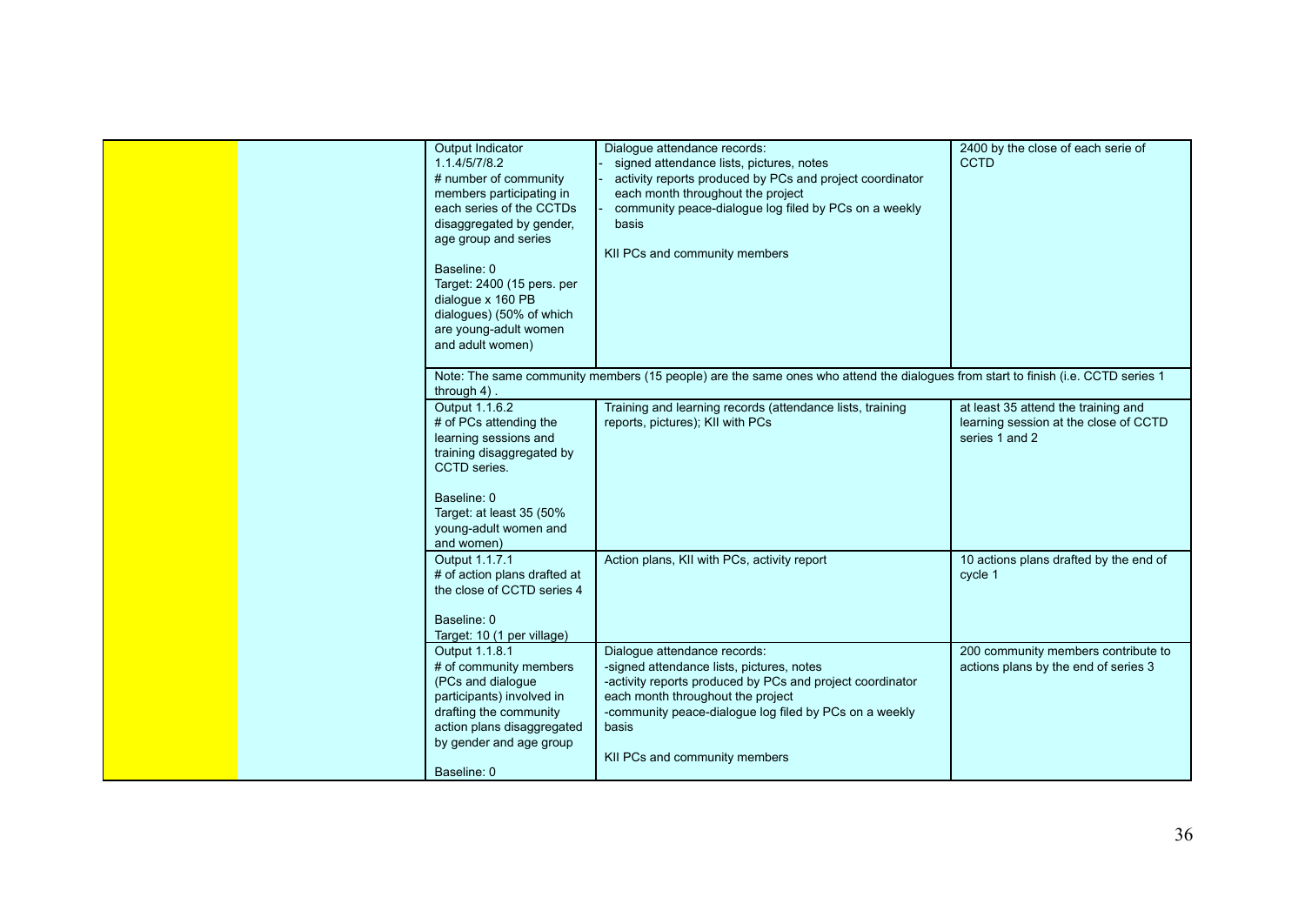|  |  |  |  |  |
|---|---|---|---|---|
|  |  | Output Indicator 1.1.4/5/7/8.2<br># number of community members participating in each series of the CCTDs disaggregated by gender, age group and series<br><br>Baseline: 0<br>Target: 2400 (15 pers. per dialogue x 160 PB dialogues) (50% of which are young-adult women and adult women) | Dialogue attendance records:<br>- signed attendance lists, pictures, notes<br>- activity reports produced by PCs and project coordinator each month throughout the project<br>- community peace-dialogue log filed by PCs on a weekly basis<br><br>KII PCs and community members | 2400 by the close of each serie of CCTD |
|  |  | Note: The same community members (15 people) are the same ones who attend the dialogues from start to finish (i.e. CCTD series 1 through 4) . |  |  |
|  |  | Output 1.1.6.2<br># of PCs attending the learning sessions and training disaggregated by CCTD series.<br><br>Baseline: 0<br>Target: at least 35 (50% young-adult women and and women) | Training and learning records (attendance lists, training reports, pictures); KII with PCs | at least 35 attend the training and learning session at the close of CCTD series 1 and 2 |
|  |  | Output 1.1.7.1<br># of action plans drafted at the close of CCTD series 4<br><br>Baseline: 0<br>Target: 10 (1 per village) | Action plans, KII with PCs, activity report | 10 actions plans drafted by the end of cycle 1 |
|  |  | Output 1.1.8.1<br># of community members (PCs and dialogue participants) involved in drafting the community action plans disaggregated by gender and age group<br><br>Baseline: 0 | Dialogue attendance records:<br>-signed attendance lists, pictures, notes<br>-activity reports produced by PCs and project coordinator each month throughout the project<br>-community peace-dialogue log filed by PCs on a weekly basis<br><br>KII PCs and community members | 200 community members contribute to actions plans by the end of series 3 |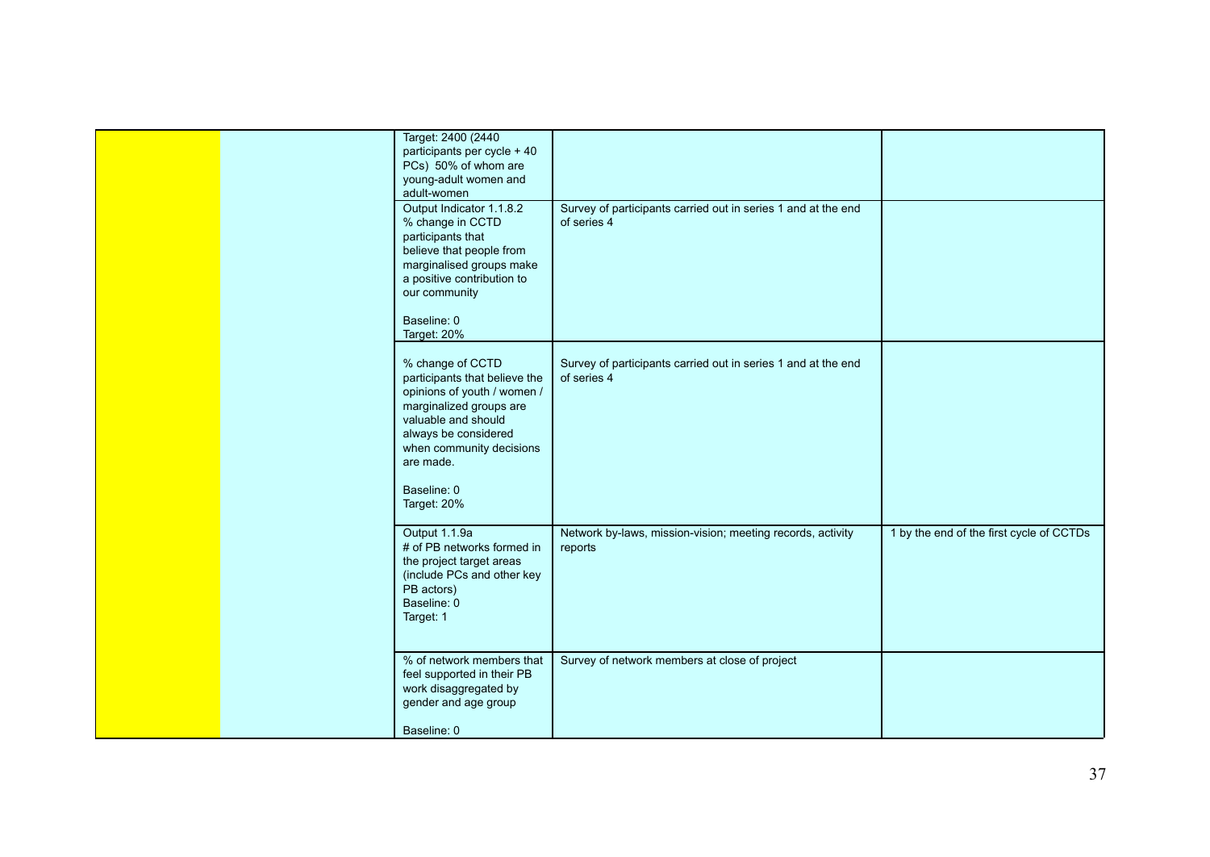| | | | | |
|---|---|---|---|---|
| | | Target: 2400 (2440 participants per cycle + 40 PCs) 50% of whom are young-adult women and adult-women | | |
| | | Output Indicator 1.1.8.2<br>% change in CCTD participants that believe that people from marginalised groups make a positive contribution to our community<br><br>Baseline: 0<br>Target: 20% | Survey of participants carried out in series 1 and at the end of series 4 | |
| | | % change of CCTD participants that believe the opinions of youth / women / marginalized groups are valuable and should always be considered when community decisions are made.<br><br>Baseline: 0<br>Target: 20% | Survey of participants carried out in series 1 and at the end of series 4 | |
| | | Output 1.1.9a<br># of PB networks formed in the project target areas (include PCs and other key PB actors)<br>Baseline: 0<br>Target: 1 | Network by-laws, mission-vision; meeting records, activity reports | 1 by the end of the first cycle of CCTDs |
| | | % of network members that feel supported in their PB work disaggregated by gender and age group<br><br>Baseline: 0 | Survey of network members at close of project | |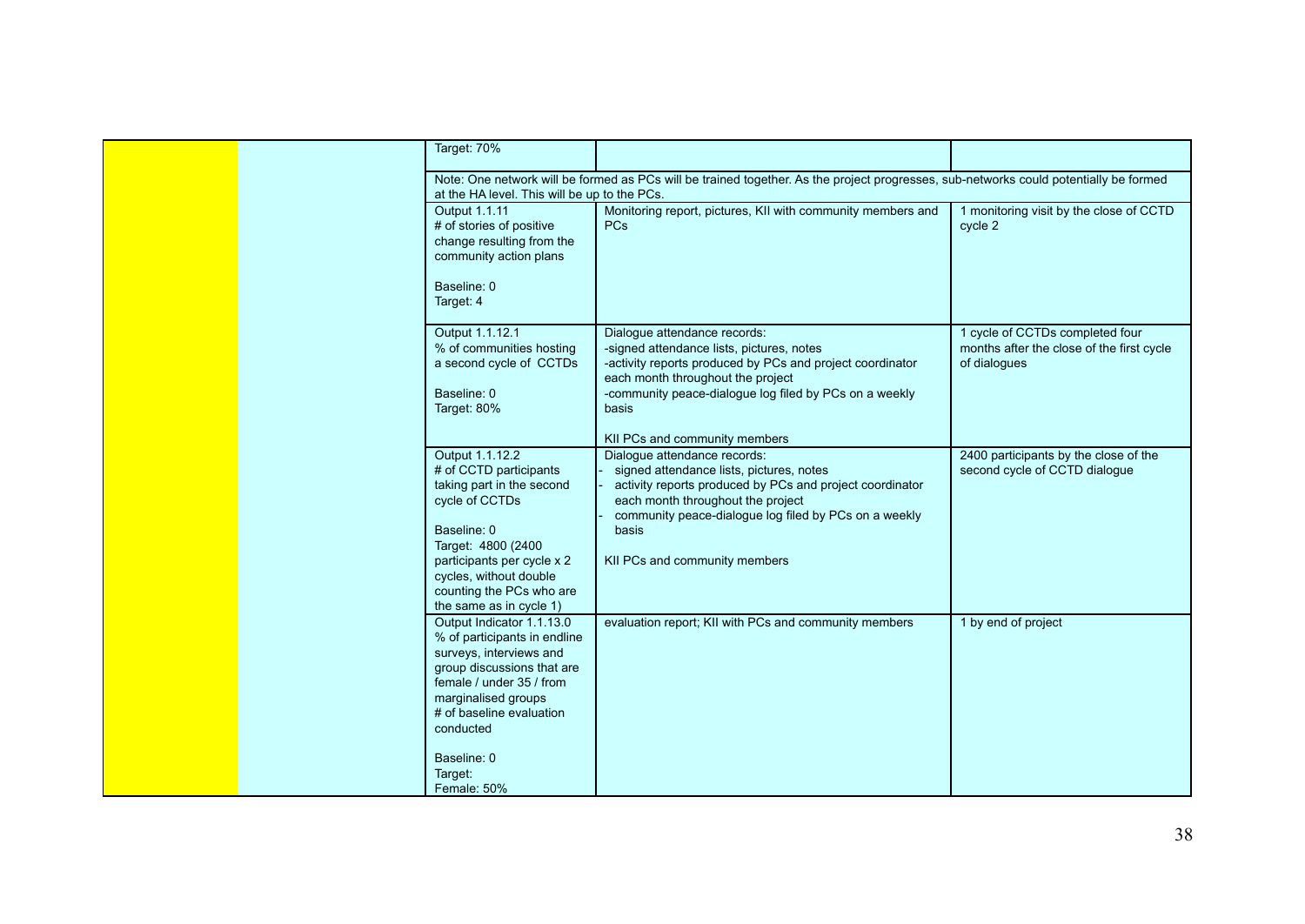| | | | | |
|---|---|---|---|---|
| | | Target: 70% | | |
| | | Note: One network will be formed as PCs will be trained together. As the project progresses, sub-networks could potentially be formed at the HA level. This will be up to the PCs. | | |
| | | Output 1.1.11<br># of stories of positive change resulting from the community action plans<br><br>Baseline: 0<br>Target: 4 | Monitoring report, pictures, KII with community members and PCs | 1 monitoring visit by the close of CCTD cycle 2 |
| | | Output 1.1.12.1<br>% of communities hosting a second cycle of CCTDs<br><br>Baseline: 0<br>Target: 80% | Dialogue attendance records:<br>-signed attendance lists, pictures, notes<br>-activity reports produced by PCs and project coordinator each month throughout the project<br>-community peace-dialogue log filed by PCs on a weekly basis<br><br>KII PCs and community members | 1 cycle of CCTDs completed four months after the close of the first cycle of dialogues |
| | | Output 1.1.12.2<br># of CCTD participants taking part in the second cycle of CCTDs<br><br>Baseline: 0<br>Target: 4800 (2400 participants per cycle x 2 cycles, without double counting the PCs who are the same as in cycle 1) | Dialogue attendance records:<br>- signed attendance lists, pictures, notes<br>- activity reports produced by PCs and project coordinator each month throughout the project<br>- community peace-dialogue log filed by PCs on a weekly basis<br><br>KII PCs and community members | 2400 participants by the close of the second cycle of CCTD dialogue |
| | | Output Indicator 1.1.13.0<br>% of participants in endline surveys, interviews and group discussions that are female / under 35 / from marginalised groups<br># of baseline evaluation conducted<br><br>Baseline: 0<br>Target:<br>Female: 50% | evaluation report; KII with PCs and community members | 1 by end of project |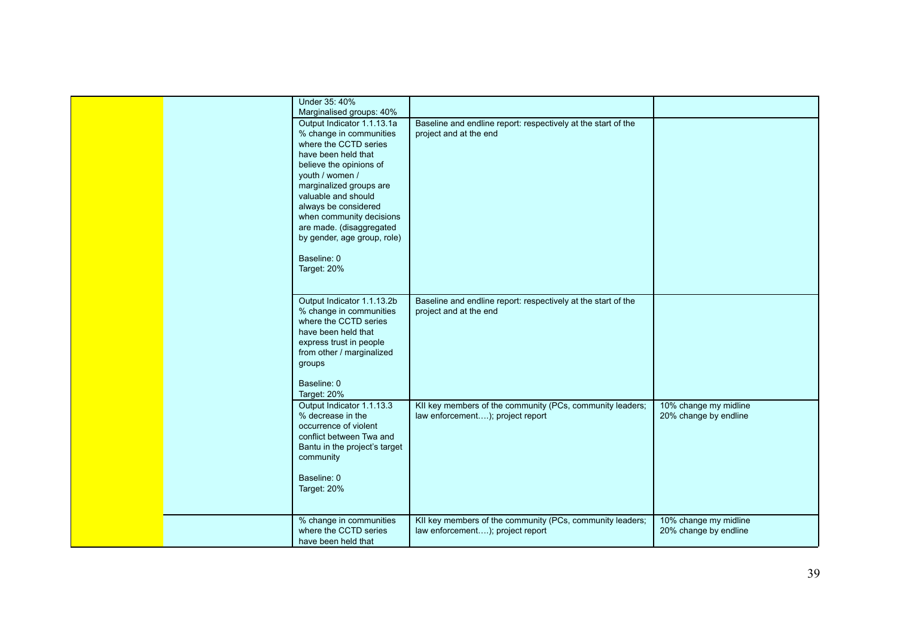| | | | | |
|---|---|---|---|---|
| | | Under 35: 40%<br>Marginalised groups: 40% | | |
| | | Output Indicator 1.1.13.1a<br>% change in communities where the CCTD series have been held that believe the opinions of youth / women / marginalized groups are valuable and should always be considered when community decisions are made. (disaggregated by gender, age group, role)<br><br>Baseline: 0<br>Target: 20% | Baseline and endline report: respectively at the start of the project and at the end | |
| | | Output Indicator 1.1.13.2b<br>% change in communities where the CCTD series have been held that express trust in people from other / marginalized groups<br><br>Baseline: 0<br>Target: 20% | Baseline and endline report: respectively at the start of the project and at the end | |
| | | Output Indicator 1.1.13.3<br>% decrease in the occurrence of violent conflict between Twa and Bantu in the project's target community<br><br>Baseline: 0<br>Target: 20% | KII key members of the community (PCs, community leaders; law enforcement….); project report | 10% change my midline<br>20% change by endline |
| | | % change in communities where the CCTD series have been held that | KII key members of the community (PCs, community leaders; law enforcement….); project report | 10% change my midline<br>20% change by endline |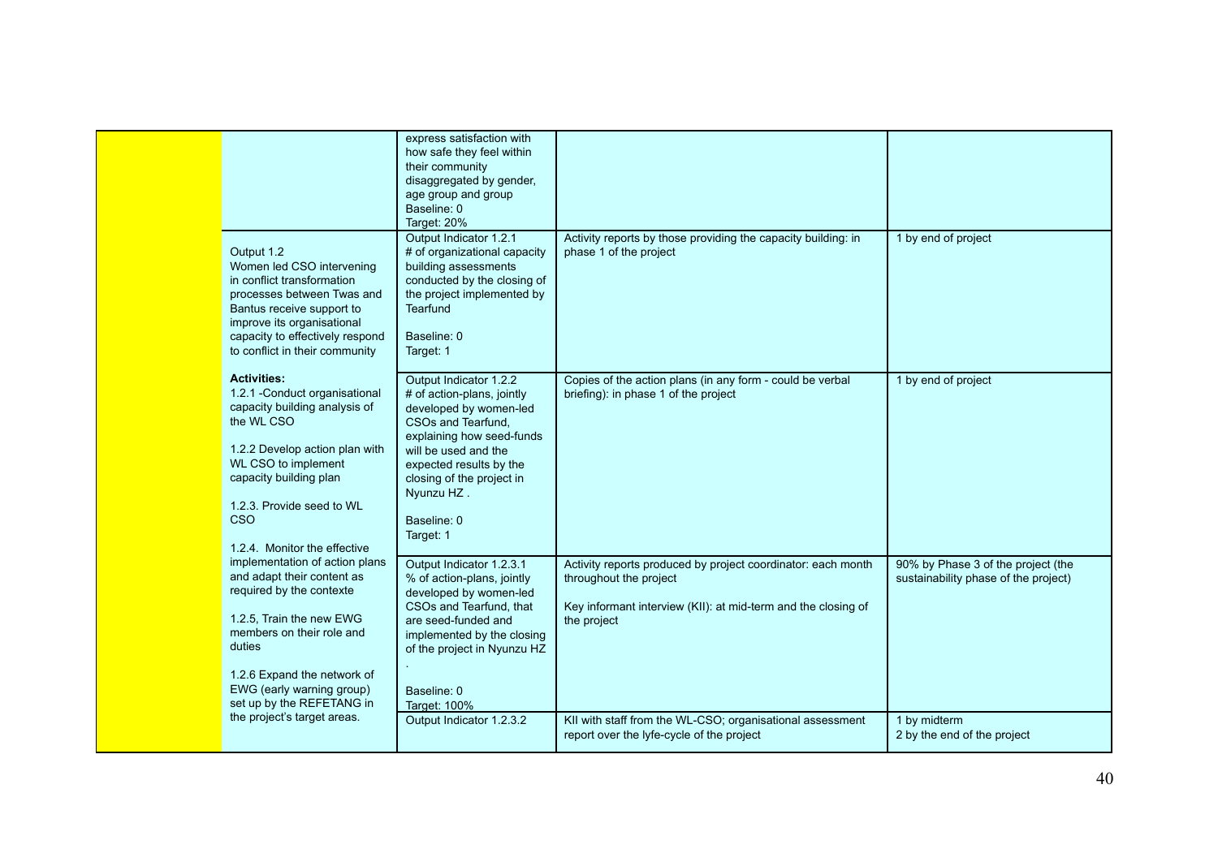| | | | | |
|---|---|---|---|---|
| | | express satisfaction with how safe they feel within their community disaggregated by gender, age group and group<br>Baseline: 0<br>Target: 20% | | |
| | Output 1.2<br>Women led CSO intervening in conflict transformation processes between Twas and Bantus receive support to improve its organisational capacity to effectively respond to conflict in their community<br><br>**Activities:**<br>1.2.1 -Conduct organisational capacity building analysis of the WL CSO<br><br>1.2.2 Develop action plan with WL CSO to implement capacity building plan<br><br>1.2.3. Provide seed to WL CSO<br><br>1.2.4. Monitor the effective implementation of action plans and adapt their content as required by the contexte<br><br>1.2.5, Train the new EWG members on their role and duties<br><br>1.2.6 Expand the network of EWG (early warning group) set up by the REFETANG in the project's target areas. | Output Indicator 1.2.1<br># of organizational capacity building assessments conducted by the closing of the project implemented by Tearfund<br><br>Baseline: 0<br>Target: 1 | Activity reports by those providing the capacity building: in phase 1 of the project | 1 by end of project |
| | | Output Indicator 1.2.2<br># of action-plans, jointly developed by women-led CSOs and Tearfund, explaining how seed-funds will be used and the expected results by the closing of the project in Nyunzu HZ .<br><br>Baseline: 0<br>Target: 1 | Copies of the action plans (in any form - could be verbal briefing): in phase 1 of the project | 1 by end of project |
| | | Output Indicator 1.2.3.1<br>% of action-plans, jointly developed by women-led CSOs and Tearfund, that are seed-funded and implemented by the closing of the project in Nyunzu HZ<br>.<br><br>Baseline: 0<br>Target: 100% | Activity reports produced by project coordinator: each month throughout the project<br><br>Key informant interview (KII): at mid-term and the closing of the project | 90% by Phase 3 of the project (the sustainability phase of the project) |
| | | Output Indicator 1.2.3.2 | KII with staff from the WL-CSO; organisational assessment report over the lyfe-cycle of the project | 1 by midterm<br>2 by the end of the project |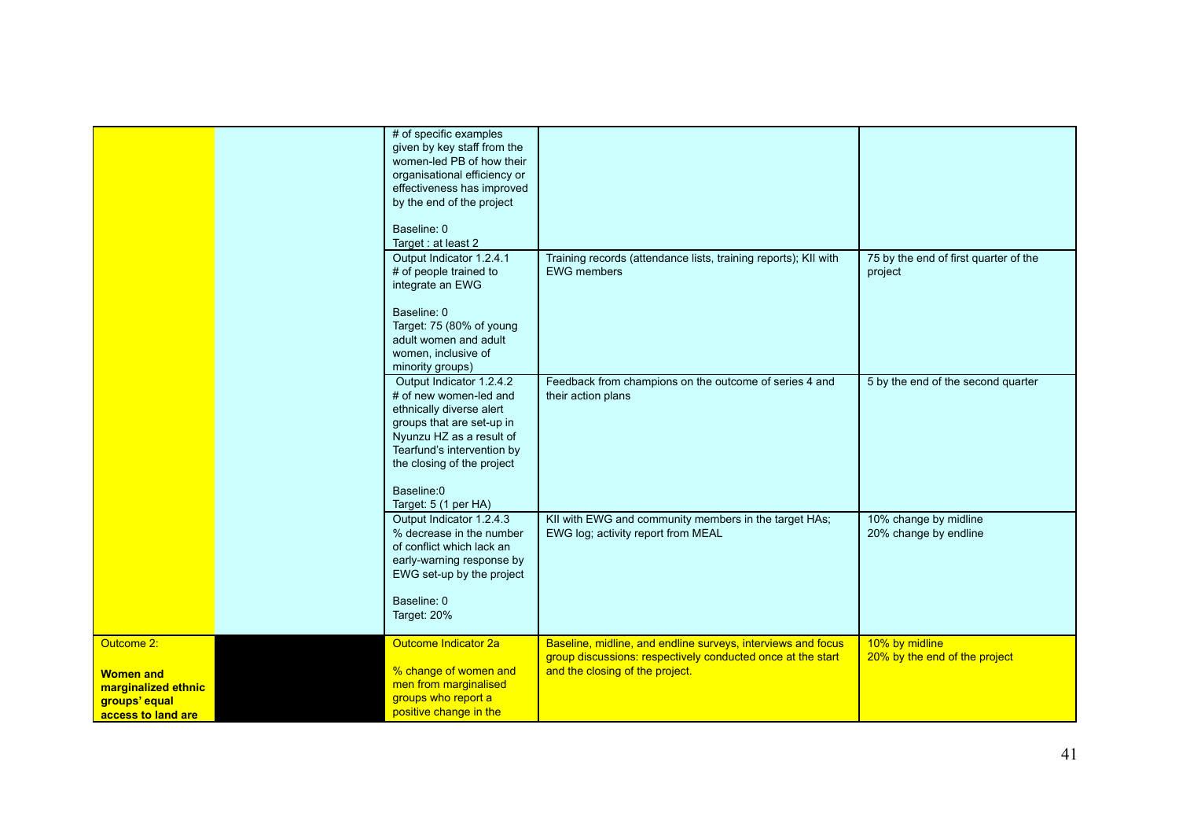| | | | | |
|---|---|---|---|---|
| | | # of specific examples given by key staff from the women-led PB of how their organisational efficiency or effectiveness has improved by the end of the project<br><br>Baseline: 0<br>Target : at least 2 | | |
| | | Output Indicator 1.2.4.1<br># of people trained to integrate an EWG<br><br>Baseline: 0<br>Target: 75 (80% of young adult women and adult women, inclusive of minority groups) | Training records (attendance lists, training reports); KII with EWG members | 75 by the end of first quarter of the project |
| | | Output Indicator 1.2.4.2<br># of new women-led and ethnically diverse alert groups that are set-up in Nyunzu HZ as a result of Tearfund's intervention by the closing of the project<br><br>Baseline:0<br>Target: 5 (1 per HA) | Feedback from champions on the outcome of series 4 and their action plans | 5 by the end of the second quarter |
| | | Output Indicator 1.2.4.3<br>% decrease in the number of conflict which lack an early-warning response by EWG set-up by the project<br><br>Baseline: 0<br>Target: 20% | KII with EWG and community members in the target HAs; EWG log; activity report from MEAL | 10% change by midline<br>20% change by endline |
| Outcome 2:<br><br>**Women and marginalized ethnic groups' equal access to land are** | | Outcome Indicator 2a<br><br>% change of women and men from marginalised groups who report a positive change in the | Baseline, midline, and endline surveys, interviews and focus group discussions: respectively conducted once at the start and the closing of the project. | 10% by midline<br>20% by the end of the project |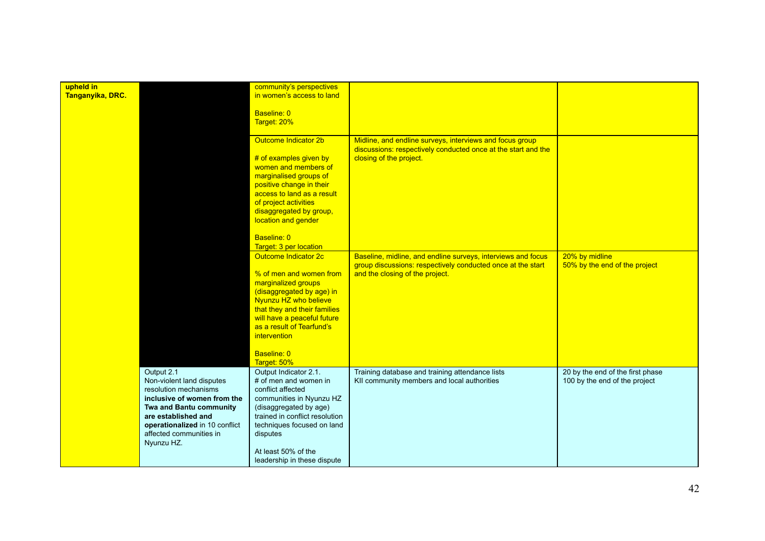| | | | | |
|---|---|---|---|---|
| **upheld in Tanganyika, DRC.** | | community's perspectives in women's access to land<br><br>Baseline: 0<br>Target: 20% | | |
| | | Outcome Indicator 2b<br><br># of examples given by women and members of marginalised groups of positive change in their access to land as a result of project activities disaggregated by group, location and gender<br><br>Baseline: 0<br>Target: 3 per location | Midline, and endline surveys, interviews and focus group discussions: respectively conducted once at the start and the closing of the project. | |
| | | Outcome Indicator 2c<br><br>% of men and women from marginalized groups (disaggregated by age) in Nyunzu HZ who believe that they and their families will have a peaceful future as a result of Tearfund's intervention<br><br>Baseline: 0<br>Target: 50% | Baseline, midline, and endline surveys, interviews and focus group discussions: respectively conducted once at the start and the closing of the project. | 20% by midline<br>50% by the end of the project |
| | Output 2.1<br>Non-violent land disputes resolution mechanisms **inclusive of women from the Twa and Bantu community are established and operationalized** in 10 conflict affected communities in Nyunzu HZ. | Output Indicator 2.1.<br># of men and women in conflict affected communities in Nyunzu HZ (disaggregated by age) trained in conflict resolution techniques focused on land disputes<br><br>At least 50% of the leadership in these dispute | Training database and training attendance lists<br>KII community members and local authorities | 20 by the end of the first phase<br>100 by the end of the project |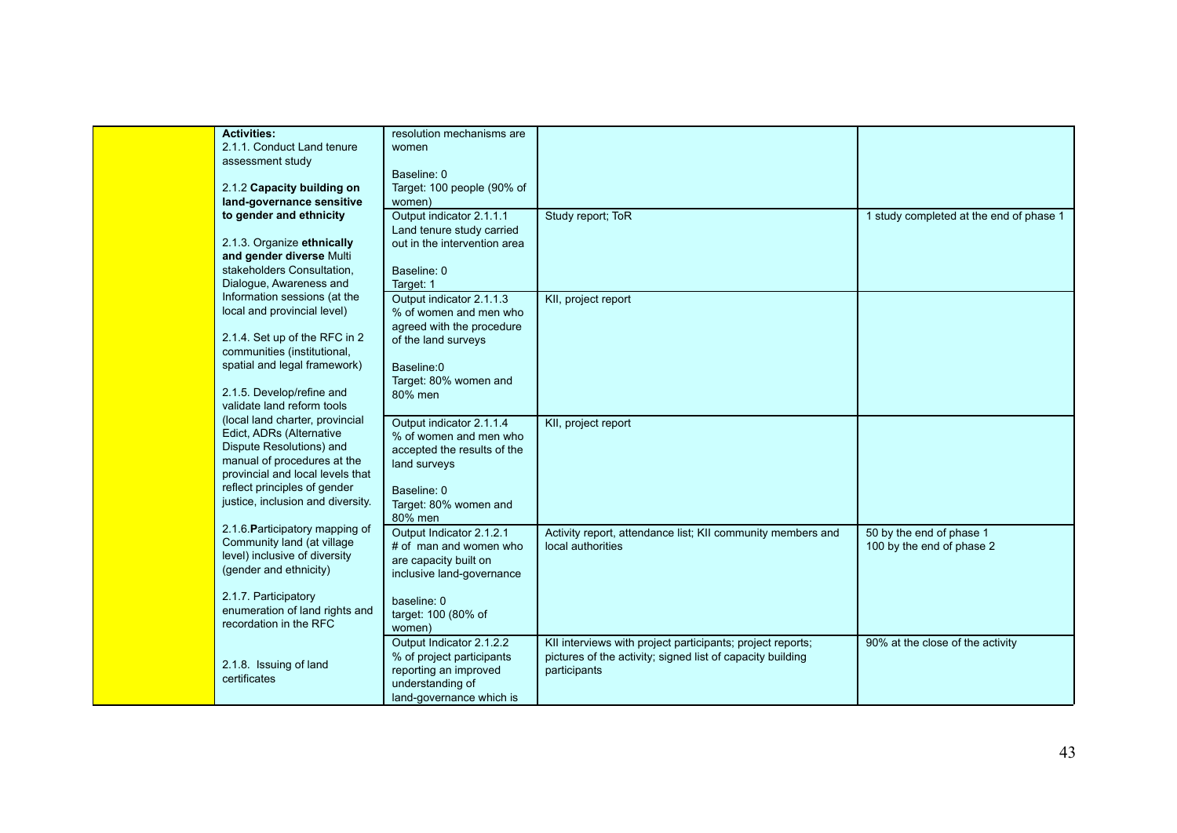| | | | | |
|---|---|---|---|---|
| | **Activities:**<br>2.1.1. Conduct Land tenure assessment study<br><br>2.1.2 **Capacity building on land-governance sensitive to gender and ethnicity**<br><br>2.1.3. Organize **ethnically and gender diverse** Multi stakeholders Consultation, Dialogue, Awareness and Information sessions (at the local and provincial level)<br><br>2.1.4. Set up of the RFC in 2 communities (institutional, spatial and legal framework)<br><br>2.1.5. Develop/refine and validate land reform tools (local land charter, provincial Edict, ADRs (Alternative Dispute Resolutions) and manual of procedures at the provincial and local levels that reflect principles of gender justice, inclusion and diversity.<br><br>2.1.6.**P**articipatory mapping of Community land (at village level) inclusive of diversity (gender and ethnicity)<br><br>2.1.7. Participatory enumeration of land rights and recordation in the RFC<br><br>2.1.8. Issuing of land certificates | resolution mechanisms are women<br><br>Baseline: 0<br>Target: 100 people (90% of women) | | |
| | | Output indicator 2.1.1.1<br>Land tenure study carried out in the intervention area<br><br>Baseline: 0<br>Target: 1 | Study report; ToR | 1 study completed at the end of phase 1 |
| | | Output indicator 2.1.1.3<br>% of women and men who agreed with the procedure of the land surveys<br><br>Baseline:0<br>Target: 80% women and 80% men | KII, project report | |
| | | Output indicator 2.1.1.4<br>% of women and men who accepted the results of the land surveys<br><br>Baseline: 0<br>Target: 80% women and 80% men | KII, project report | |
| | | Output Indicator 2.1.2.1<br># of man and women who are capacity built on inclusive land-governance<br><br>baseline: 0<br>target: 100 (80% of women) | Activity report, attendance list; KII community members and local authorities | 50 by the end of phase 1<br>100 by the end of phase 2 |
| | | Output Indicator 2.1.2.2<br>% of project participants reporting an improved understanding of land-governance which is | KII interviews with project participants; project reports; pictures of the activity; signed list of capacity building participants | 90% at the close of the activity |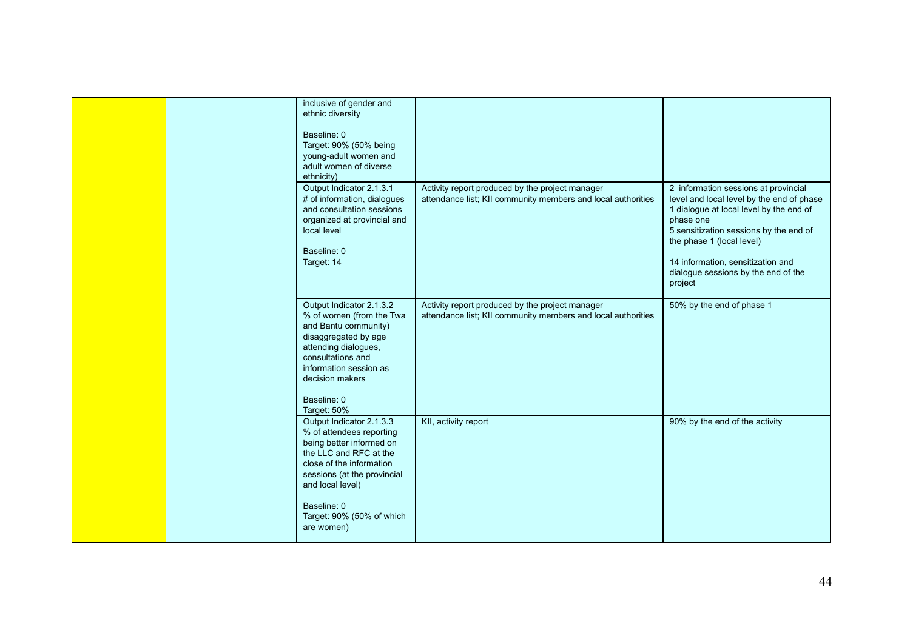| | | | | |
|---|---|---|---|---|
| | | inclusive of gender and ethnic diversity<br><br>Baseline: 0<br>Target: 90% (50% being young-adult women and adult women of diverse ethnicity) | | |
| | | Output Indicator 2.1.3.1<br># of information, dialogues and consultation sessions organized at provincial and local level<br><br>Baseline: 0<br>Target: 14 | Activity report produced by the project manager attendance list; KII community members and local authorities | 2 information sessions at provincial level and local level by the end of phase 1 dialogue at local level by the end of phase one<br>5 sensitization sessions by the end of the phase 1 (local level)<br><br>14 information, sensitization and dialogue sessions by the end of the project |
| | | Output Indicator 2.1.3.2<br>% of women (from the Twa and Bantu community) disaggregated by age attending dialogues, consultations and information session as decision makers<br><br>Baseline: 0<br>Target: 50% | Activity report produced by the project manager attendance list; KII community members and local authorities | 50% by the end of phase 1 |
| | | Output Indicator 2.1.3.3<br>% of attendees reporting being better informed on the LLC and RFC at the close of the information sessions (at the provincial and local level)<br><br>Baseline: 0<br>Target: 90% (50% of which are women) | KII, activity report | 90% by the end of the activity |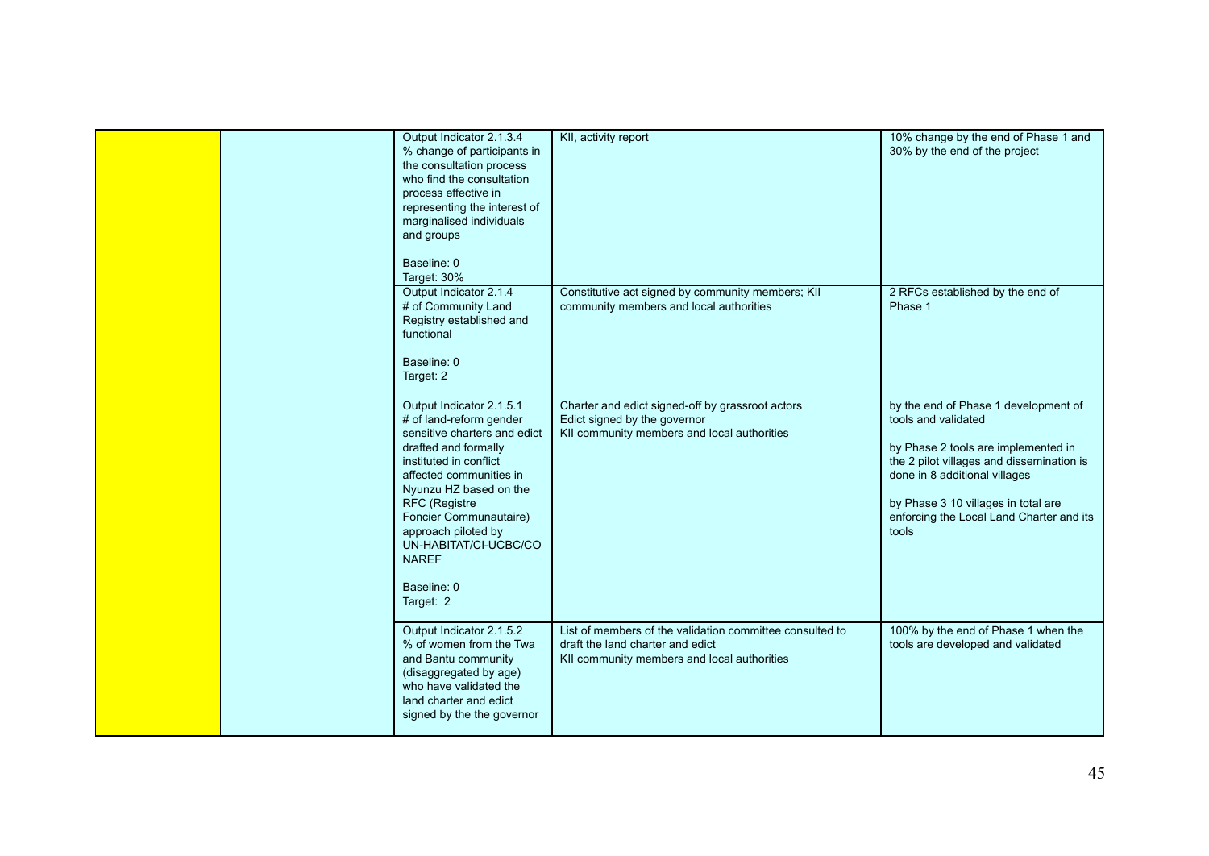| | | | | |
|---|---|---|---|---|
| | | Output Indicator 2.1.3.4<br>% change of participants in the consultation process who find the consultation process effective in representing the interest of marginalised individuals and groups<br><br>Baseline: 0<br>Target: 30% | KII, activity report | 10% change by the end of Phase 1 and 30% by the end of the project |
| | | Output Indicator 2.1.4<br># of Community Land Registry established and functional<br><br>Baseline: 0<br>Target: 2 | Constitutive act signed by community members; KII community members and local authorities | 2 RFCs established by the end of Phase 1 |
| | | Output Indicator 2.1.5.1<br># of land-reform gender sensitive charters and edict drafted and formally instituted in conflict affected communities in Nyunzu HZ based on the RFC (Registre Foncier Communautaire) approach piloted by UN-HABITAT/CI-UCBC/CONAREF<br><br>Baseline: 0<br>Target: 2 | Charter and edict signed-off by grassroot actors<br>Edict signed by the governor<br>KII community members and local authorities | by the end of Phase 1 development of tools and validated<br><br>by Phase 2 tools are implemented in the 2 pilot villages and dissemination is done in 8 additional villages<br><br>by Phase 3 10 villages in total are enforcing the Local Land Charter and its tools |
| | | Output Indicator 2.1.5.2<br>% of women from the Twa and Bantu community (disaggregated by age) who have validated the land charter and edict signed by the the governor | List of members of the validation committee consulted to draft the land charter and edict<br>KII community members and local authorities | 100% by the end of Phase 1 when the tools are developed and validated |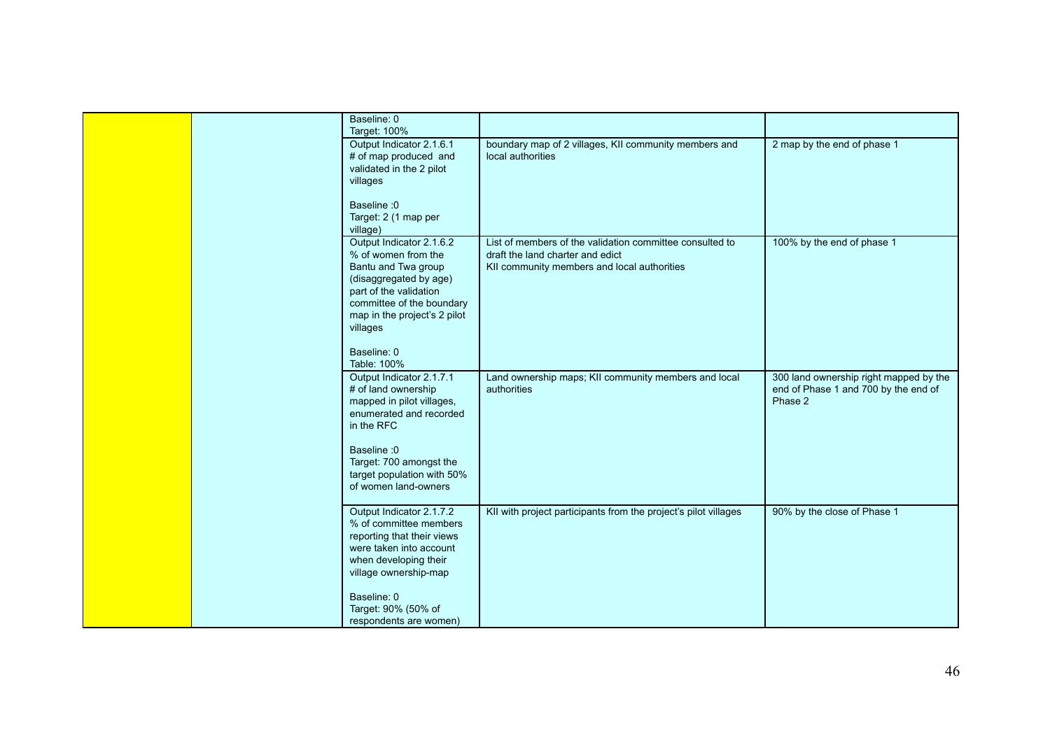| | | | | |
|---|---|---|---|---|
| | | Baseline: 0<br>Target: 100% | | |
| | | Output Indicator 2.1.6.1<br># of map produced and validated in the 2 pilot villages<br><br>Baseline :0<br>Target: 2 (1 map per village) | boundary map of 2 villages, KII community members and local authorities | 2 map by the end of phase 1 |
| | | Output Indicator 2.1.6.2<br>% of women from the Bantu and Twa group (disaggregated by age) part of the validation committee of the boundary map in the project's 2 pilot villages<br><br>Baseline: 0<br>Table: 100% | List of members of the validation committee consulted to draft the land charter and edict<br>KII community members and local authorities | 100% by the end of phase 1 |
| | | Output Indicator 2.1.7.1<br># of land ownership mapped in pilot villages, enumerated and recorded in the RFC<br><br>Baseline :0<br>Target: 700 amongst the target population with 50% of women land-owners | Land ownership maps; KII community members and local authorities | 300 land ownership right mapped by the end of Phase 1 and 700 by the end of Phase 2 |
| | | Output Indicator 2.1.7.2<br>% of committee members reporting that their views were taken into account when developing their village ownership-map<br><br>Baseline: 0<br>Target: 90% (50% of respondents are women) | KII with project participants from the project's pilot villages | 90% by the close of Phase 1 |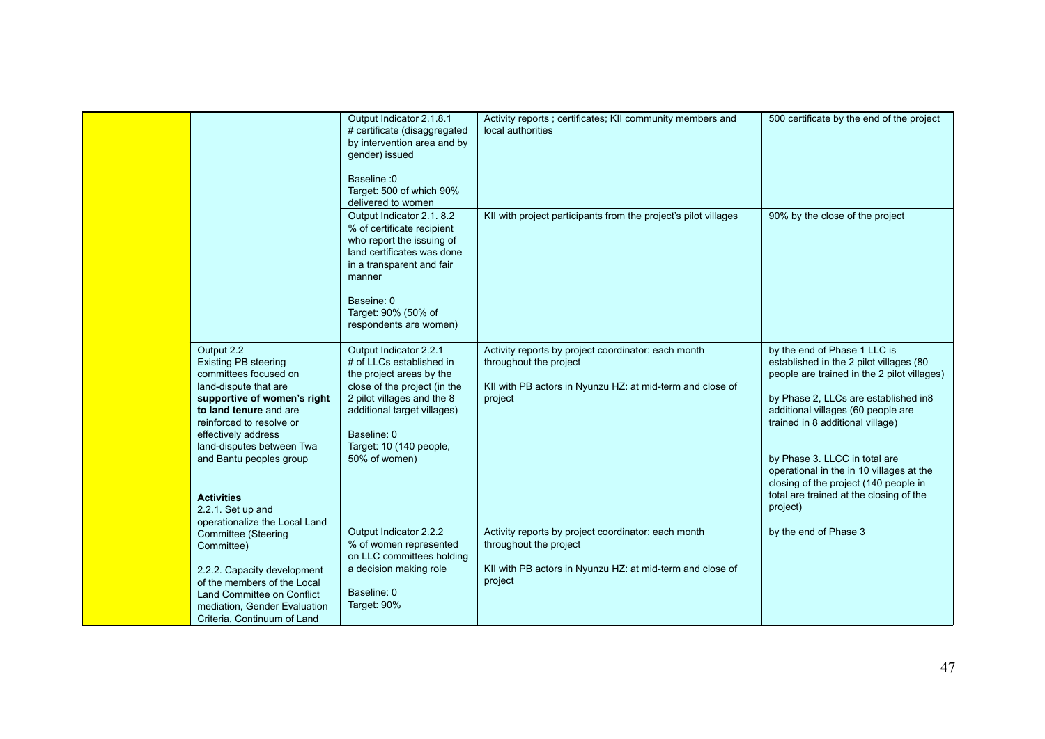| | | | | |
|---|---|---|---|---|
| | | Output Indicator 2.1.8.1<br># certificate (disaggregated by intervention area and by gender) issued<br><br>Baseline :0<br>Target: 500 of which 90% delivered to women | Activity reports ; certificates; KII community members and local authorities | 500 certificate by the end of the project |
| | | Output Indicator 2.1. 8.2<br>% of certificate recipient who report the issuing of land certificates was done in a transparent and fair manner<br><br>Baseine: 0<br>Target: 90% (50% of respondents are women) | KII with project participants from the project's pilot villages | 90% by the close of the project |
| | Output 2.2<br>Existing PB steering committees focused on land-dispute that are **supportive of women's right to land tenure** and are reinforced to resolve or effectively address land-disputes between Twa and Bantu peoples group<br><br>**Activities**<br>2.2.1. Set up and operationalize the Local Land Committee (Steering Committee)<br><br>2.2.2. Capacity development of the members of the Local Land Committee on Conflict mediation, Gender Evaluation Criteria, Continuum of Land | Output Indicator 2.2.1<br># of LLCs established in the project areas by the close of the project (in the 2 pilot villages and the 8 additional target villages)<br><br>Baseline: 0<br>Target: 10 (140 people, 50% of women) | Activity reports by project coordinator: each month throughout the project<br><br>KII with PB actors in Nyunzu HZ: at mid-term and close of project | by the end of Phase 1 LLC is established in the 2 pilot villages (80 people are trained in the 2 pilot villages)<br><br>by Phase 2, LLCs are established in8 additional villages (60 people are trained in 8 additional village)<br><br>by Phase 3. LLCC in total are operational in the in 10 villages at the closing of the project (140 people in total are trained at the closing of the project) |
| | | Output Indicator 2.2.2<br>% of women represented on LLC committees holding a decision making role<br><br>Baseline: 0<br>Target: 90% | Activity reports by project coordinator: each month throughout the project<br><br>KII with PB actors in Nyunzu HZ: at mid-term and close of project | by the end of Phase 3 |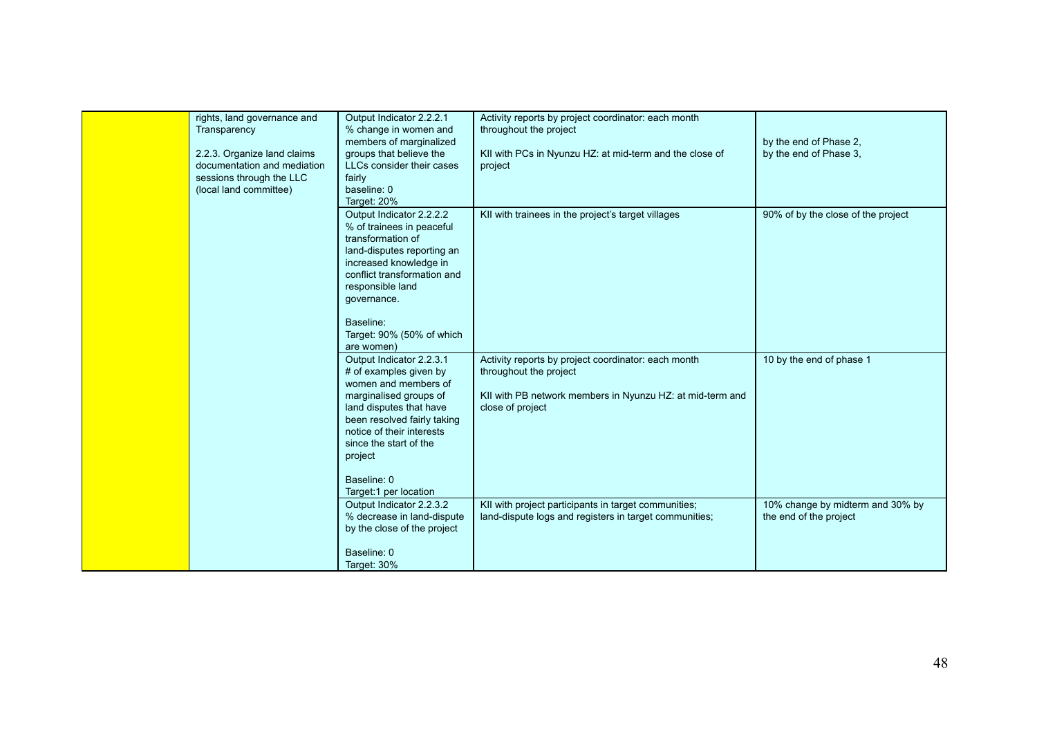|  | rights, land governance and Transparency<br><br>2.2.3. Organize land claims documentation and mediation sessions through the LLC (local land committee) | Output Indicator 2.2.2.1<br>% change in women and members of marginalized groups that believe the LLCs consider their cases fairly<br>baseline: 0<br>Target: 20% | Activity reports by project coordinator: each month throughout the project<br><br>KII with PCs in Nyunzu HZ: at mid-term and the close of project | by the end of Phase 2,<br>by the end of Phase 3, |
|---|---|---|---|---|
|  |  | Output Indicator 2.2.2.2<br>% of trainees in peaceful transformation of land-disputes reporting an increased knowledge in conflict transformation and responsible land governance.<br><br>Baseline:<br>Target: 90% (50% of which are women) | KII with trainees in the project's target villages | 90% of by the close of the project |
|  |  | Output Indicator 2.2.3.1<br># of examples given by women and members of marginalised groups of land disputes that have been resolved fairly taking notice of their interests since the start of the project<br><br>Baseline: 0<br>Target:1 per location | Activity reports by project coordinator: each month throughout the project<br><br>KII with PB network members in Nyunzu HZ: at mid-term and close of project | 10 by the end of phase 1 |
|  |  | Output Indicator 2.2.3.2<br>% decrease in land-dispute by the close of the project<br><br>Baseline: 0<br>Target: 30% | KII with project participants in target communities;<br>land-dispute logs and registers in target communities; | 10% change by midterm and 30% by the end of the project |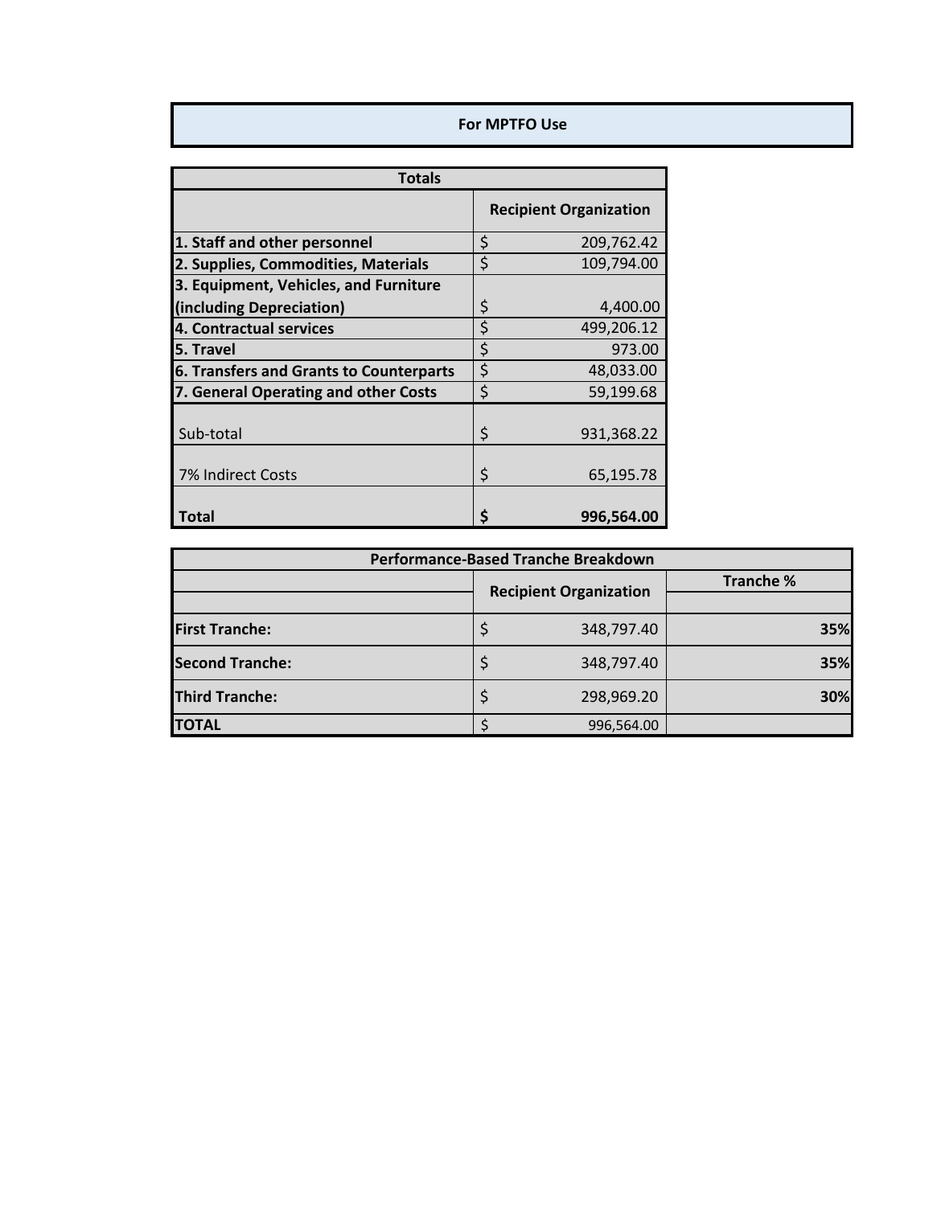## For MPTFO Use

| Totals | |
|---|---|
| | **Recipient Organization** |
| **1. Staff and other personnel** | $ 209,762.42 |
| **2. Supplies, Commodities, Materials** | $ 109,794.00 |
| **3. Equipment, Vehicles, and Furniture (including Depreciation)** | $ 4,400.00 |
| **4. Contractual services** | $ 499,206.12 |
| **5. Travel** | $ 973.00 |
| **6. Transfers and Grants to Counterparts** | $ 48,033.00 |
| **7. General Operating and other Costs** | $ 59,199.68 |
| Sub-total | $ 931,368.22 |
| 7% Indirect Costs | $ 65,195.78 |
| **Total** | **$ 996,564.00** |

| Performance-Based Tranche Breakdown | | |
|---|---|---|
| | **Recipient Organization** | **Tranche %** |
| **First Tranche:** | $ 348,797.40 | **35%** |
| **Second Tranche:** | $ 348,797.40 | **35%** |
| **Third Tranche:** | $ 298,969.20 | **30%** |
| **TOTAL** | $ 996,564.00 | |